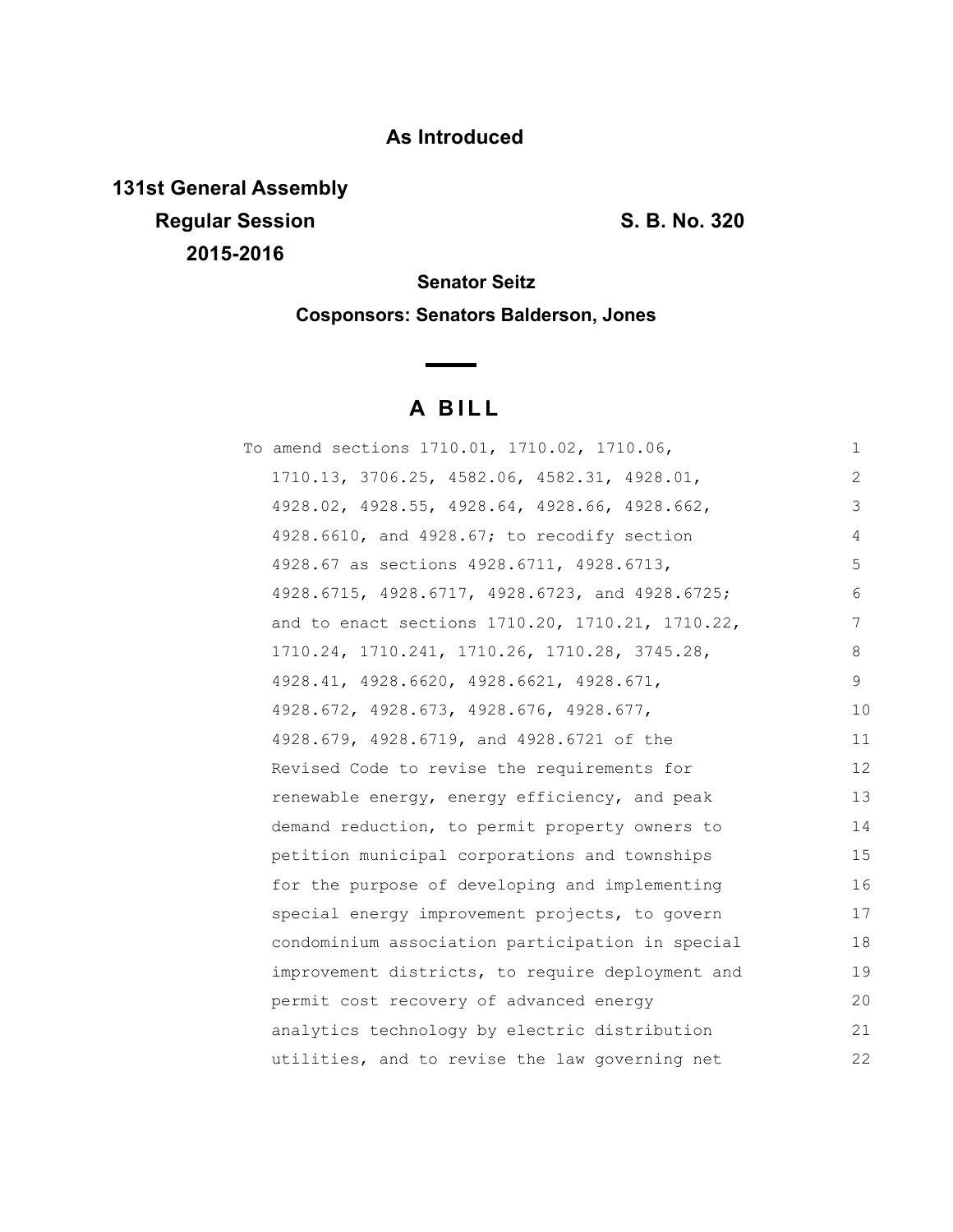**As Introduced**

**131st General Assembly**
**Regular Session** **S. B. No. 320**
**2015-2016**

**Senator Seitz**

**Cosponsors: Senators Balderson, Jones**

# A BILL

To amend sections 1710.01, 1710.02, 1710.06, 1710.13, 3706.25, 4582.06, 4582.31, 4928.01, 4928.02, 4928.55, 4928.64, 4928.66, 4928.662, 4928.6610, and 4928.67; to recodify section 4928.67 as sections 4928.6711, 4928.6713, 4928.6715, 4928.6717, 4928.6723, and 4928.6725; and to enact sections 1710.20, 1710.21, 1710.22, 1710.24, 1710.241, 1710.26, 1710.28, 3745.28, 4928.41, 4928.6620, 4928.6621, 4928.671, 4928.672, 4928.673, 4928.676, 4928.677, 4928.679, 4928.6719, and 4928.6721 of the Revised Code to revise the requirements for renewable energy, energy efficiency, and peak demand reduction, to permit property owners to petition municipal corporations and townships for the purpose of developing and implementing special energy improvement projects, to govern condominium association participation in special improvement districts, to require deployment and permit cost recovery of advanced energy analytics technology by electric distribution utilities, and to revise the law governing net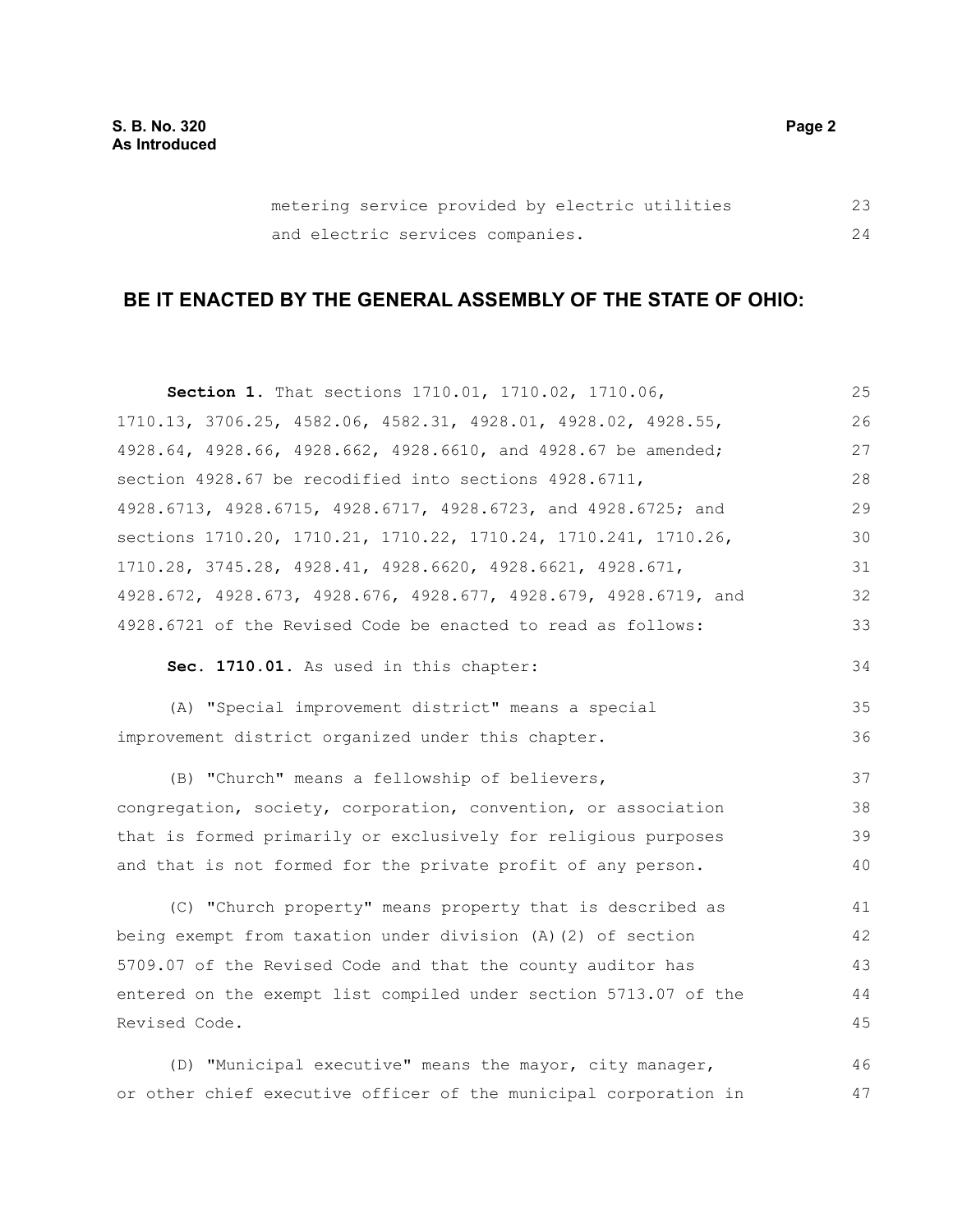metering service provided by electric utilities and electric services companies.

## BE IT ENACTED BY THE GENERAL ASSEMBLY OF THE STATE OF OHIO:

**Section 1.** That sections 1710.01, 1710.02, 1710.06, 1710.13, 3706.25, 4582.06, 4582.31, 4928.01, 4928.02, 4928.55, 4928.64, 4928.66, 4928.662, 4928.6610, and 4928.67 be amended; section 4928.67 be recodified into sections 4928.6711, 4928.6713, 4928.6715, 4928.6717, 4928.6723, and 4928.6725; and sections 1710.20, 1710.21, 1710.22, 1710.24, 1710.241, 1710.26, 1710.28, 3745.28, 4928.41, 4928.6620, 4928.6621, 4928.671, 4928.672, 4928.673, 4928.676, 4928.677, 4928.679, 4928.6719, and 4928.6721 of the Revised Code be enacted to read as follows:

**Sec. 1710.01.** As used in this chapter:

(A) "Special improvement district" means a special improvement district organized under this chapter.

(B) "Church" means a fellowship of believers, congregation, society, corporation, convention, or association that is formed primarily or exclusively for religious purposes and that is not formed for the private profit of any person.

(C) "Church property" means property that is described as being exempt from taxation under division (A)(2) of section 5709.07 of the Revised Code and that the county auditor has entered on the exempt list compiled under section 5713.07 of the Revised Code.

(D) "Municipal executive" means the mayor, city manager, or other chief executive officer of the municipal corporation in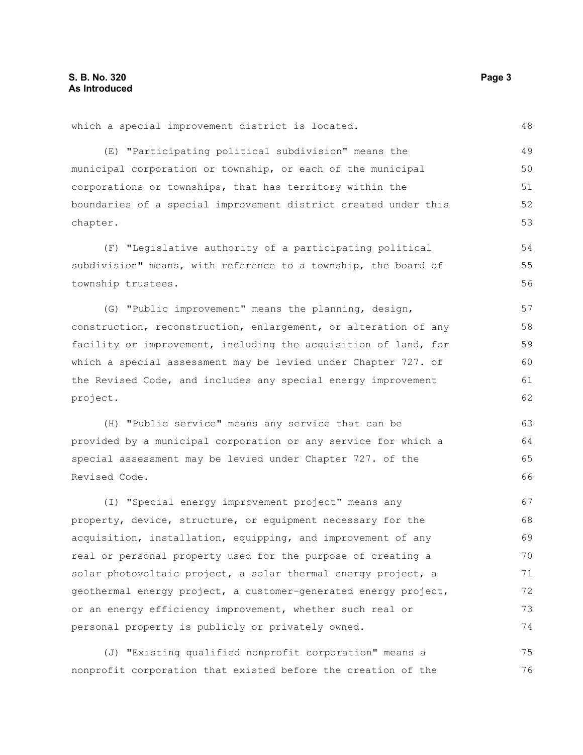which a special improvement district is located.

(E) "Participating political subdivision" means the municipal corporation or township, or each of the municipal corporations or townships, that has territory within the boundaries of a special improvement district created under this chapter.

(F) "Legislative authority of a participating political subdivision" means, with reference to a township, the board of township trustees.

(G) "Public improvement" means the planning, design, construction, reconstruction, enlargement, or alteration of any facility or improvement, including the acquisition of land, for which a special assessment may be levied under Chapter 727. of the Revised Code, and includes any special energy improvement project.

(H) "Public service" means any service that can be provided by a municipal corporation or any service for which a special assessment may be levied under Chapter 727. of the Revised Code.

(I) "Special energy improvement project" means any property, device, structure, or equipment necessary for the acquisition, installation, equipping, and improvement of any real or personal property used for the purpose of creating a solar photovoltaic project, a solar thermal energy project, a geothermal energy project, a customer-generated energy project, or an energy efficiency improvement, whether such real or personal property is publicly or privately owned.

(J) "Existing qualified nonprofit corporation" means a nonprofit corporation that existed before the creation of the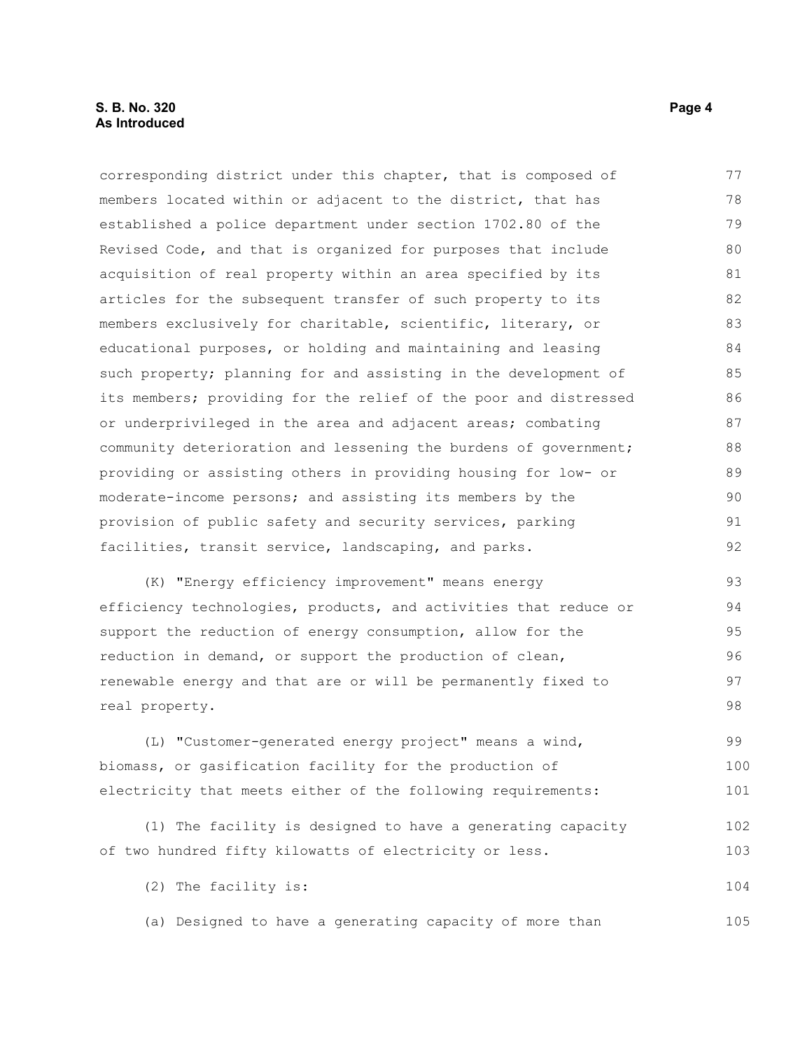corresponding district under this chapter, that is composed of members located within or adjacent to the district, that has established a police department under section 1702.80 of the Revised Code, and that is organized for purposes that include acquisition of real property within an area specified by its articles for the subsequent transfer of such property to its members exclusively for charitable, scientific, literary, or educational purposes, or holding and maintaining and leasing such property; planning for and assisting in the development of its members; providing for the relief of the poor and distressed or underprivileged in the area and adjacent areas; combating community deterioration and lessening the burdens of government; providing or assisting others in providing housing for low- or moderate-income persons; and assisting its members by the provision of public safety and security services, parking facilities, transit service, landscaping, and parks.

(K) "Energy efficiency improvement" means energy efficiency technologies, products, and activities that reduce or support the reduction of energy consumption, allow for the reduction in demand, or support the production of clean, renewable energy and that are or will be permanently fixed to real property.

(L) "Customer-generated energy project" means a wind, biomass, or gasification facility for the production of electricity that meets either of the following requirements:

(1) The facility is designed to have a generating capacity of two hundred fifty kilowatts of electricity or less.

(2) The facility is:

(a) Designed to have a generating capacity of more than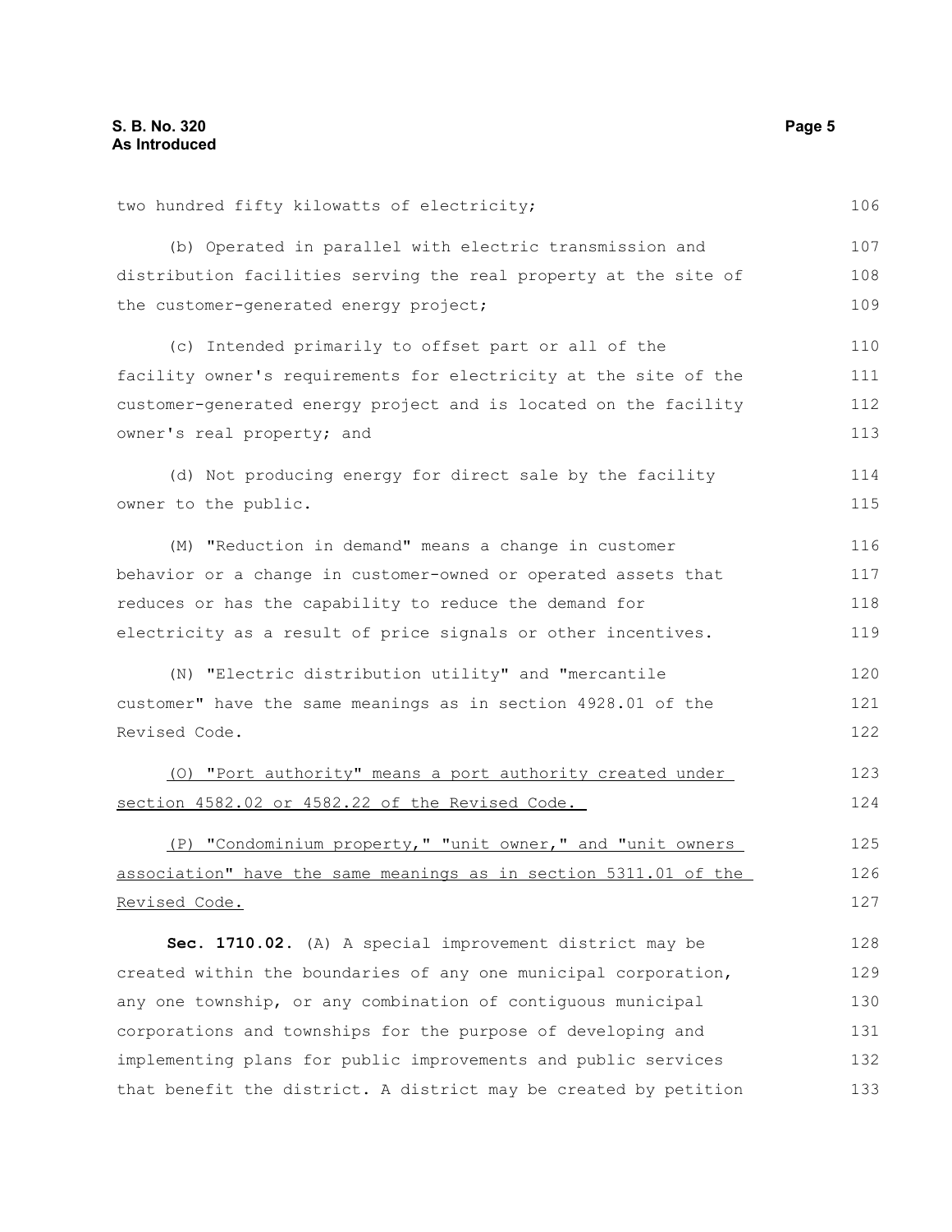two hundred fifty kilowatts of electricity;

(b) Operated in parallel with electric transmission and distribution facilities serving the real property at the site of the customer-generated energy project;

(c) Intended primarily to offset part or all of the facility owner's requirements for electricity at the site of the customer-generated energy project and is located on the facility owner's real property; and

(d) Not producing energy for direct sale by the facility owner to the public.

(M) "Reduction in demand" means a change in customer behavior or a change in customer-owned or operated assets that reduces or has the capability to reduce the demand for electricity as a result of price signals or other incentives.

(N) "Electric distribution utility" and "mercantile customer" have the same meanings as in section 4928.01 of the Revised Code.

(O) "Port authority" means a port authority created under section 4582.02 or 4582.22 of the Revised Code.

(P) "Condominium property," "unit owner," and "unit owners association" have the same meanings as in section 5311.01 of the Revised Code.

**Sec. 1710.02.** (A) A special improvement district may be created within the boundaries of any one municipal corporation, any one township, or any combination of contiguous municipal corporations and townships for the purpose of developing and implementing plans for public improvements and public services that benefit the district. A district may be created by petition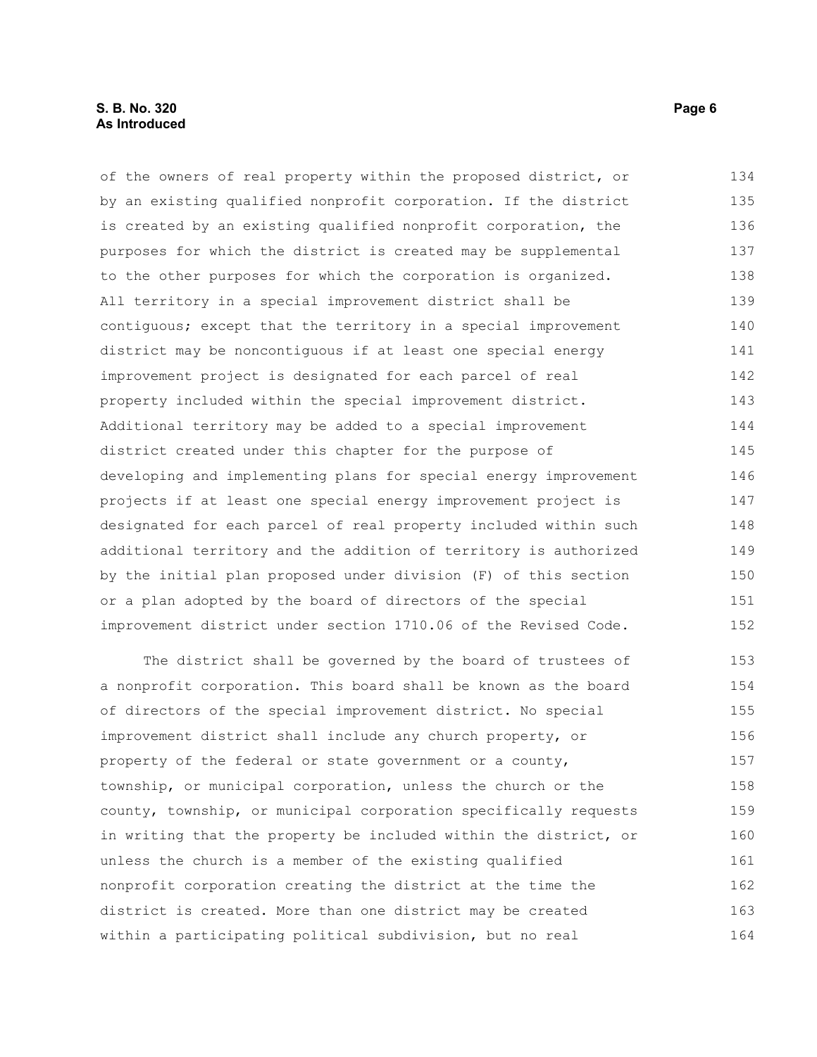of the owners of real property within the proposed district, or by an existing qualified nonprofit corporation. If the district is created by an existing qualified nonprofit corporation, the purposes for which the district is created may be supplemental to the other purposes for which the corporation is organized. All territory in a special improvement district shall be contiguous; except that the territory in a special improvement district may be noncontiguous if at least one special energy improvement project is designated for each parcel of real property included within the special improvement district. Additional territory may be added to a special improvement district created under this chapter for the purpose of developing and implementing plans for special energy improvement projects if at least one special energy improvement project is designated for each parcel of real property included within such additional territory and the addition of territory is authorized by the initial plan proposed under division (F) of this section or a plan adopted by the board of directors of the special improvement district under section 1710.06 of the Revised Code.

The district shall be governed by the board of trustees of a nonprofit corporation. This board shall be known as the board of directors of the special improvement district. No special improvement district shall include any church property, or property of the federal or state government or a county, township, or municipal corporation, unless the church or the county, township, or municipal corporation specifically requests in writing that the property be included within the district, or unless the church is a member of the existing qualified nonprofit corporation creating the district at the time the district is created. More than one district may be created within a participating political subdivision, but no real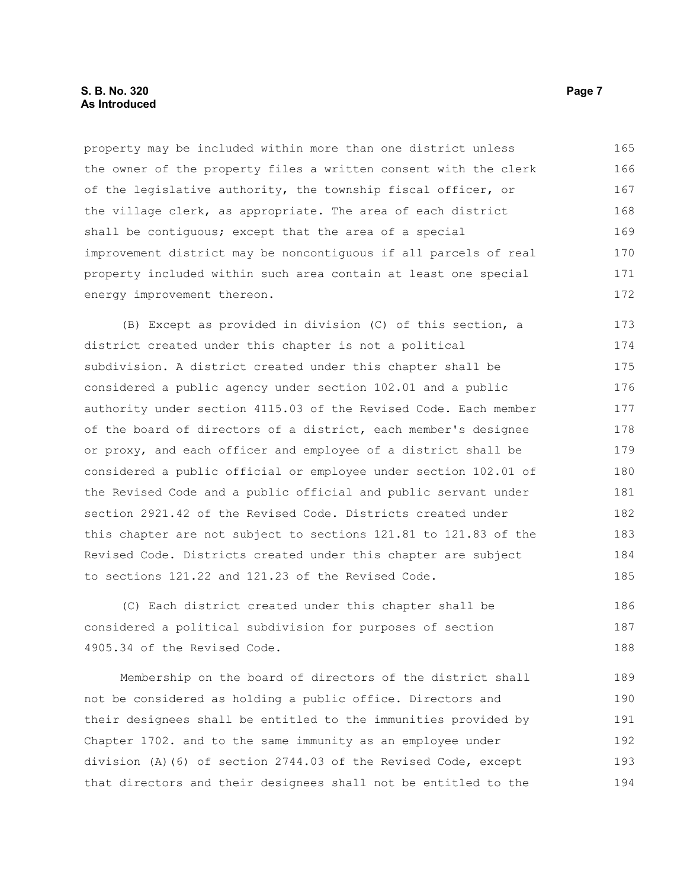property may be included within more than one district unless the owner of the property files a written consent with the clerk of the legislative authority, the township fiscal officer, or the village clerk, as appropriate. The area of each district shall be contiguous; except that the area of a special improvement district may be noncontiguous if all parcels of real property included within such area contain at least one special energy improvement thereon.

(B) Except as provided in division (C) of this section, a district created under this chapter is not a political subdivision. A district created under this chapter shall be considered a public agency under section 102.01 and a public authority under section 4115.03 of the Revised Code. Each member of the board of directors of a district, each member's designee or proxy, and each officer and employee of a district shall be considered a public official or employee under section 102.01 of the Revised Code and a public official and public servant under section 2921.42 of the Revised Code. Districts created under this chapter are not subject to sections 121.81 to 121.83 of the Revised Code. Districts created under this chapter are subject to sections 121.22 and 121.23 of the Revised Code.

(C) Each district created under this chapter shall be considered a political subdivision for purposes of section 4905.34 of the Revised Code.

Membership on the board of directors of the district shall not be considered as holding a public office. Directors and their designees shall be entitled to the immunities provided by Chapter 1702. and to the same immunity as an employee under division (A)(6) of section 2744.03 of the Revised Code, except that directors and their designees shall not be entitled to the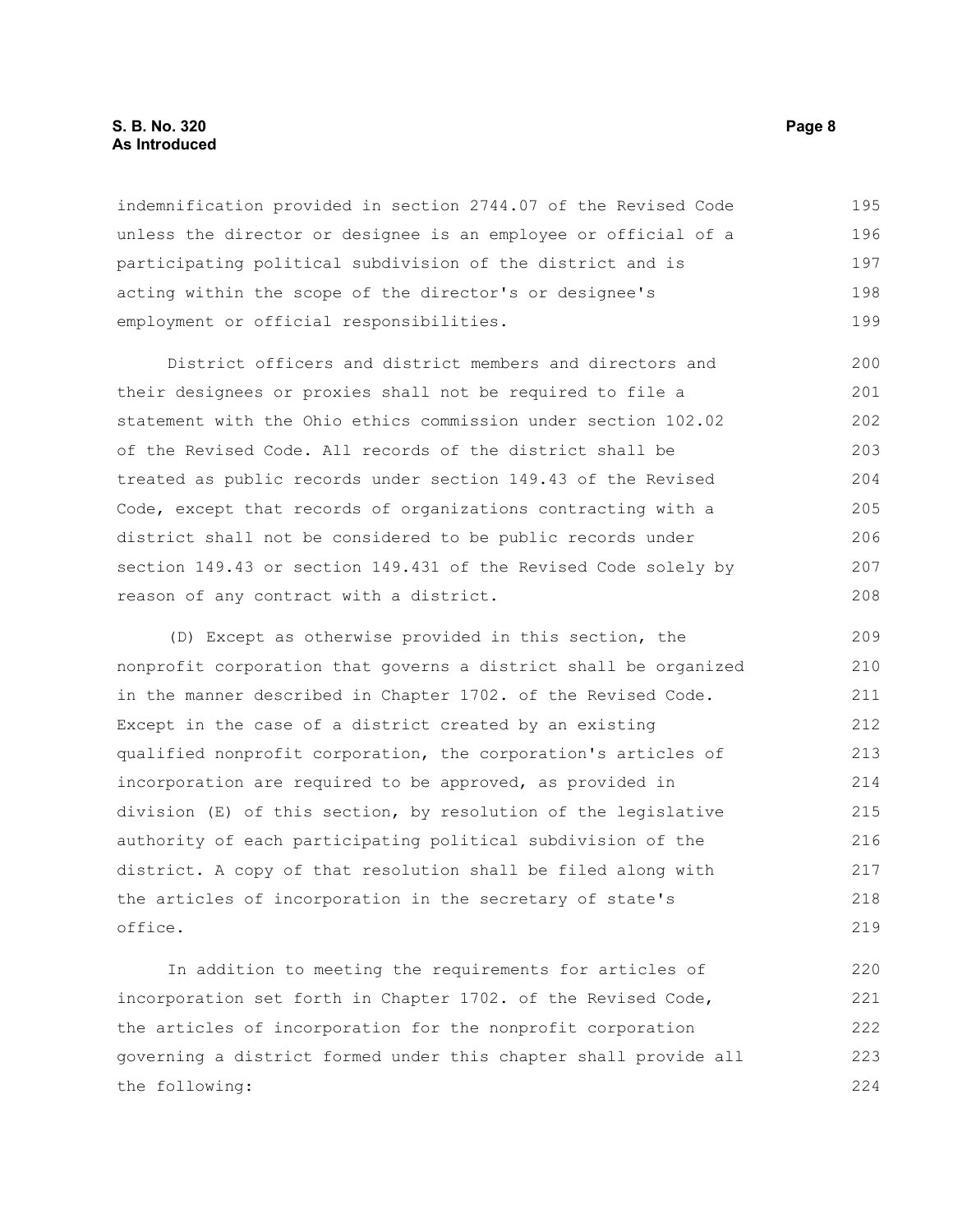indemnification provided in section 2744.07 of the Revised Code unless the director or designee is an employee or official of a participating political subdivision of the district and is acting within the scope of the director's or designee's employment or official responsibilities.

District officers and district members and directors and their designees or proxies shall not be required to file a statement with the Ohio ethics commission under section 102.02 of the Revised Code. All records of the district shall be treated as public records under section 149.43 of the Revised Code, except that records of organizations contracting with a district shall not be considered to be public records under section 149.43 or section 149.431 of the Revised Code solely by reason of any contract with a district.

(D) Except as otherwise provided in this section, the nonprofit corporation that governs a district shall be organized in the manner described in Chapter 1702. of the Revised Code. Except in the case of a district created by an existing qualified nonprofit corporation, the corporation's articles of incorporation are required to be approved, as provided in division (E) of this section, by resolution of the legislative authority of each participating political subdivision of the district. A copy of that resolution shall be filed along with the articles of incorporation in the secretary of state's office.

In addition to meeting the requirements for articles of incorporation set forth in Chapter 1702. of the Revised Code, the articles of incorporation for the nonprofit corporation governing a district formed under this chapter shall provide all the following: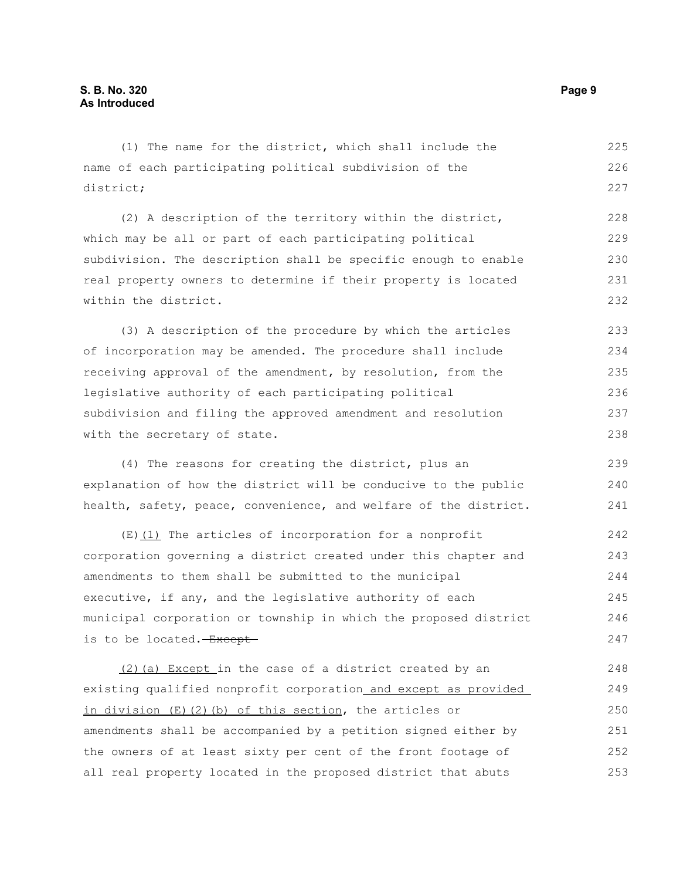(1) The name for the district, which shall include the name of each participating political subdivision of the district;

(2) A description of the territory within the district, which may be all or part of each participating political subdivision. The description shall be specific enough to enable real property owners to determine if their property is located within the district.

(3) A description of the procedure by which the articles of incorporation may be amended. The procedure shall include receiving approval of the amendment, by resolution, from the legislative authority of each participating political subdivision and filing the approved amendment and resolution with the secretary of state.

(4) The reasons for creating the district, plus an explanation of how the district will be conducive to the public health, safety, peace, convenience, and welfare of the district.

(E)(1) The articles of incorporation for a nonprofit corporation governing a district created under this chapter and amendments to them shall be submitted to the municipal executive, if any, and the legislative authority of each municipal corporation or township in which the proposed district is to be located. ~~Except~~

(2)(a) Except in the case of a district created by an existing qualified nonprofit corporation and except as provided in division (E)(2)(b) of this section, the articles or amendments shall be accompanied by a petition signed either by the owners of at least sixty per cent of the front footage of all real property located in the proposed district that abuts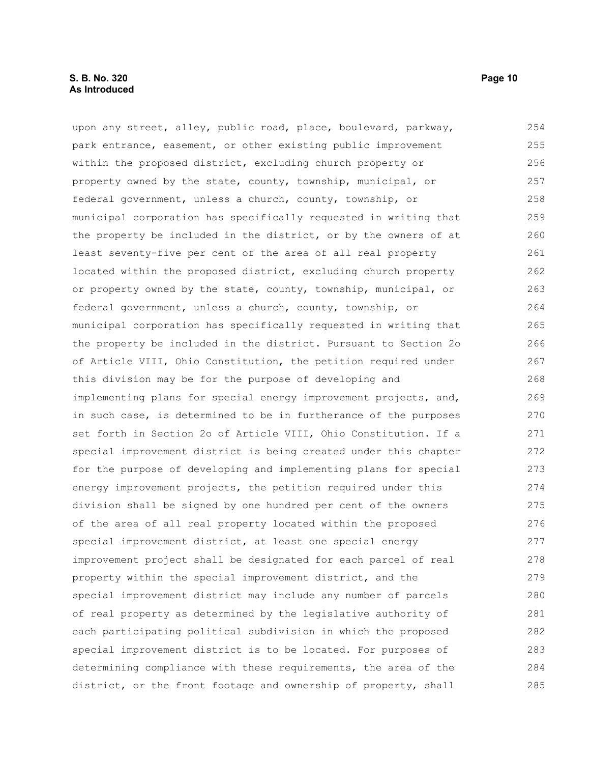upon any street, alley, public road, place, boulevard, parkway, park entrance, easement, or other existing public improvement within the proposed district, excluding church property or property owned by the state, county, township, municipal, or federal government, unless a church, county, township, or municipal corporation has specifically requested in writing that the property be included in the district, or by the owners of at least seventy-five per cent of the area of all real property located within the proposed district, excluding church property or property owned by the state, county, township, municipal, or federal government, unless a church, county, township, or municipal corporation has specifically requested in writing that the property be included in the district. Pursuant to Section 2o of Article VIII, Ohio Constitution, the petition required under this division may be for the purpose of developing and implementing plans for special energy improvement projects, and, in such case, is determined to be in furtherance of the purposes set forth in Section 2o of Article VIII, Ohio Constitution. If a special improvement district is being created under this chapter for the purpose of developing and implementing plans for special energy improvement projects, the petition required under this division shall be signed by one hundred per cent of the owners of the area of all real property located within the proposed special improvement district, at least one special energy improvement project shall be designated for each parcel of real property within the special improvement district, and the special improvement district may include any number of parcels of real property as determined by the legislative authority of each participating political subdivision in which the proposed special improvement district is to be located. For purposes of determining compliance with these requirements, the area of the district, or the front footage and ownership of property, shall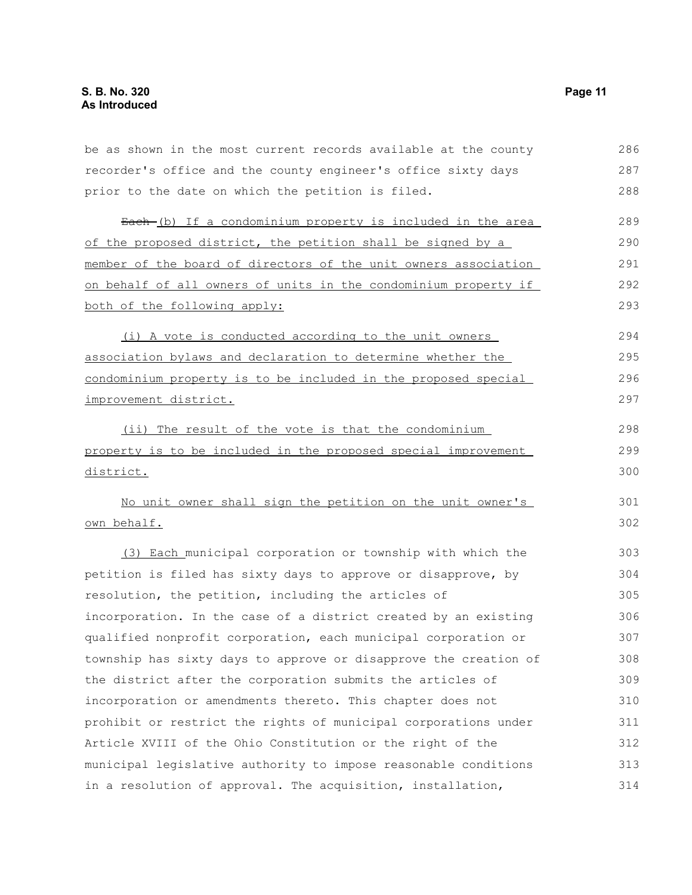be as shown in the most current records available at the county recorder's office and the county engineer's office sixty days prior to the date on which the petition is filed.

~~Each~~ (b) If a condominium property is included in the area of the proposed district, the petition shall be signed by a member of the board of directors of the unit owners association on behalf of all owners of units in the condominium property if both of the following apply:

(i) A vote is conducted according to the unit owners association bylaws and declaration to determine whether the condominium property is to be included in the proposed special improvement district.

(ii) The result of the vote is that the condominium property is to be included in the proposed special improvement district.

No unit owner shall sign the petition on the unit owner's own behalf.

(3) Each municipal corporation or township with which the petition is filed has sixty days to approve or disapprove, by resolution, the petition, including the articles of incorporation. In the case of a district created by an existing qualified nonprofit corporation, each municipal corporation or township has sixty days to approve or disapprove the creation of the district after the corporation submits the articles of incorporation or amendments thereto. This chapter does not prohibit or restrict the rights of municipal corporations under Article XVIII of the Ohio Constitution or the right of the municipal legislative authority to impose reasonable conditions in a resolution of approval. The acquisition, installation,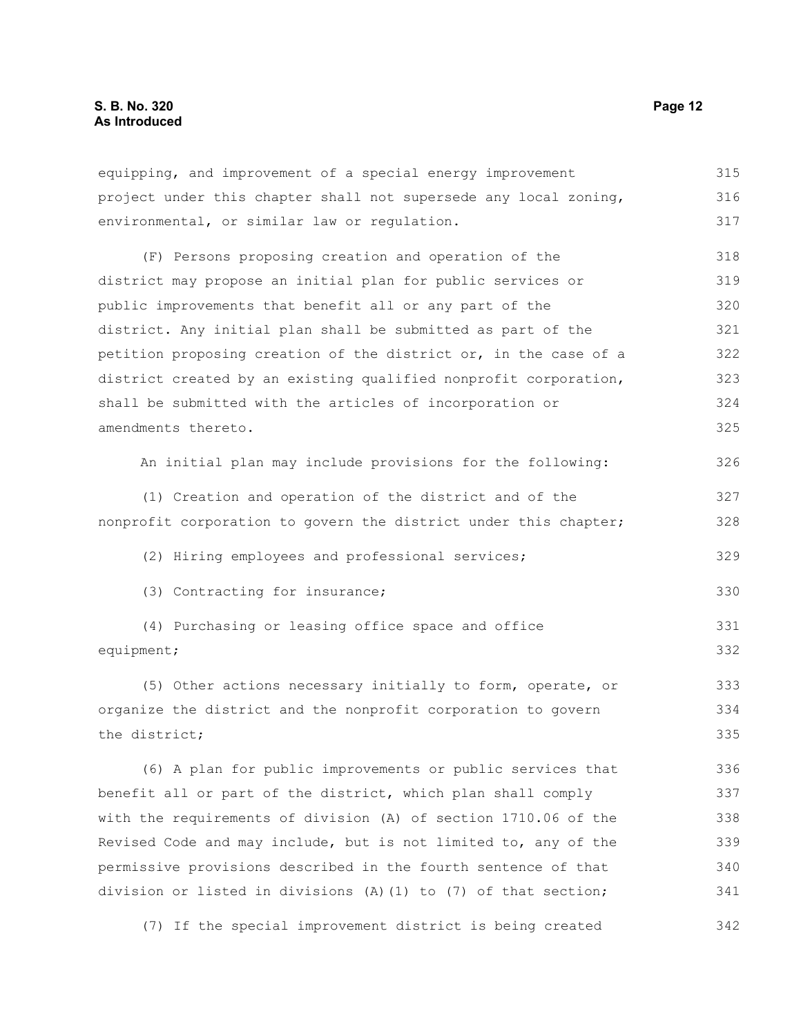equipping, and improvement of a special energy improvement project under this chapter shall not supersede any local zoning, environmental, or similar law or regulation.

(F) Persons proposing creation and operation of the district may propose an initial plan for public services or public improvements that benefit all or any part of the district. Any initial plan shall be submitted as part of the petition proposing creation of the district or, in the case of a district created by an existing qualified nonprofit corporation, shall be submitted with the articles of incorporation or amendments thereto.

An initial plan may include provisions for the following:

(1) Creation and operation of the district and of the nonprofit corporation to govern the district under this chapter;

(2) Hiring employees and professional services;

(3) Contracting for insurance;

(4) Purchasing or leasing office space and office equipment;

(5) Other actions necessary initially to form, operate, or organize the district and the nonprofit corporation to govern the district;

(6) A plan for public improvements or public services that benefit all or part of the district, which plan shall comply with the requirements of division (A) of section 1710.06 of the Revised Code and may include, but is not limited to, any of the permissive provisions described in the fourth sentence of that division or listed in divisions (A)(1) to (7) of that section;

(7) If the special improvement district is being created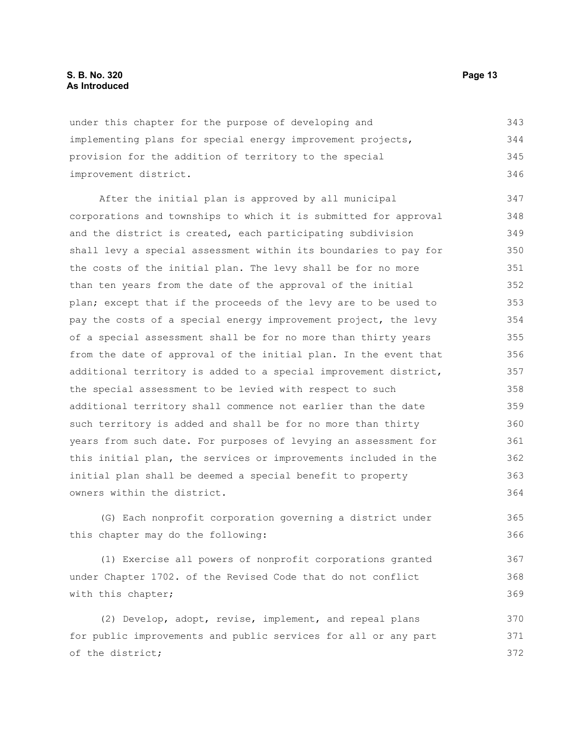under this chapter for the purpose of developing and implementing plans for special energy improvement projects, provision for the addition of territory to the special improvement district.

After the initial plan is approved by all municipal corporations and townships to which it is submitted for approval and the district is created, each participating subdivision shall levy a special assessment within its boundaries to pay for the costs of the initial plan. The levy shall be for no more than ten years from the date of the approval of the initial plan; except that if the proceeds of the levy are to be used to pay the costs of a special energy improvement project, the levy of a special assessment shall be for no more than thirty years from the date of approval of the initial plan. In the event that additional territory is added to a special improvement district, the special assessment to be levied with respect to such additional territory shall commence not earlier than the date such territory is added and shall be for no more than thirty years from such date. For purposes of levying an assessment for this initial plan, the services or improvements included in the initial plan shall be deemed a special benefit to property owners within the district.

(G) Each nonprofit corporation governing a district under this chapter may do the following:

(1) Exercise all powers of nonprofit corporations granted under Chapter 1702. of the Revised Code that do not conflict with this chapter;

(2) Develop, adopt, revise, implement, and repeal plans for public improvements and public services for all or any part of the district;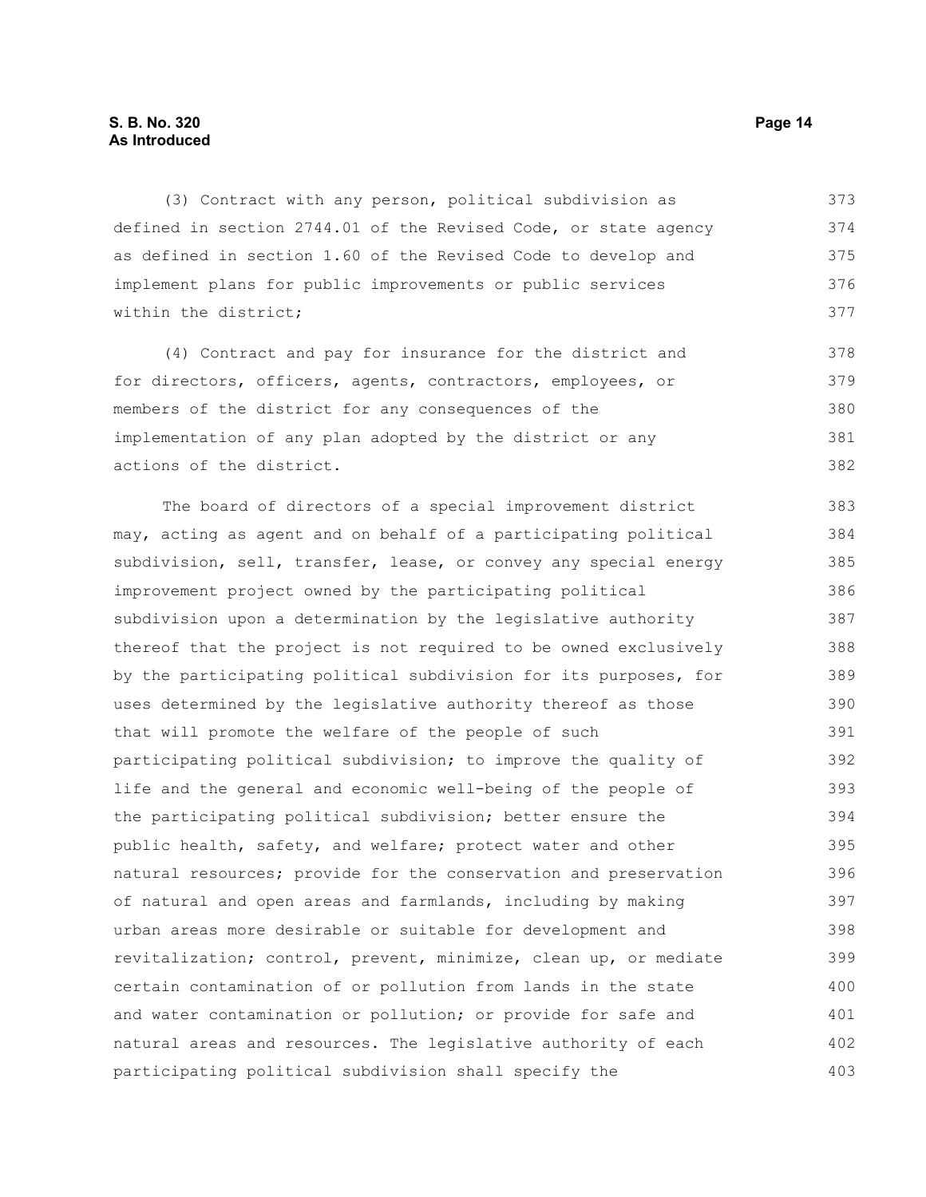(3) Contract with any person, political subdivision as defined in section 2744.01 of the Revised Code, or state agency as defined in section 1.60 of the Revised Code to develop and implement plans for public improvements or public services within the district;

(4) Contract and pay for insurance for the district and for directors, officers, agents, contractors, employees, or members of the district for any consequences of the implementation of any plan adopted by the district or any actions of the district.

The board of directors of a special improvement district may, acting as agent and on behalf of a participating political subdivision, sell, transfer, lease, or convey any special energy improvement project owned by the participating political subdivision upon a determination by the legislative authority thereof that the project is not required to be owned exclusively by the participating political subdivision for its purposes, for uses determined by the legislative authority thereof as those that will promote the welfare of the people of such participating political subdivision; to improve the quality of life and the general and economic well-being of the people of the participating political subdivision; better ensure the public health, safety, and welfare; protect water and other natural resources; provide for the conservation and preservation of natural and open areas and farmlands, including by making urban areas more desirable or suitable for development and revitalization; control, prevent, minimize, clean up, or mediate certain contamination of or pollution from lands in the state and water contamination or pollution; or provide for safe and natural areas and resources. The legislative authority of each participating political subdivision shall specify the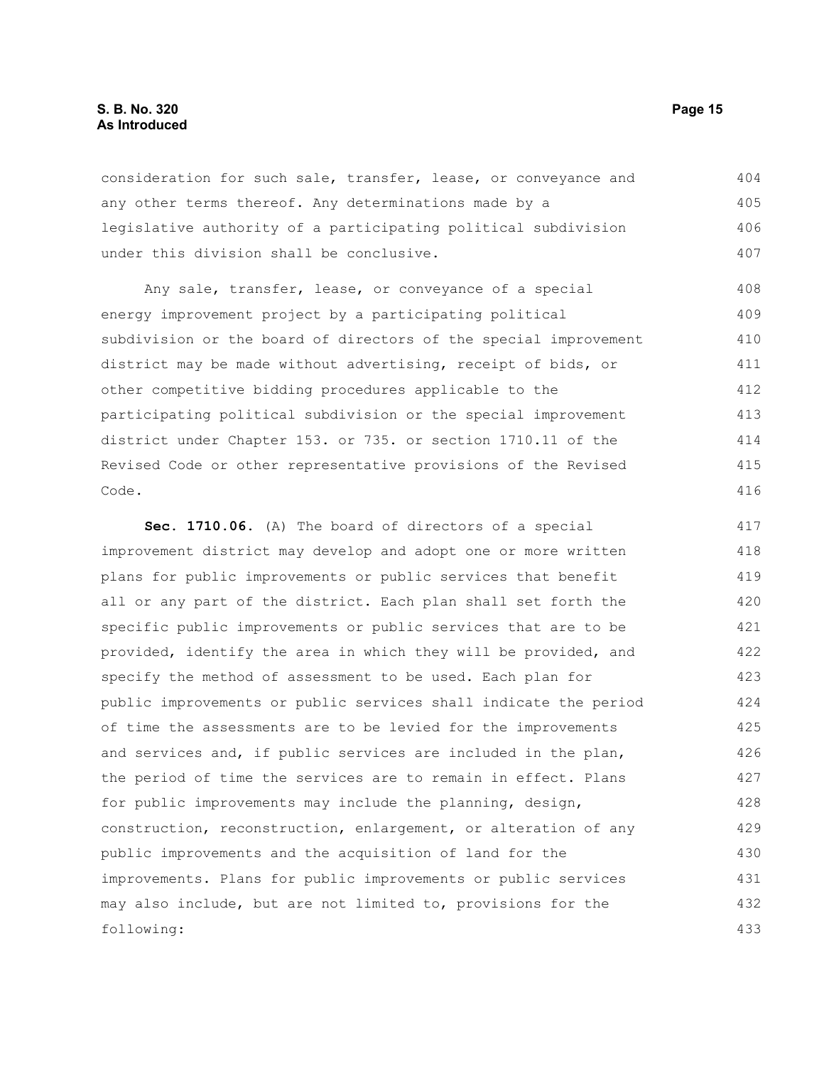consideration for such sale, transfer, lease, or conveyance and any other terms thereof. Any determinations made by a legislative authority of a participating political subdivision under this division shall be conclusive.

Any sale, transfer, lease, or conveyance of a special energy improvement project by a participating political subdivision or the board of directors of the special improvement district may be made without advertising, receipt of bids, or other competitive bidding procedures applicable to the participating political subdivision or the special improvement district under Chapter 153. or 735. or section 1710.11 of the Revised Code or other representative provisions of the Revised Code.

**Sec. 1710.06.** (A) The board of directors of a special improvement district may develop and adopt one or more written plans for public improvements or public services that benefit all or any part of the district. Each plan shall set forth the specific public improvements or public services that are to be provided, identify the area in which they will be provided, and specify the method of assessment to be used. Each plan for public improvements or public services shall indicate the period of time the assessments are to be levied for the improvements and services and, if public services are included in the plan, the period of time the services are to remain in effect. Plans for public improvements may include the planning, design, construction, reconstruction, enlargement, or alteration of any public improvements and the acquisition of land for the improvements. Plans for public improvements or public services may also include, but are not limited to, provisions for the following: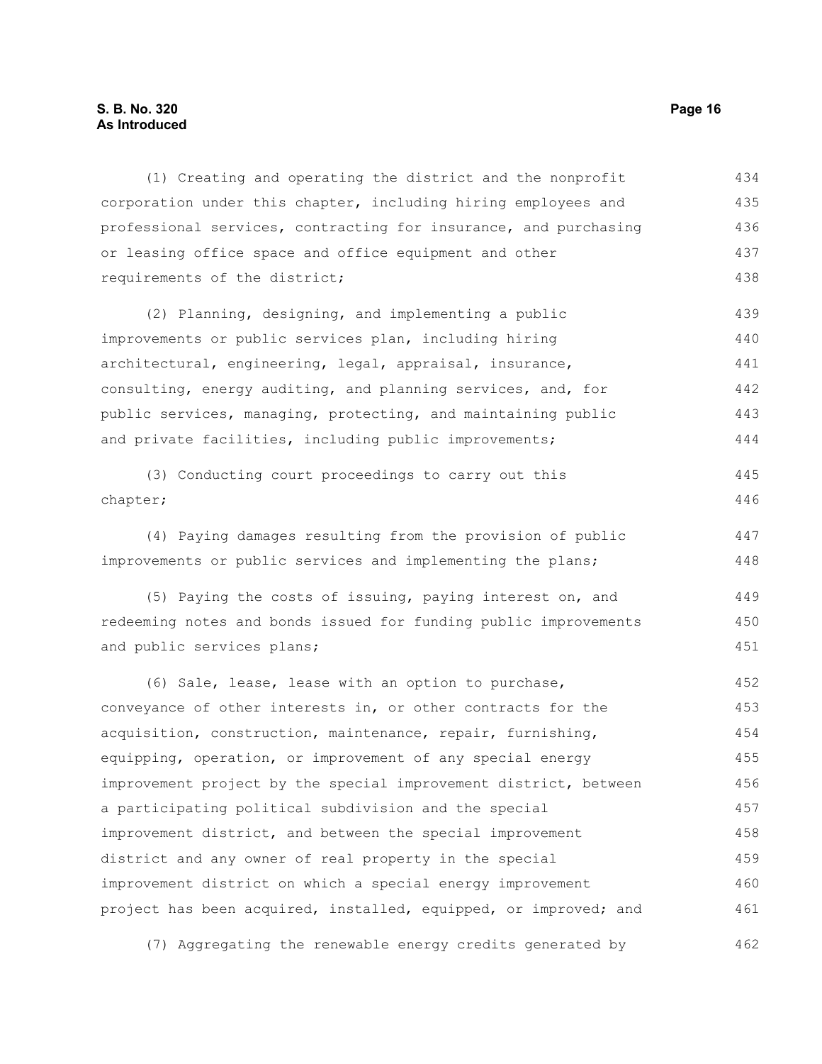(1) Creating and operating the district and the nonprofit corporation under this chapter, including hiring employees and professional services, contracting for insurance, and purchasing or leasing office space and office equipment and other requirements of the district;

(2) Planning, designing, and implementing a public improvements or public services plan, including hiring architectural, engineering, legal, appraisal, insurance, consulting, energy auditing, and planning services, and, for public services, managing, protecting, and maintaining public and private facilities, including public improvements;

(3) Conducting court proceedings to carry out this chapter;

(4) Paying damages resulting from the provision of public improvements or public services and implementing the plans;

(5) Paying the costs of issuing, paying interest on, and redeeming notes and bonds issued for funding public improvements and public services plans;

(6) Sale, lease, lease with an option to purchase, conveyance of other interests in, or other contracts for the acquisition, construction, maintenance, repair, furnishing, equipping, operation, or improvement of any special energy improvement project by the special improvement district, between a participating political subdivision and the special improvement district, and between the special improvement district and any owner of real property in the special improvement district on which a special energy improvement project has been acquired, installed, equipped, or improved; and

(7) Aggregating the renewable energy credits generated by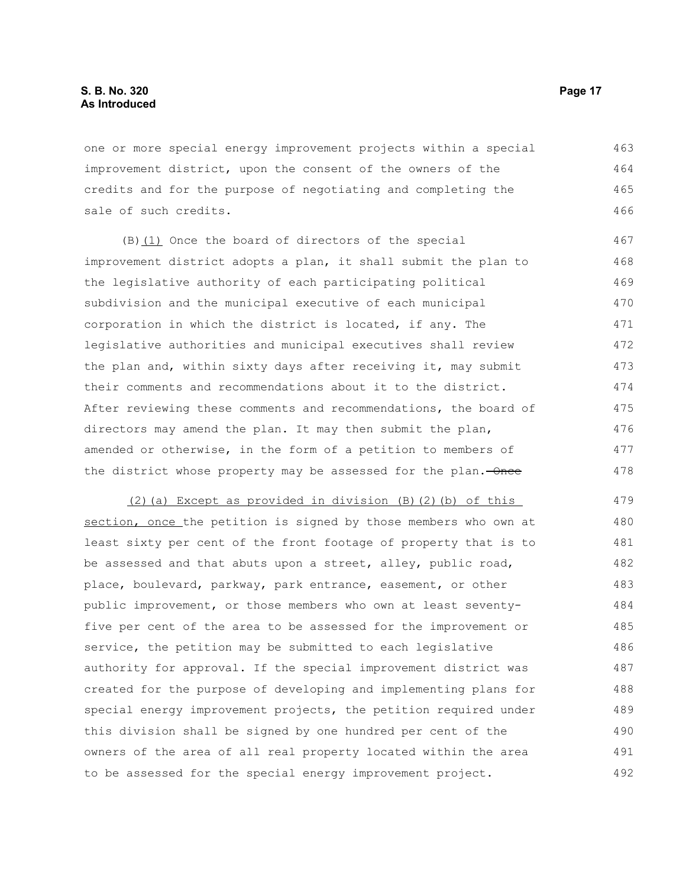one or more special energy improvement projects within a special improvement district, upon the consent of the owners of the credits and for the purpose of negotiating and completing the sale of such credits.

(B)(1) Once the board of directors of the special improvement district adopts a plan, it shall submit the plan to the legislative authority of each participating political subdivision and the municipal executive of each municipal corporation in which the district is located, if any. The legislative authorities and municipal executives shall review the plan and, within sixty days after receiving it, may submit their comments and recommendations about it to the district. After reviewing these comments and recommendations, the board of directors may amend the plan. It may then submit the plan, amended or otherwise, in the form of a petition to members of the district whose property may be assessed for the plan. ~~Once~~

(2)(a) Except as provided in division (B)(2)(b) of this section, once the petition is signed by those members who own at least sixty per cent of the front footage of property that is to be assessed and that abuts upon a street, alley, public road, place, boulevard, parkway, park entrance, easement, or other public improvement, or those members who own at least seventy-five per cent of the area to be assessed for the improvement or service, the petition may be submitted to each legislative authority for approval. If the special improvement district was created for the purpose of developing and implementing plans for special energy improvement projects, the petition required under this division shall be signed by one hundred per cent of the owners of the area of all real property located within the area to be assessed for the special energy improvement project.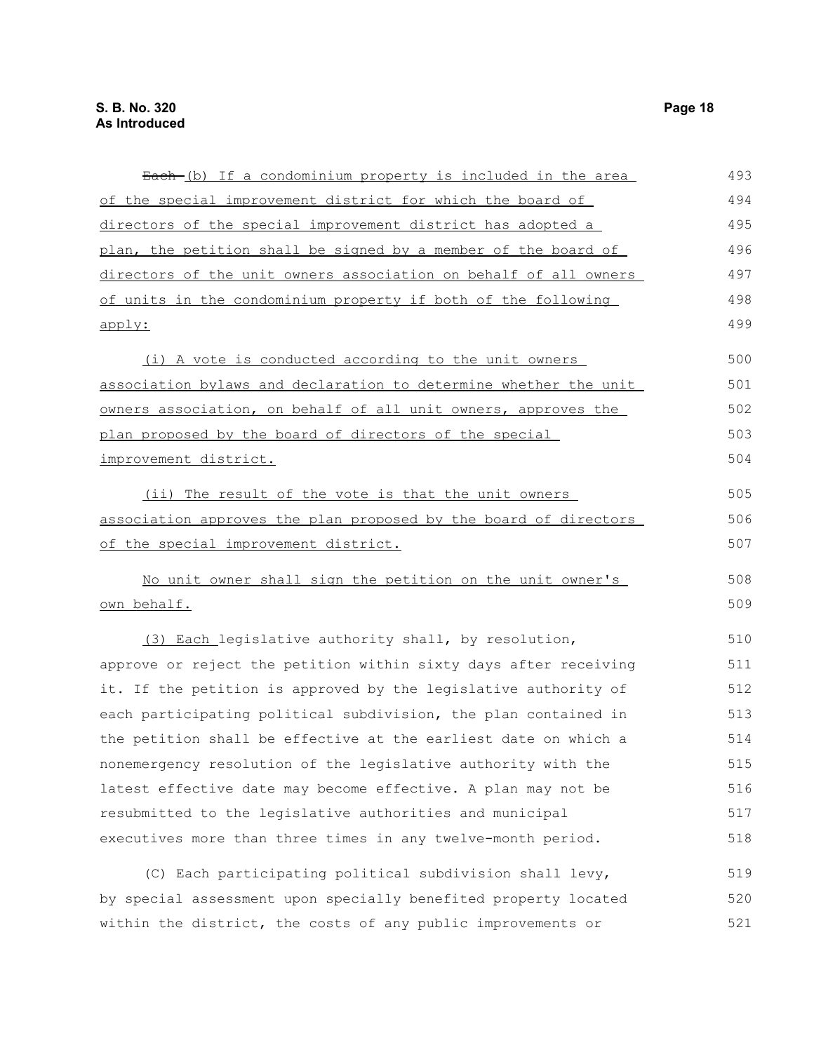~~Each~~ (b) If a condominium property is included in the area of the special improvement district for which the board of directors of the special improvement district has adopted a plan, the petition shall be signed by a member of the board of directors of the unit owners association on behalf of all owners of units in the condominium property if both of the following apply:

(i) A vote is conducted according to the unit owners association bylaws and declaration to determine whether the unit owners association, on behalf of all unit owners, approves the plan proposed by the board of directors of the special improvement district.

(ii) The result of the vote is that the unit owners association approves the plan proposed by the board of directors of the special improvement district.

No unit owner shall sign the petition on the unit owner's own behalf.

(3) Each legislative authority shall, by resolution, approve or reject the petition within sixty days after receiving it. If the petition is approved by the legislative authority of each participating political subdivision, the plan contained in the petition shall be effective at the earliest date on which a nonemergency resolution of the legislative authority with the latest effective date may become effective. A plan may not be resubmitted to the legislative authorities and municipal executives more than three times in any twelve-month period.

(C) Each participating political subdivision shall levy, by special assessment upon specially benefited property located within the district, the costs of any public improvements or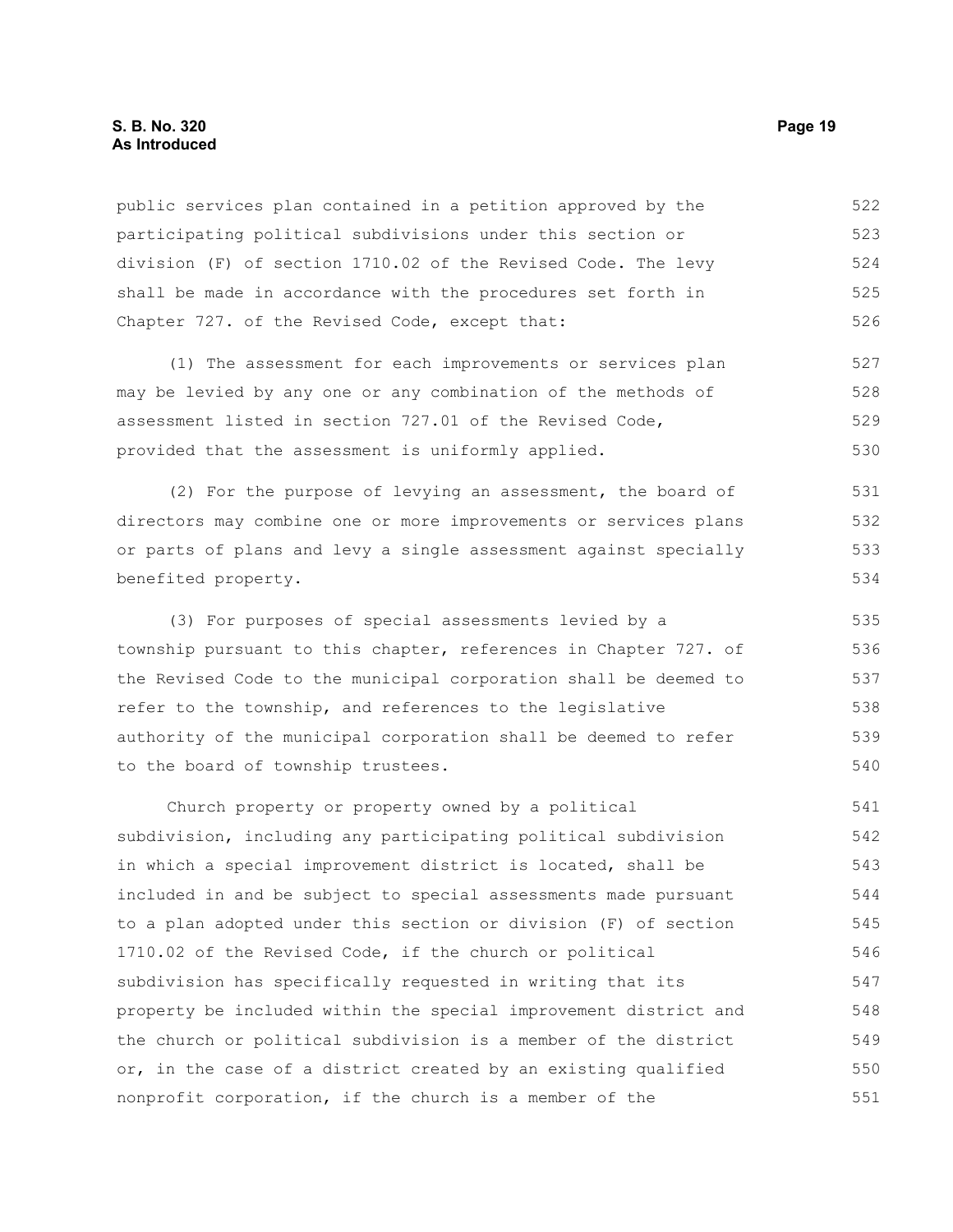public services plan contained in a petition approved by the participating political subdivisions under this section or division (F) of section 1710.02 of the Revised Code. The levy shall be made in accordance with the procedures set forth in Chapter 727. of the Revised Code, except that:

(1) The assessment for each improvements or services plan may be levied by any one or any combination of the methods of assessment listed in section 727.01 of the Revised Code, provided that the assessment is uniformly applied.

(2) For the purpose of levying an assessment, the board of directors may combine one or more improvements or services plans or parts of plans and levy a single assessment against specially benefited property.

(3) For purposes of special assessments levied by a township pursuant to this chapter, references in Chapter 727. of the Revised Code to the municipal corporation shall be deemed to refer to the township, and references to the legislative authority of the municipal corporation shall be deemed to refer to the board of township trustees.

Church property or property owned by a political subdivision, including any participating political subdivision in which a special improvement district is located, shall be included in and be subject to special assessments made pursuant to a plan adopted under this section or division (F) of section 1710.02 of the Revised Code, if the church or political subdivision has specifically requested in writing that its property be included within the special improvement district and the church or political subdivision is a member of the district or, in the case of a district created by an existing qualified nonprofit corporation, if the church is a member of the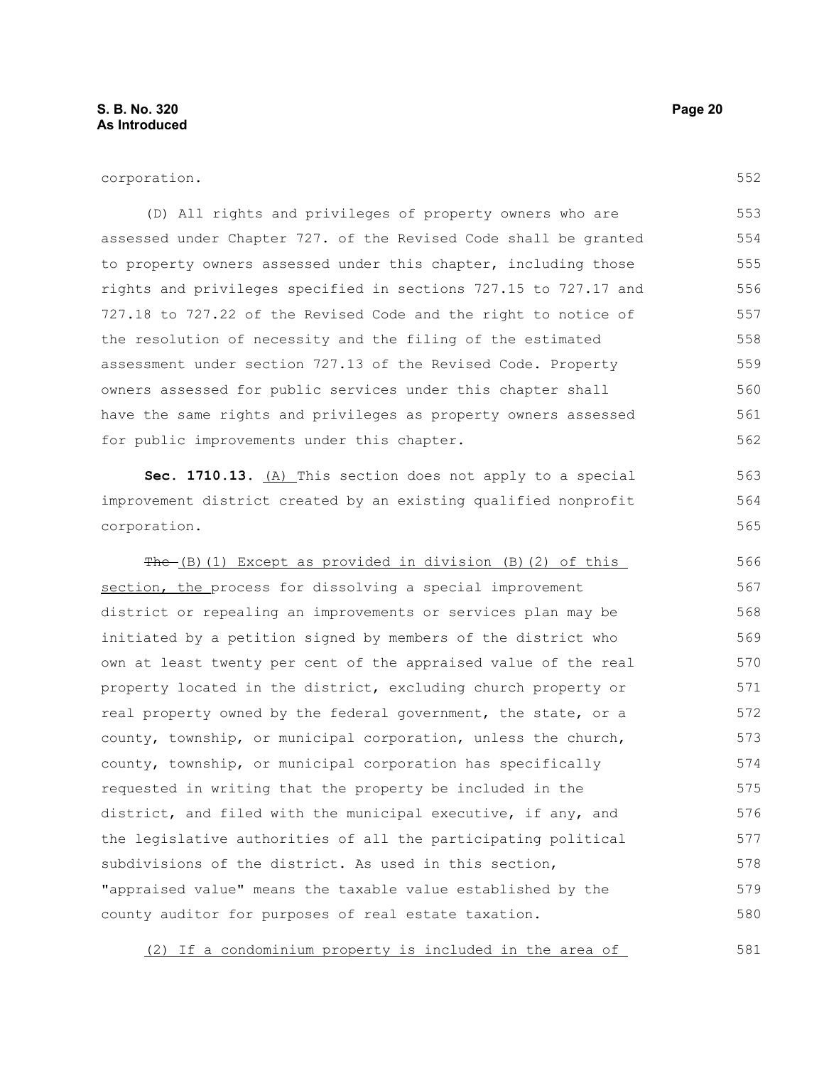corporation.

(D) All rights and privileges of property owners who are assessed under Chapter 727. of the Revised Code shall be granted to property owners assessed under this chapter, including those rights and privileges specified in sections 727.15 to 727.17 and 727.18 to 727.22 of the Revised Code and the right to notice of the resolution of necessity and the filing of the estimated assessment under section 727.13 of the Revised Code. Property owners assessed for public services under this chapter shall have the same rights and privileges as property owners assessed for public improvements under this chapter.

**Sec. 1710.13.** (A) This section does not apply to a special improvement district created by an existing qualified nonprofit corporation.

~~The~~ (B)(1) Except as provided in division (B)(2) of this section, the process for dissolving a special improvement district or repealing an improvements or services plan may be initiated by a petition signed by members of the district who own at least twenty per cent of the appraised value of the real property located in the district, excluding church property or real property owned by the federal government, the state, or a county, township, or municipal corporation, unless the church, county, township, or municipal corporation has specifically requested in writing that the property be included in the district, and filed with the municipal executive, if any, and the legislative authorities of all the participating political subdivisions of the district. As used in this section, "appraised value" means the taxable value established by the county auditor for purposes of real estate taxation.

(2) If a condominium property is included in the area of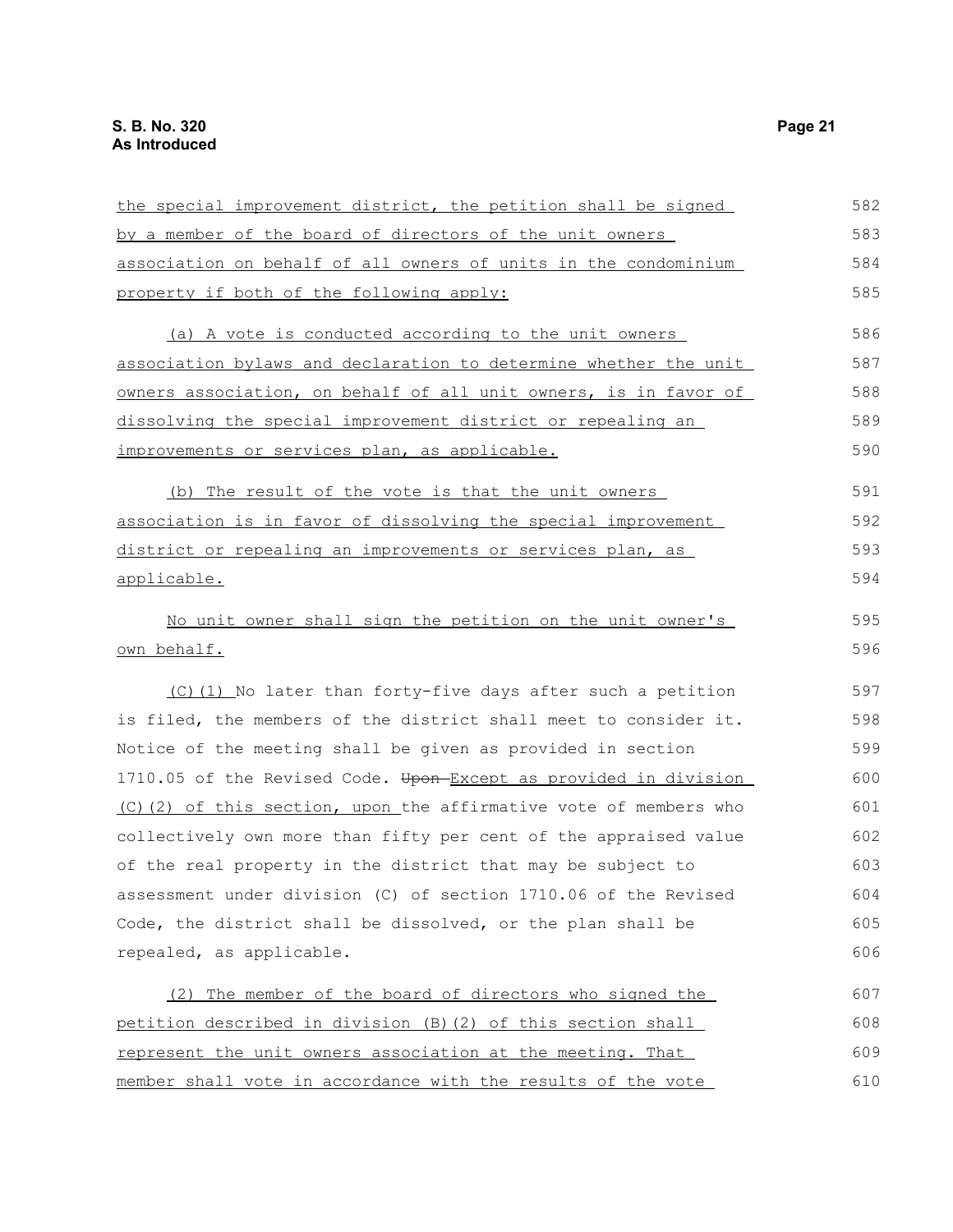the special improvement district, the petition shall be signed by a member of the board of directors of the unit owners association on behalf of all owners of units in the condominium property if both of the following apply:

(a) A vote is conducted according to the unit owners association bylaws and declaration to determine whether the unit owners association, on behalf of all unit owners, is in favor of dissolving the special improvement district or repealing an improvements or services plan, as applicable.

(b) The result of the vote is that the unit owners association is in favor of dissolving the special improvement district or repealing an improvements or services plan, as applicable.

No unit owner shall sign the petition on the unit owner's own behalf.

(C)(1) No later than forty-five days after such a petition is filed, the members of the district shall meet to consider it. Notice of the meeting shall be given as provided in section 1710.05 of the Revised Code. ~~Upon~~ Except as provided in division (C)(2) of this section, upon the affirmative vote of members who collectively own more than fifty per cent of the appraised value of the real property in the district that may be subject to assessment under division (C) of section 1710.06 of the Revised Code, the district shall be dissolved, or the plan shall be repealed, as applicable.

(2) The member of the board of directors who signed the petition described in division (B)(2) of this section shall represent the unit owners association at the meeting. That member shall vote in accordance with the results of the vote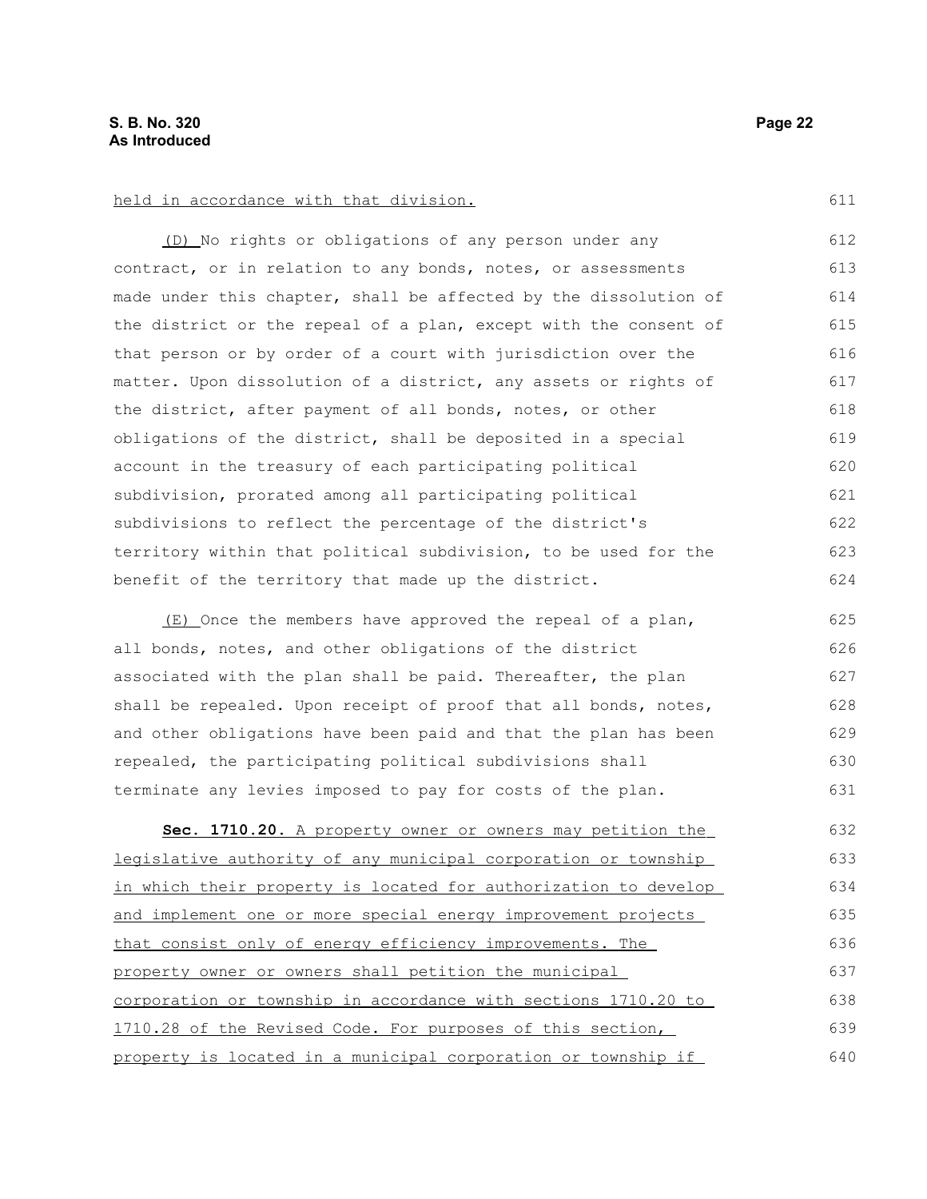held in accordance with that division.

(D) No rights or obligations of any person under any contract, or in relation to any bonds, notes, or assessments made under this chapter, shall be affected by the dissolution of the district or the repeal of a plan, except with the consent of that person or by order of a court with jurisdiction over the matter. Upon dissolution of a district, any assets or rights of the district, after payment of all bonds, notes, or other obligations of the district, shall be deposited in a special account in the treasury of each participating political subdivision, prorated among all participating political subdivisions to reflect the percentage of the district's territory within that political subdivision, to be used for the benefit of the territory that made up the district.

(E) Once the members have approved the repeal of a plan, all bonds, notes, and other obligations of the district associated with the plan shall be paid. Thereafter, the plan shall be repealed. Upon receipt of proof that all bonds, notes, and other obligations have been paid and that the plan has been repealed, the participating political subdivisions shall terminate any levies imposed to pay for costs of the plan.

**Sec. 1710.20.** A property owner or owners may petition the legislative authority of any municipal corporation or township in which their property is located for authorization to develop and implement one or more special energy improvement projects that consist only of energy efficiency improvements. The property owner or owners shall petition the municipal corporation or township in accordance with sections 1710.20 to 1710.28 of the Revised Code. For purposes of this section, property is located in a municipal corporation or township if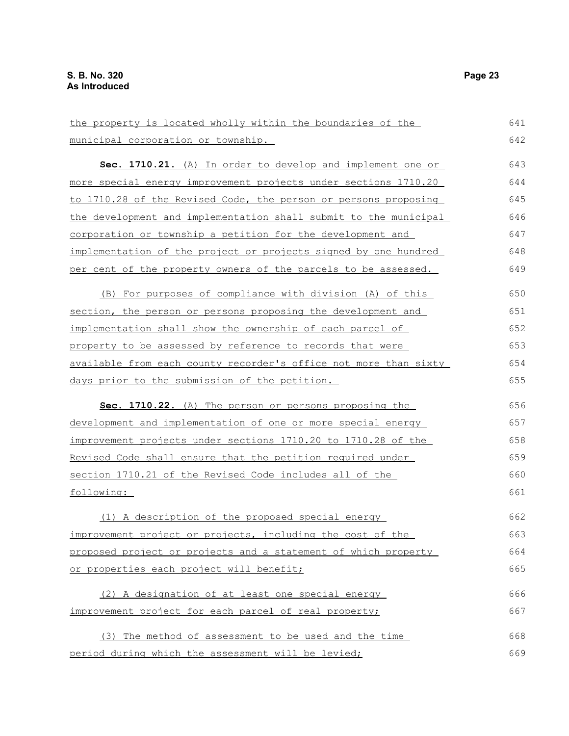the property is located wholly within the boundaries of the municipal corporation or township.

**Sec. 1710.21.** (A) In order to develop and implement one or more special energy improvement projects under sections 1710.20 to 1710.28 of the Revised Code, the person or persons proposing the development and implementation shall submit to the municipal corporation or township a petition for the development and implementation of the project or projects signed by one hundred per cent of the property owners of the parcels to be assessed.

(B) For purposes of compliance with division (A) of this section, the person or persons proposing the development and implementation shall show the ownership of each parcel of property to be assessed by reference to records that were available from each county recorder's office not more than sixty days prior to the submission of the petition.

**Sec. 1710.22.** (A) The person or persons proposing the development and implementation of one or more special energy improvement projects under sections 1710.20 to 1710.28 of the Revised Code shall ensure that the petition required under section 1710.21 of the Revised Code includes all of the following:

(1) A description of the proposed special energy improvement project or projects, including the cost of the proposed project or projects and a statement of which property or properties each project will benefit;

(2) A designation of at least one special energy improvement project for each parcel of real property;

(3) The method of assessment to be used and the time period during which the assessment will be levied;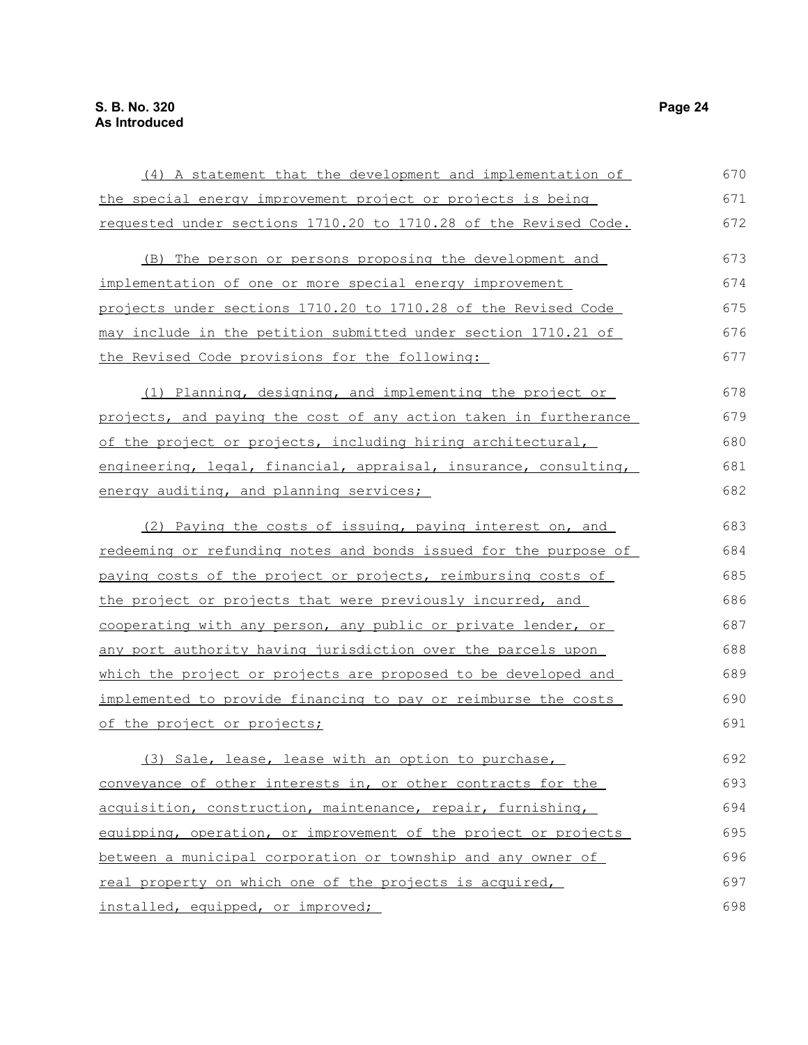(4) A statement that the development and implementation of the special energy improvement project or projects is being requested under sections 1710.20 to 1710.28 of the Revised Code.

(B) The person or persons proposing the development and implementation of one or more special energy improvement projects under sections 1710.20 to 1710.28 of the Revised Code may include in the petition submitted under section 1710.21 of the Revised Code provisions for the following:

(1) Planning, designing, and implementing the project or projects, and paying the cost of any action taken in furtherance of the project or projects, including hiring architectural, engineering, legal, financial, appraisal, insurance, consulting, energy auditing, and planning services;

(2) Paying the costs of issuing, paying interest on, and redeeming or refunding notes and bonds issued for the purpose of paying costs of the project or projects, reimbursing costs of the project or projects that were previously incurred, and cooperating with any person, any public or private lender, or any port authority having jurisdiction over the parcels upon which the project or projects are proposed to be developed and implemented to provide financing to pay or reimburse the costs of the project or projects;

(3) Sale, lease, lease with an option to purchase, conveyance of other interests in, or other contracts for the acquisition, construction, maintenance, repair, furnishing, equipping, operation, or improvement of the project or projects between a municipal corporation or township and any owner of real property on which one of the projects is acquired, installed, equipped, or improved;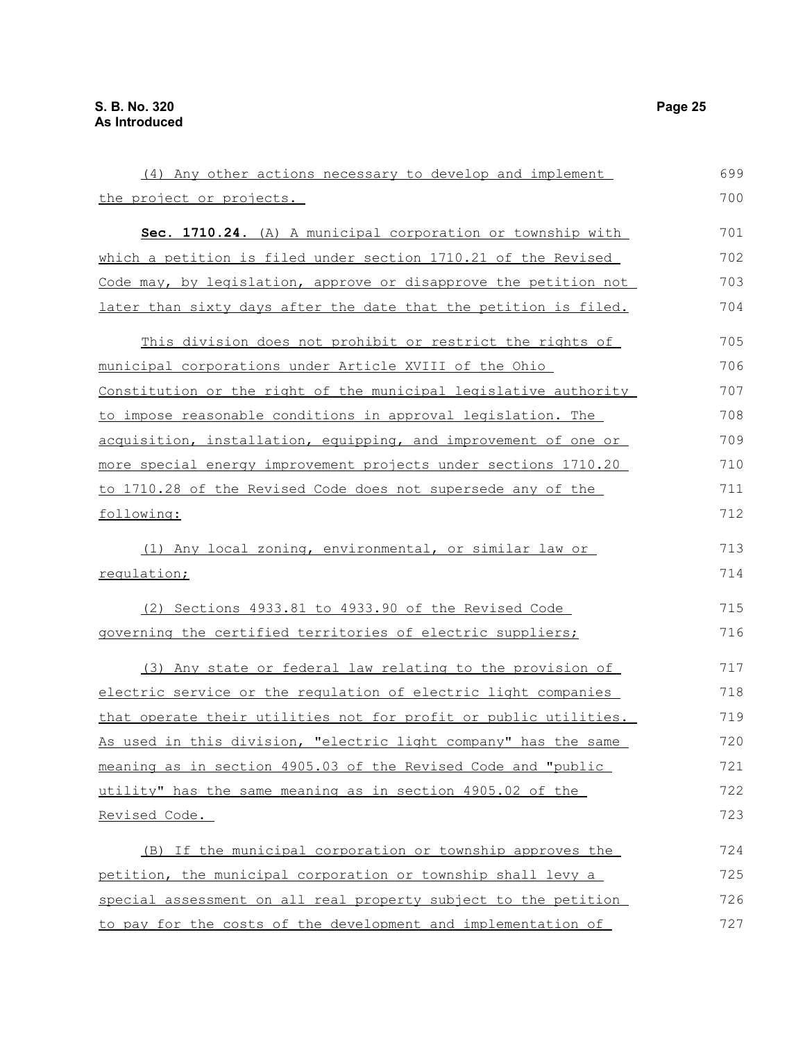(4) Any other actions necessary to develop and implement the project or projects.

**Sec. 1710.24.** (A) A municipal corporation or township with which a petition is filed under section 1710.21 of the Revised Code may, by legislation, approve or disapprove the petition not later than sixty days after the date that the petition is filed.

This division does not prohibit or restrict the rights of municipal corporations under Article XVIII of the Ohio Constitution or the right of the municipal legislative authority to impose reasonable conditions in approval legislation. The acquisition, installation, equipping, and improvement of one or more special energy improvement projects under sections 1710.20 to 1710.28 of the Revised Code does not supersede any of the following:

(1) Any local zoning, environmental, or similar law or regulation;

(2) Sections 4933.81 to 4933.90 of the Revised Code governing the certified territories of electric suppliers;

(3) Any state or federal law relating to the provision of electric service or the regulation of electric light companies that operate their utilities not for profit or public utilities. As used in this division, "electric light company" has the same meaning as in section 4905.03 of the Revised Code and "public utility" has the same meaning as in section 4905.02 of the Revised Code.

(B) If the municipal corporation or township approves the petition, the municipal corporation or township shall levy a special assessment on all real property subject to the petition to pay for the costs of the development and implementation of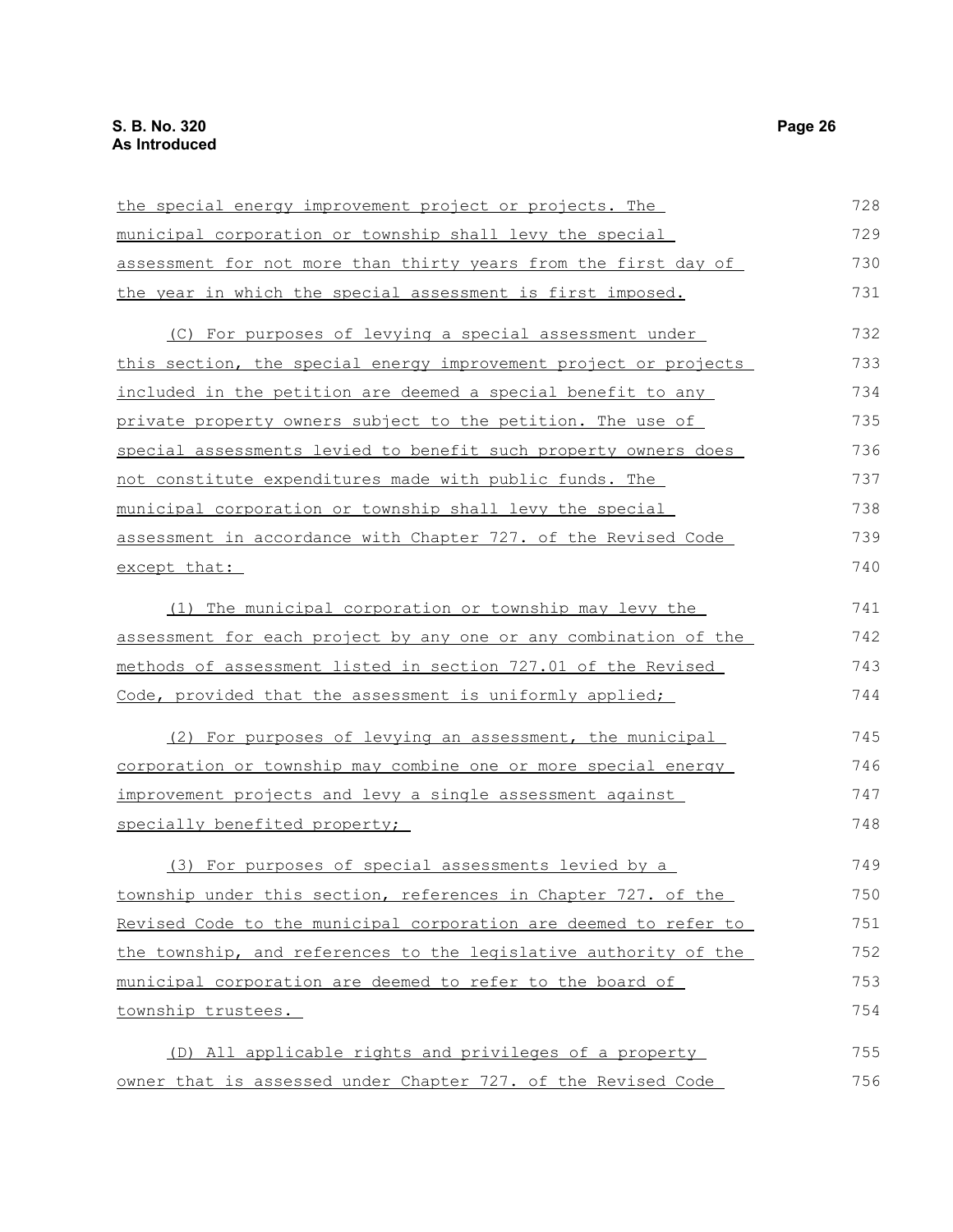the special energy improvement project or projects. The municipal corporation or township shall levy the special assessment for not more than thirty years from the first day of the year in which the special assessment is first imposed.

(C) For purposes of levying a special assessment under this section, the special energy improvement project or projects included in the petition are deemed a special benefit to any private property owners subject to the petition. The use of special assessments levied to benefit such property owners does not constitute expenditures made with public funds. The municipal corporation or township shall levy the special assessment in accordance with Chapter 727. of the Revised Code except that:

(1) The municipal corporation or township may levy the assessment for each project by any one or any combination of the methods of assessment listed in section 727.01 of the Revised Code, provided that the assessment is uniformly applied;

(2) For purposes of levying an assessment, the municipal corporation or township may combine one or more special energy improvement projects and levy a single assessment against specially benefited property;

(3) For purposes of special assessments levied by a township under this section, references in Chapter 727. of the Revised Code to the municipal corporation are deemed to refer to the township, and references to the legislative authority of the municipal corporation are deemed to refer to the board of township trustees.

(D) All applicable rights and privileges of a property owner that is assessed under Chapter 727. of the Revised Code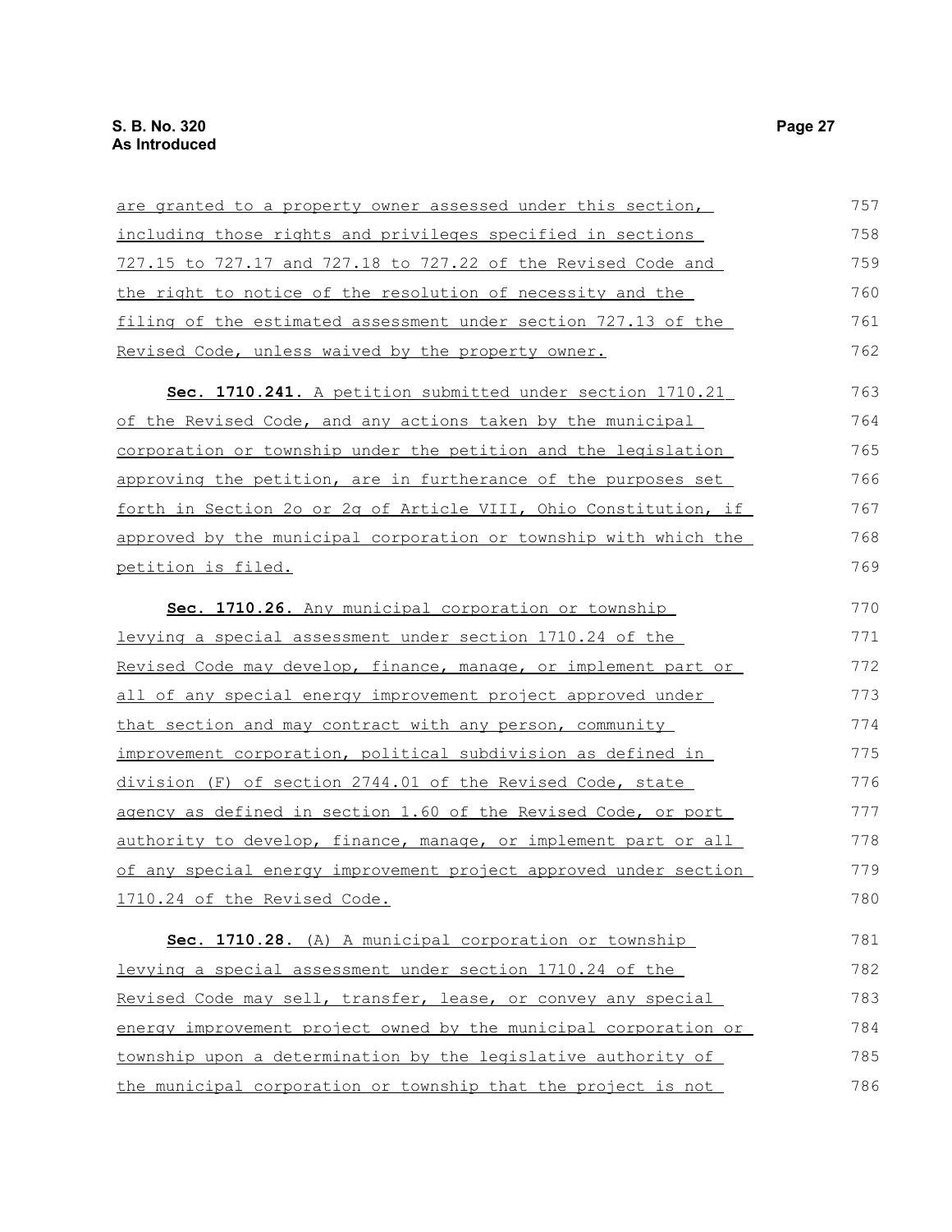are granted to a property owner assessed under this section, including those rights and privileges specified in sections 727.15 to 727.17 and 727.18 to 727.22 of the Revised Code and the right to notice of the resolution of necessity and the filing of the estimated assessment under section 727.13 of the Revised Code, unless waived by the property owner.

**Sec. 1710.241.** A petition submitted under section 1710.21 of the Revised Code, and any actions taken by the municipal corporation or township under the petition and the legislation approving the petition, are in furtherance of the purposes set forth in Section 2o or 2q of Article VIII, Ohio Constitution, if approved by the municipal corporation or township with which the petition is filed.

**Sec. 1710.26.** Any municipal corporation or township levying a special assessment under section 1710.24 of the Revised Code may develop, finance, manage, or implement part or all of any special energy improvement project approved under that section and may contract with any person, community improvement corporation, political subdivision as defined in division (F) of section 2744.01 of the Revised Code, state agency as defined in section 1.60 of the Revised Code, or port authority to develop, finance, manage, or implement part or all of any special energy improvement project approved under section 1710.24 of the Revised Code.

**Sec. 1710.28.** (A) A municipal corporation or township levying a special assessment under section 1710.24 of the Revised Code may sell, transfer, lease, or convey any special energy improvement project owned by the municipal corporation or township upon a determination by the legislative authority of the municipal corporation or township that the project is not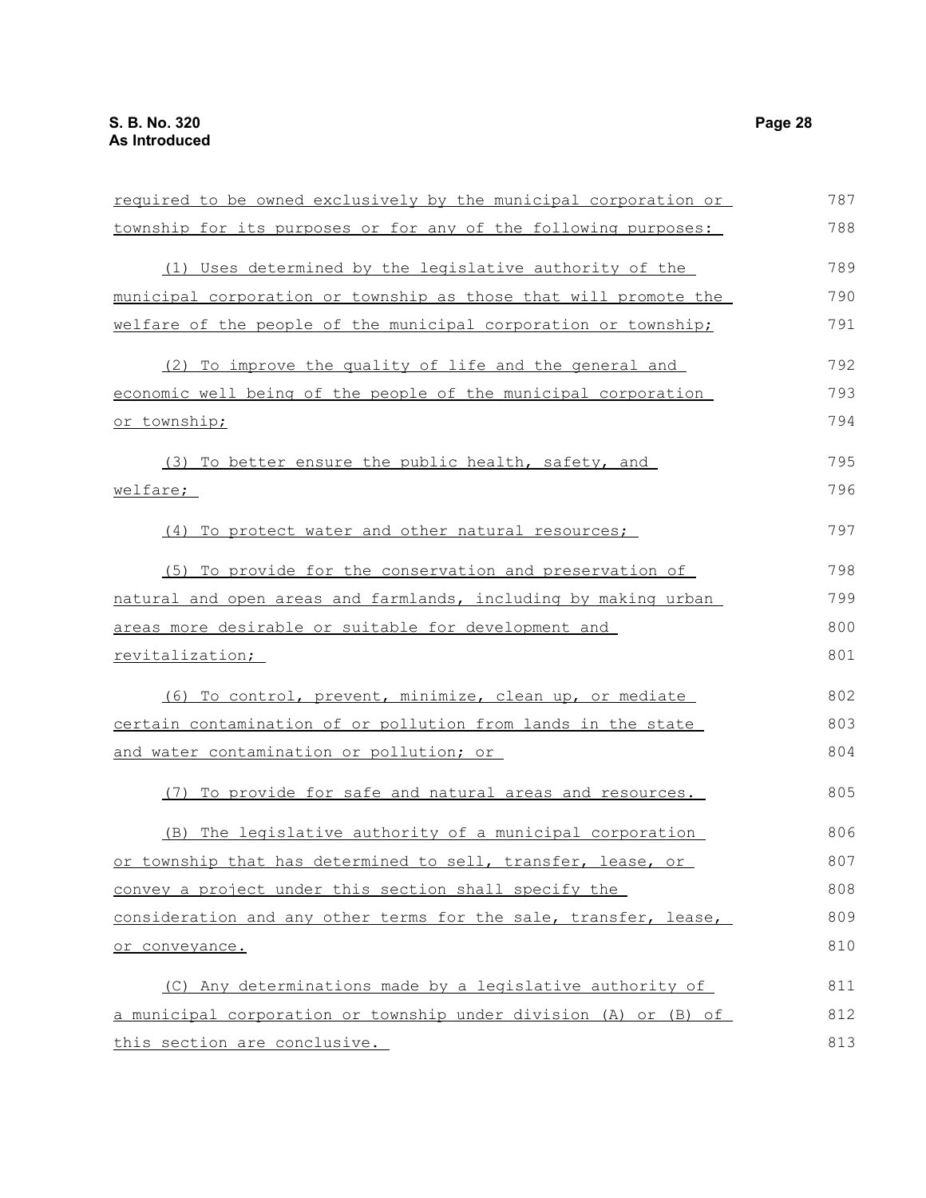required to be owned exclusively by the municipal corporation or township for its purposes or for any of the following purposes:

(1) Uses determined by the legislative authority of the municipal corporation or township as those that will promote the welfare of the people of the municipal corporation or township;

(2) To improve the quality of life and the general and economic well being of the people of the municipal corporation or township;

(3) To better ensure the public health, safety, and welfare;

(4) To protect water and other natural resources;

(5) To provide for the conservation and preservation of natural and open areas and farmlands, including by making urban areas more desirable or suitable for development and revitalization;

(6) To control, prevent, minimize, clean up, or mediate certain contamination of or pollution from lands in the state and water contamination or pollution; or

(7) To provide for safe and natural areas and resources.

(B) The legislative authority of a municipal corporation or township that has determined to sell, transfer, lease, or convey a project under this section shall specify the consideration and any other terms for the sale, transfer, lease, or conveyance.

(C) Any determinations made by a legislative authority of a municipal corporation or township under division (A) or (B) of this section are conclusive.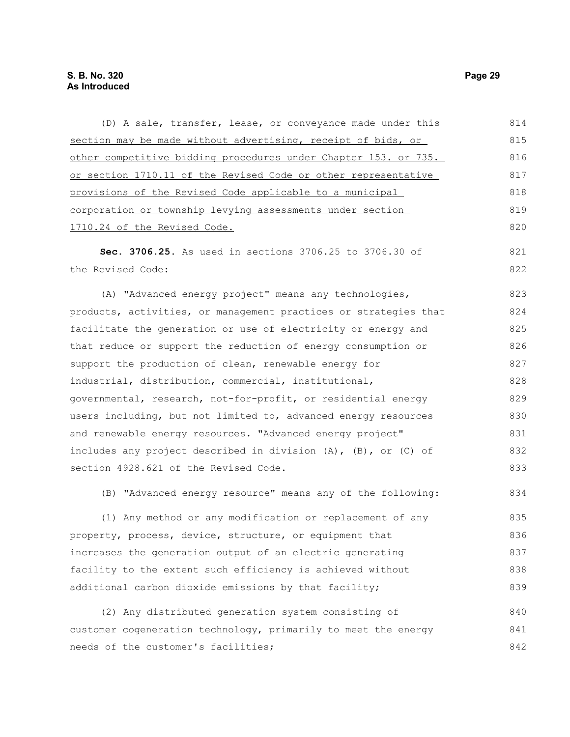(D) A sale, transfer, lease, or conveyance made under this section may be made without advertising, receipt of bids, or other competitive bidding procedures under Chapter 153. or 735. or section 1710.11 of the Revised Code or other representative provisions of the Revised Code applicable to a municipal corporation or township levying assessments under section 1710.24 of the Revised Code.

**Sec. 3706.25.** As used in sections 3706.25 to 3706.30 of the Revised Code:

(A) "Advanced energy project" means any technologies, products, activities, or management practices or strategies that facilitate the generation or use of electricity or energy and that reduce or support the reduction of energy consumption or support the production of clean, renewable energy for industrial, distribution, commercial, institutional, governmental, research, not-for-profit, or residential energy users including, but not limited to, advanced energy resources and renewable energy resources. "Advanced energy project" includes any project described in division (A), (B), or (C) of section 4928.621 of the Revised Code.

(B) "Advanced energy resource" means any of the following:

(1) Any method or any modification or replacement of any property, process, device, structure, or equipment that increases the generation output of an electric generating facility to the extent such efficiency is achieved without additional carbon dioxide emissions by that facility;

(2) Any distributed generation system consisting of customer cogeneration technology, primarily to meet the energy needs of the customer's facilities;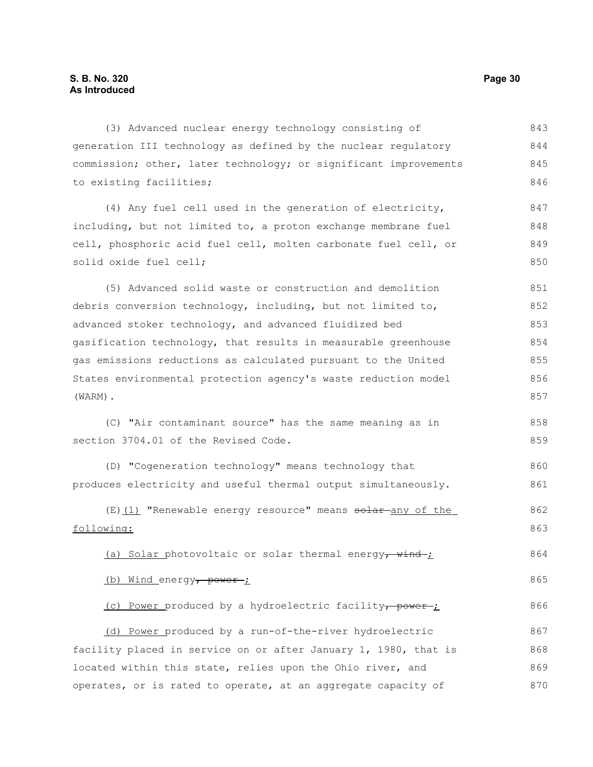(3) Advanced nuclear energy technology consisting of generation III technology as defined by the nuclear regulatory commission; other, later technology; or significant improvements to existing facilities;

(4) Any fuel cell used in the generation of electricity, including, but not limited to, a proton exchange membrane fuel cell, phosphoric acid fuel cell, molten carbonate fuel cell, or solid oxide fuel cell;

(5) Advanced solid waste or construction and demolition debris conversion technology, including, but not limited to, advanced stoker technology, and advanced fluidized bed gasification technology, that results in measurable greenhouse gas emissions reductions as calculated pursuant to the United States environmental protection agency's waste reduction model (WARM).

(C) "Air contaminant source" has the same meaning as in section 3704.01 of the Revised Code.

(D) "Cogeneration technology" means technology that produces electricity and useful thermal output simultaneously.

(E)(1) "Renewable energy resource" means ~~solar~~ any of the following:

(a) Solar photovoltaic or solar thermal energy~~, wind~~;

(b) Wind energy~~, power~~;

(c) Power produced by a hydroelectric facility~~, power~~;

(d) Power produced by a run-of-the-river hydroelectric facility placed in service on or after January 1, 1980, that is located within this state, relies upon the Ohio river, and operates, or is rated to operate, at an aggregate capacity of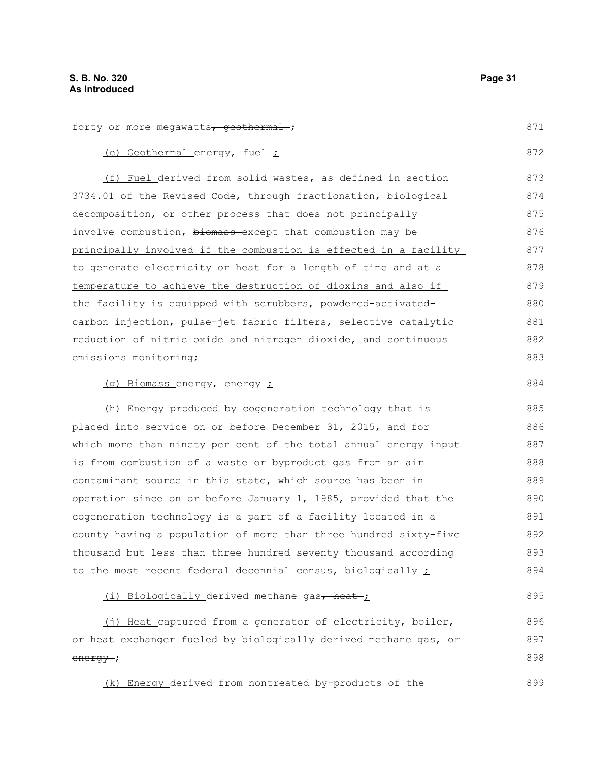forty or more megawatts~~, geothermal~~ ;

(e) Geothermal energy~~, fuel~~ ;

(f) Fuel derived from solid wastes, as defined in section 3734.01 of the Revised Code, through fractionation, biological decomposition, or other process that does not principally involve combustion, ~~biomass~~ except that combustion may be principally involved if the combustion is effected in a facility to generate electricity or heat for a length of time and at a temperature to achieve the destruction of dioxins and also if the facility is equipped with scrubbers, powdered-activated-carbon injection, pulse-jet fabric filters, selective catalytic reduction of nitric oxide and nitrogen dioxide, and continuous emissions monitoring;

(g) Biomass energy~~, energy~~ ;

(h) Energy produced by cogeneration technology that is placed into service on or before December 31, 2015, and for which more than ninety per cent of the total annual energy input is from combustion of a waste or byproduct gas from an air contaminant source in this state, which source has been in operation since on or before January 1, 1985, provided that the cogeneration technology is a part of a facility located in a county having a population of more than three hundred sixty-five thousand but less than three hundred seventy thousand according to the most recent federal decennial census~~, biologically~~ ;

(i) Biologically derived methane gas~~, heat~~ ;

(j) Heat captured from a generator of electricity, boiler, or heat exchanger fueled by biologically derived methane gas~~, or energy~~ ;

(k) Energy derived from nontreated by-products of the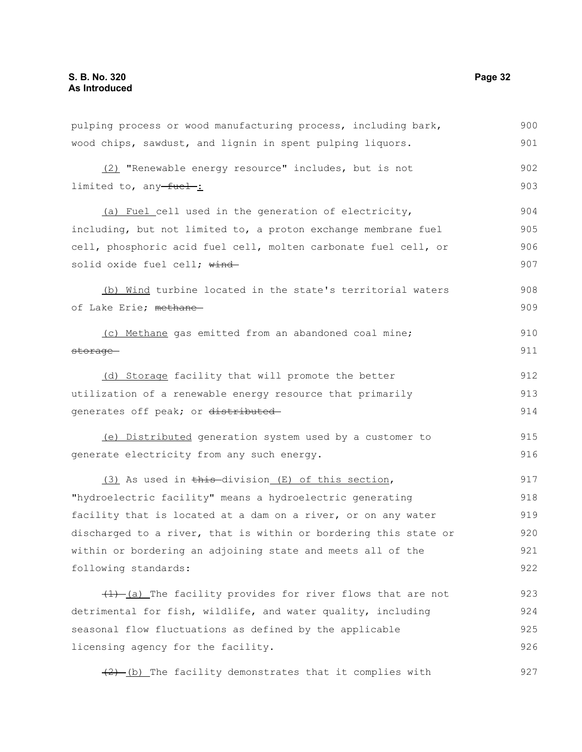pulping process or wood manufacturing process, including bark, wood chips, sawdust, and lignin in spent pulping liquors.

(2) "Renewable energy resource" includes, but is not limited to, any ~~fuel~~ :

(a) Fuel cell used in the generation of electricity, including, but not limited to, a proton exchange membrane fuel cell, phosphoric acid fuel cell, molten carbonate fuel cell, or solid oxide fuel cell; ~~wind~~

(b) Wind turbine located in the state's territorial waters of Lake Erie; ~~methane~~

(c) Methane gas emitted from an abandoned coal mine; ~~storage~~

(d) Storage facility that will promote the better utilization of a renewable energy resource that primarily generates off peak; or ~~distributed~~

(e) Distributed generation system used by a customer to generate electricity from any such energy.

(3) As used in ~~this~~ division (E) of this section, "hydroelectric facility" means a hydroelectric generating facility that is located at a dam on a river, or on any water discharged to a river, that is within or bordering this state or within or bordering an adjoining state and meets all of the following standards:

~~(1)~~ (a) The facility provides for river flows that are not detrimental for fish, wildlife, and water quality, including seasonal flow fluctuations as defined by the applicable licensing agency for the facility.

~~(2)~~ (b) The facility demonstrates that it complies with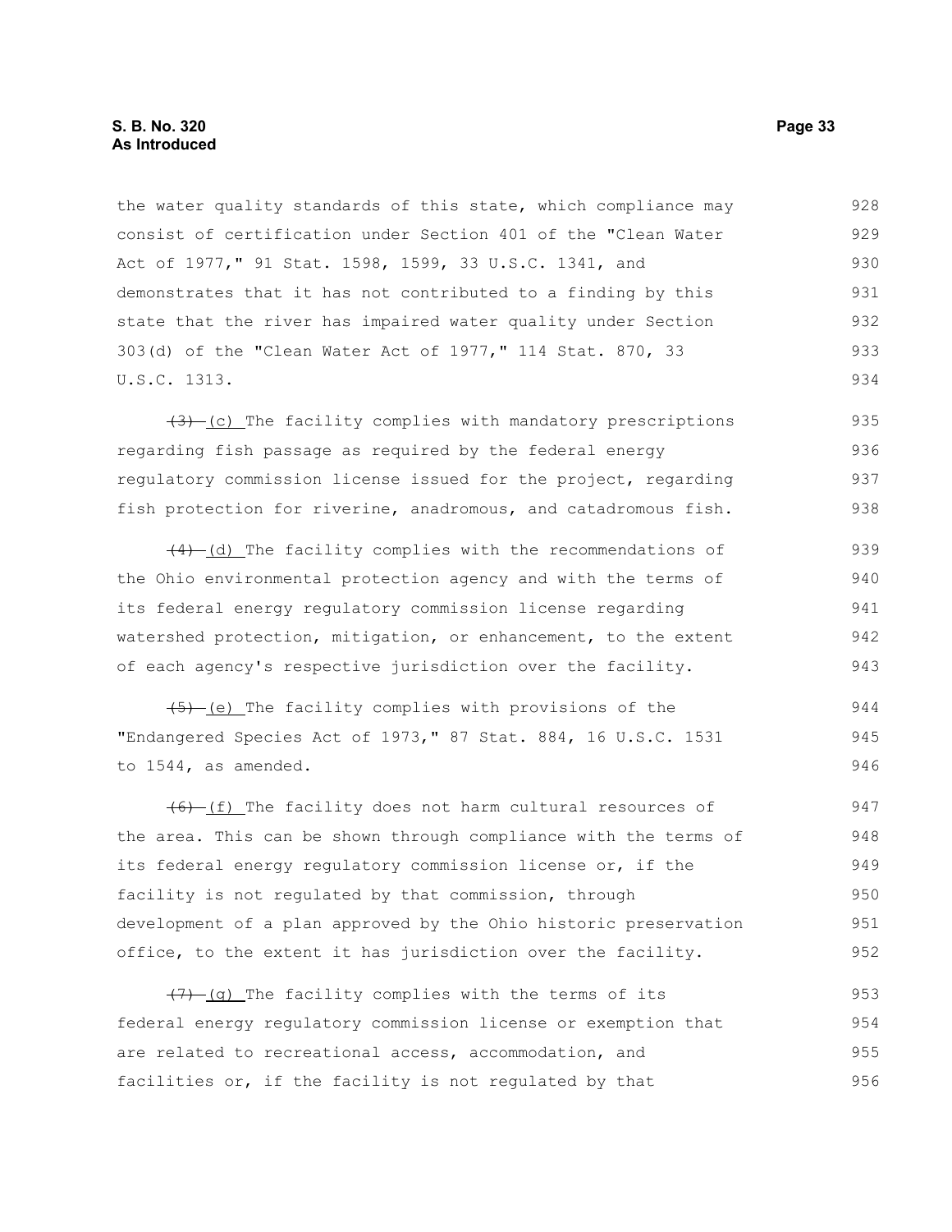the water quality standards of this state, which compliance may consist of certification under Section 401 of the "Clean Water Act of 1977," 91 Stat. 1598, 1599, 33 U.S.C. 1341, and demonstrates that it has not contributed to a finding by this state that the river has impaired water quality under Section 303(d) of the "Clean Water Act of 1977," 114 Stat. 870, 33 U.S.C. 1313.

~~(3)~~ (c) The facility complies with mandatory prescriptions regarding fish passage as required by the federal energy regulatory commission license issued for the project, regarding fish protection for riverine, anadromous, and catadromous fish.

~~(4)~~ (d) The facility complies with the recommendations of the Ohio environmental protection agency and with the terms of its federal energy regulatory commission license regarding watershed protection, mitigation, or enhancement, to the extent of each agency's respective jurisdiction over the facility.

~~(5)~~ (e) The facility complies with provisions of the "Endangered Species Act of 1973," 87 Stat. 884, 16 U.S.C. 1531 to 1544, as amended.

~~(6)~~ (f) The facility does not harm cultural resources of the area. This can be shown through compliance with the terms of its federal energy regulatory commission license or, if the facility is not regulated by that commission, through development of a plan approved by the Ohio historic preservation office, to the extent it has jurisdiction over the facility.

~~(7)~~ (g) The facility complies with the terms of its federal energy regulatory commission license or exemption that are related to recreational access, accommodation, and facilities or, if the facility is not regulated by that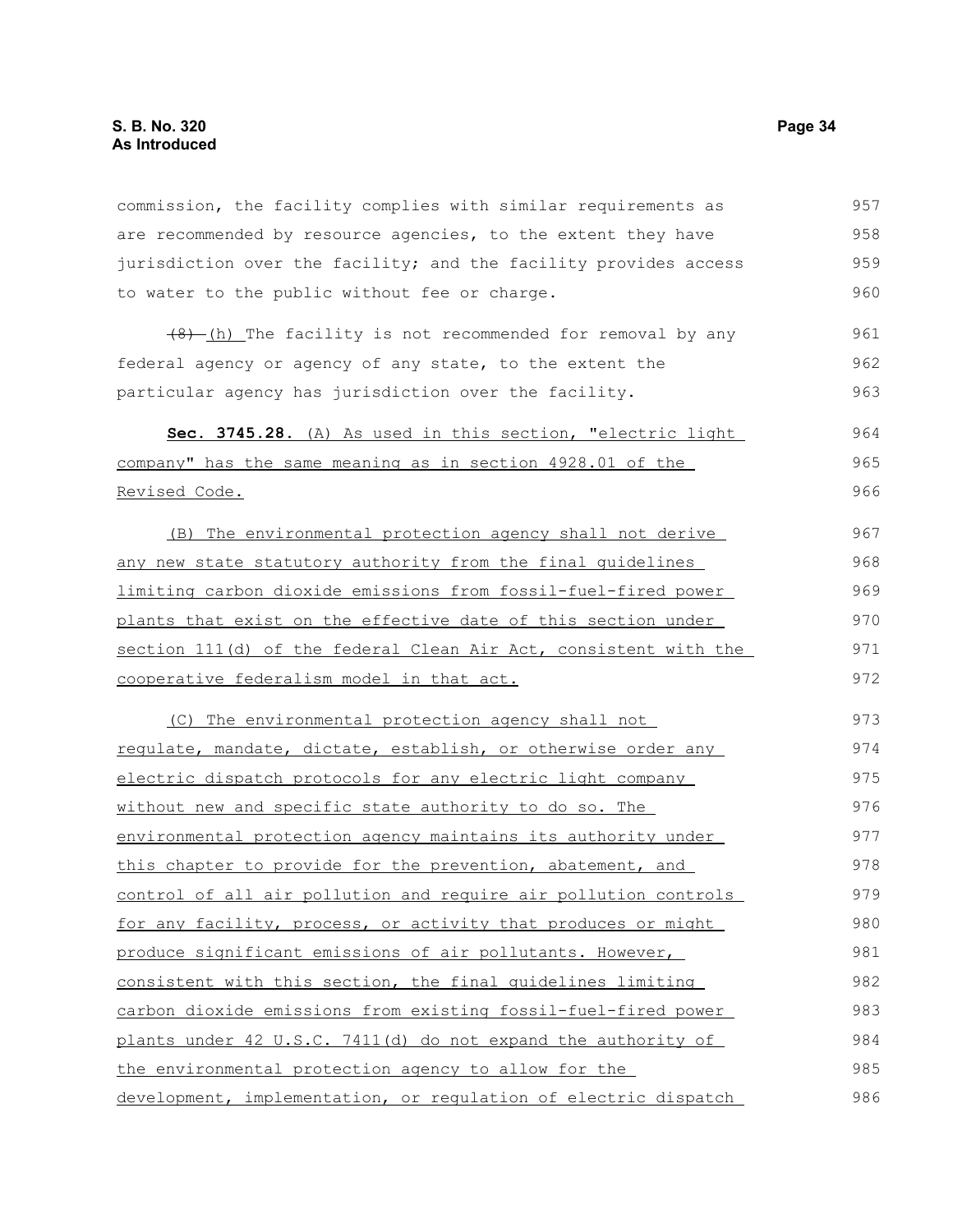commission, the facility complies with similar requirements as are recommended by resource agencies, to the extent they have jurisdiction over the facility; and the facility provides access to water to the public without fee or charge.

~~(8)~~ (h) The facility is not recommended for removal by any federal agency or agency of any state, to the extent the particular agency has jurisdiction over the facility.

**Sec. 3745.28.** (A) As used in this section, "electric light company" has the same meaning as in section 4928.01 of the Revised Code.

(B) The environmental protection agency shall not derive any new state statutory authority from the final guidelines limiting carbon dioxide emissions from fossil-fuel-fired power plants that exist on the effective date of this section under section 111(d) of the federal Clean Air Act, consistent with the cooperative federalism model in that act.

(C) The environmental protection agency shall not regulate, mandate, dictate, establish, or otherwise order any electric dispatch protocols for any electric light company without new and specific state authority to do so. The environmental protection agency maintains its authority under this chapter to provide for the prevention, abatement, and control of all air pollution and require air pollution controls for any facility, process, or activity that produces or might produce significant emissions of air pollutants. However, consistent with this section, the final guidelines limiting carbon dioxide emissions from existing fossil-fuel-fired power plants under 42 U.S.C. 7411(d) do not expand the authority of the environmental protection agency to allow for the development, implementation, or regulation of electric dispatch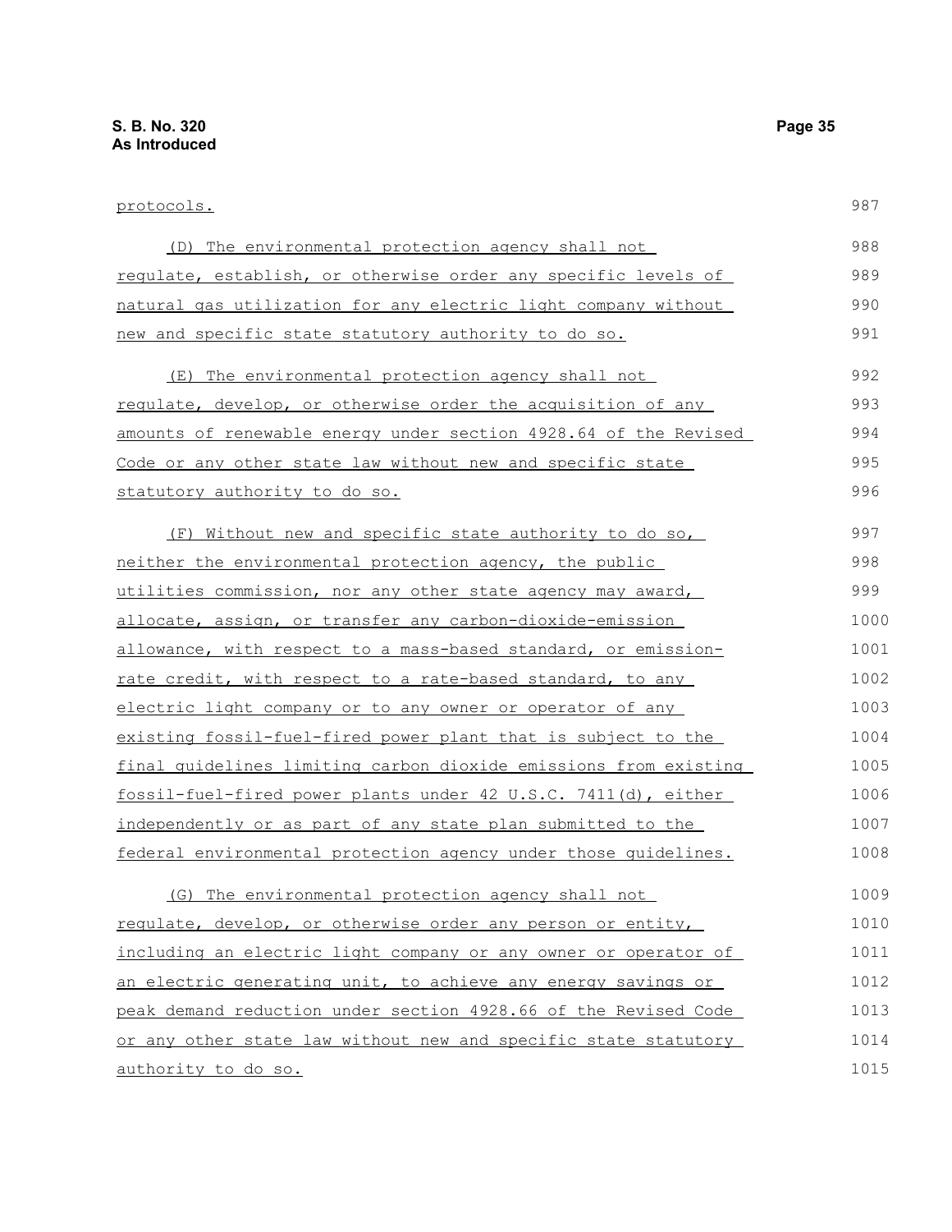protocols.

(D) The environmental protection agency shall not regulate, establish, or otherwise order any specific levels of natural gas utilization for any electric light company without new and specific state statutory authority to do so.

(E) The environmental protection agency shall not regulate, develop, or otherwise order the acquisition of any amounts of renewable energy under section 4928.64 of the Revised Code or any other state law without new and specific state statutory authority to do so.

(F) Without new and specific state authority to do so, neither the environmental protection agency, the public utilities commission, nor any other state agency may award, allocate, assign, or transfer any carbon-dioxide-emission allowance, with respect to a mass-based standard, or emission-rate credit, with respect to a rate-based standard, to any electric light company or to any owner or operator of any existing fossil-fuel-fired power plant that is subject to the final guidelines limiting carbon dioxide emissions from existing fossil-fuel-fired power plants under 42 U.S.C. 7411(d), either independently or as part of any state plan submitted to the federal environmental protection agency under those guidelines.

(G) The environmental protection agency shall not regulate, develop, or otherwise order any person or entity, including an electric light company or any owner or operator of an electric generating unit, to achieve any energy savings or peak demand reduction under section 4928.66 of the Revised Code or any other state law without new and specific state statutory authority to do so.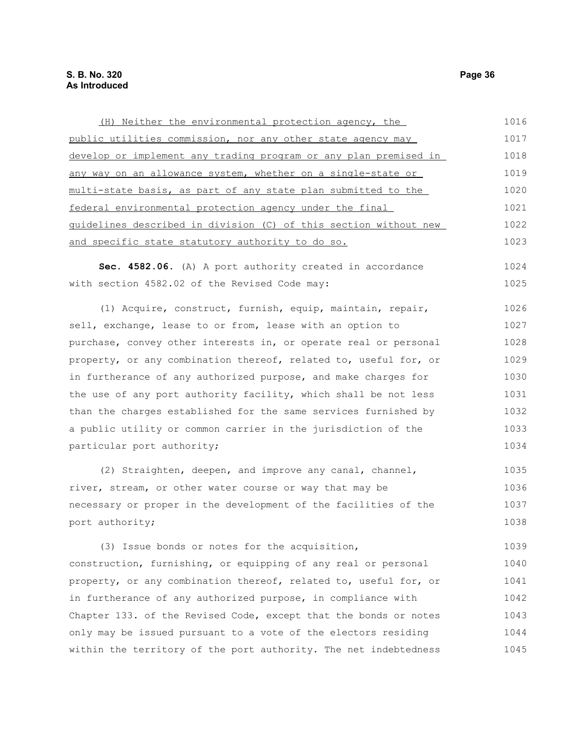(H) Neither the environmental protection agency, the public utilities commission, nor any other state agency may develop or implement any trading program or any plan premised in any way on an allowance system, whether on a single-state or multi-state basis, as part of any state plan submitted to the federal environmental protection agency under the final guidelines described in division (C) of this section without new and specific state statutory authority to do so.

**Sec. 4582.06.** (A) A port authority created in accordance with section 4582.02 of the Revised Code may:

(1) Acquire, construct, furnish, equip, maintain, repair, sell, exchange, lease to or from, lease with an option to purchase, convey other interests in, or operate real or personal property, or any combination thereof, related to, useful for, or in furtherance of any authorized purpose, and make charges for the use of any port authority facility, which shall be not less than the charges established for the same services furnished by a public utility or common carrier in the jurisdiction of the particular port authority;

(2) Straighten, deepen, and improve any canal, channel, river, stream, or other water course or way that may be necessary or proper in the development of the facilities of the port authority;

(3) Issue bonds or notes for the acquisition, construction, furnishing, or equipping of any real or personal property, or any combination thereof, related to, useful for, or in furtherance of any authorized purpose, in compliance with Chapter 133. of the Revised Code, except that the bonds or notes only may be issued pursuant to a vote of the electors residing within the territory of the port authority. The net indebtedness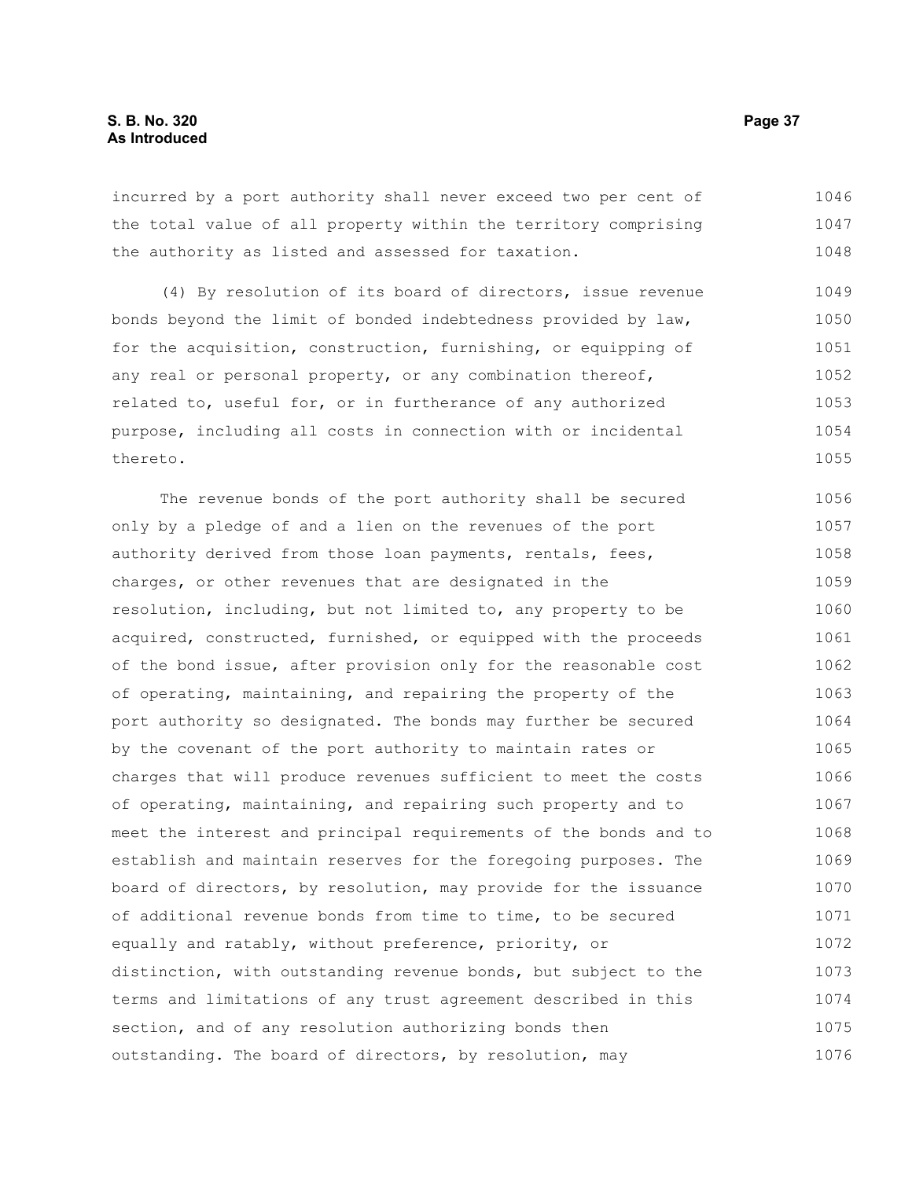incurred by a port authority shall never exceed two per cent of the total value of all property within the territory comprising the authority as listed and assessed for taxation.

(4) By resolution of its board of directors, issue revenue bonds beyond the limit of bonded indebtedness provided by law, for the acquisition, construction, furnishing, or equipping of any real or personal property, or any combination thereof, related to, useful for, or in furtherance of any authorized purpose, including all costs in connection with or incidental thereto.

The revenue bonds of the port authority shall be secured only by a pledge of and a lien on the revenues of the port authority derived from those loan payments, rentals, fees, charges, or other revenues that are designated in the resolution, including, but not limited to, any property to be acquired, constructed, furnished, or equipped with the proceeds of the bond issue, after provision only for the reasonable cost of operating, maintaining, and repairing the property of the port authority so designated. The bonds may further be secured by the covenant of the port authority to maintain rates or charges that will produce revenues sufficient to meet the costs of operating, maintaining, and repairing such property and to meet the interest and principal requirements of the bonds and to establish and maintain reserves for the foregoing purposes. The board of directors, by resolution, may provide for the issuance of additional revenue bonds from time to time, to be secured equally and ratably, without preference, priority, or distinction, with outstanding revenue bonds, but subject to the terms and limitations of any trust agreement described in this section, and of any resolution authorizing bonds then outstanding. The board of directors, by resolution, may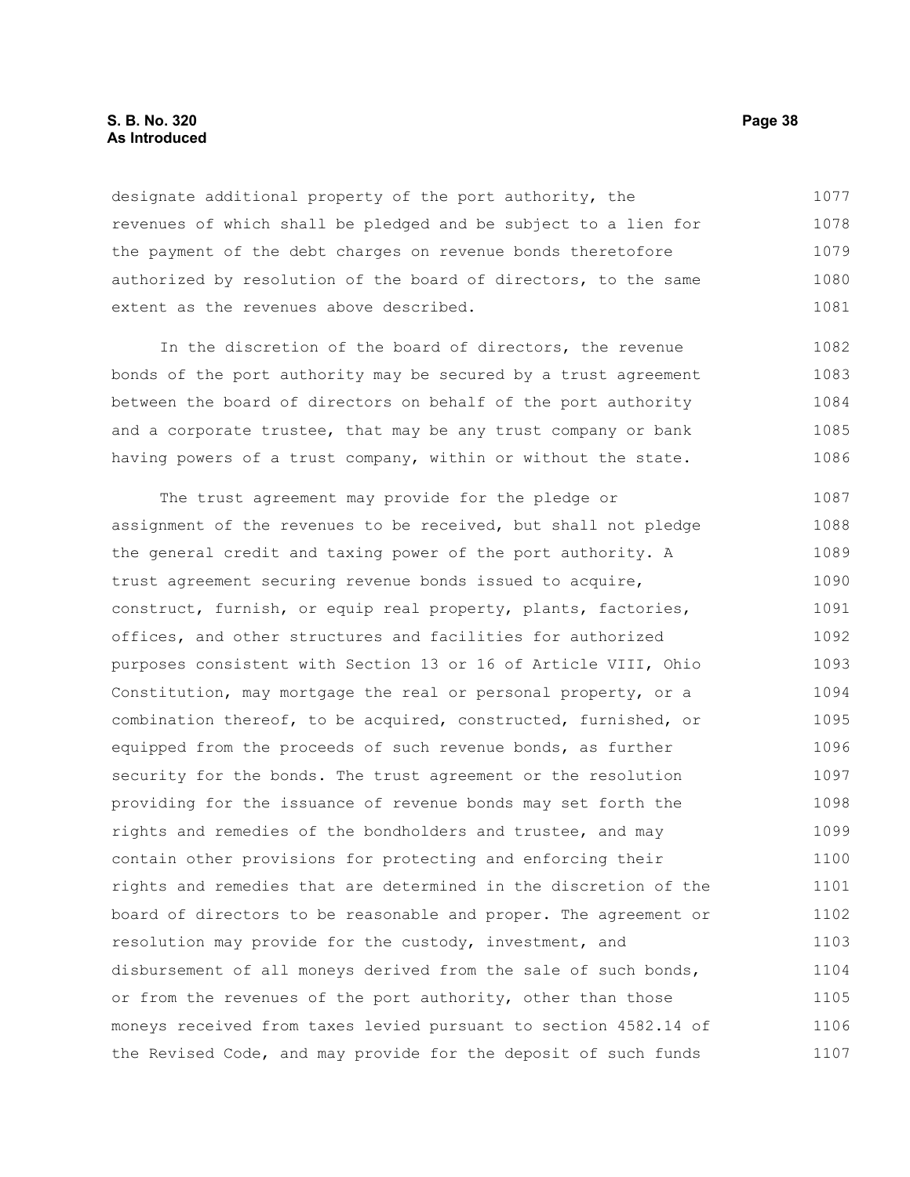designate additional property of the port authority, the revenues of which shall be pledged and be subject to a lien for the payment of the debt charges on revenue bonds theretofore authorized by resolution of the board of directors, to the same extent as the revenues above described.

In the discretion of the board of directors, the revenue bonds of the port authority may be secured by a trust agreement between the board of directors on behalf of the port authority and a corporate trustee, that may be any trust company or bank having powers of a trust company, within or without the state.

The trust agreement may provide for the pledge or assignment of the revenues to be received, but shall not pledge the general credit and taxing power of the port authority. A trust agreement securing revenue bonds issued to acquire, construct, furnish, or equip real property, plants, factories, offices, and other structures and facilities for authorized purposes consistent with Section 13 or 16 of Article VIII, Ohio Constitution, may mortgage the real or personal property, or a combination thereof, to be acquired, constructed, furnished, or equipped from the proceeds of such revenue bonds, as further security for the bonds. The trust agreement or the resolution providing for the issuance of revenue bonds may set forth the rights and remedies of the bondholders and trustee, and may contain other provisions for protecting and enforcing their rights and remedies that are determined in the discretion of the board of directors to be reasonable and proper. The agreement or resolution may provide for the custody, investment, and disbursement of all moneys derived from the sale of such bonds, or from the revenues of the port authority, other than those moneys received from taxes levied pursuant to section 4582.14 of the Revised Code, and may provide for the deposit of such funds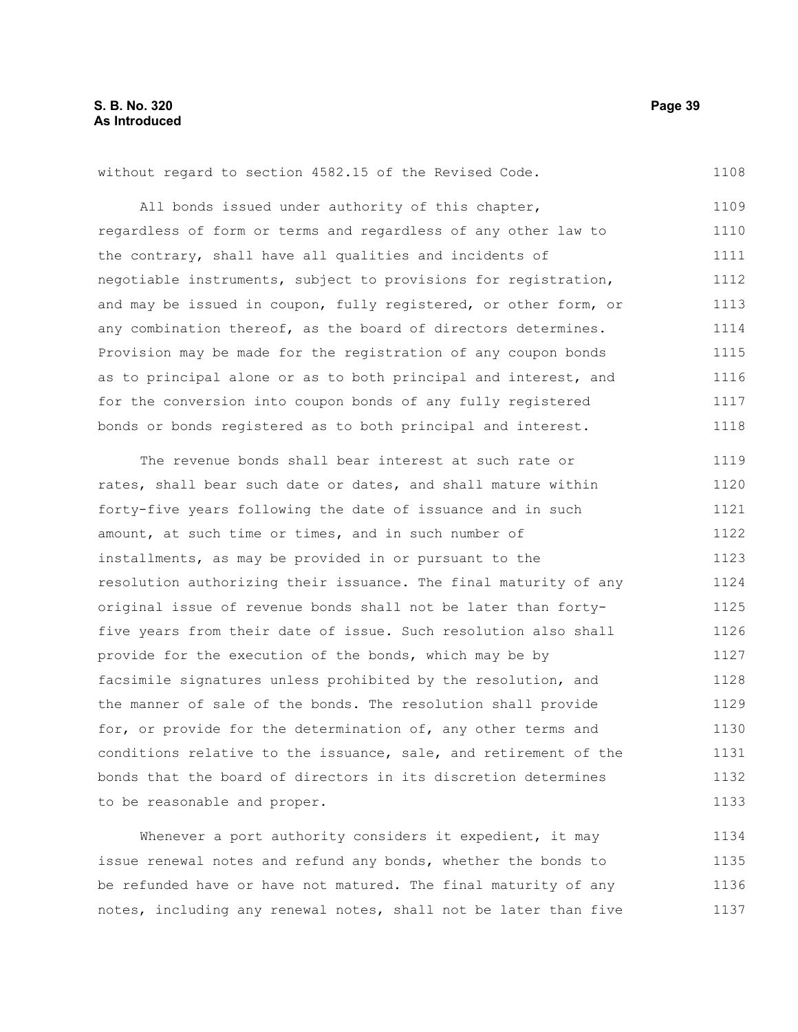without regard to section 4582.15 of the Revised Code.

All bonds issued under authority of this chapter, regardless of form or terms and regardless of any other law to the contrary, shall have all qualities and incidents of negotiable instruments, subject to provisions for registration, and may be issued in coupon, fully registered, or other form, or any combination thereof, as the board of directors determines. Provision may be made for the registration of any coupon bonds as to principal alone or as to both principal and interest, and for the conversion into coupon bonds of any fully registered bonds or bonds registered as to both principal and interest.

The revenue bonds shall bear interest at such rate or rates, shall bear such date or dates, and shall mature within forty-five years following the date of issuance and in such amount, at such time or times, and in such number of installments, as may be provided in or pursuant to the resolution authorizing their issuance. The final maturity of any original issue of revenue bonds shall not be later than forty-five years from their date of issue. Such resolution also shall provide for the execution of the bonds, which may be by facsimile signatures unless prohibited by the resolution, and the manner of sale of the bonds. The resolution shall provide for, or provide for the determination of, any other terms and conditions relative to the issuance, sale, and retirement of the bonds that the board of directors in its discretion determines to be reasonable and proper.

Whenever a port authority considers it expedient, it may issue renewal notes and refund any bonds, whether the bonds to be refunded have or have not matured. The final maturity of any notes, including any renewal notes, shall not be later than five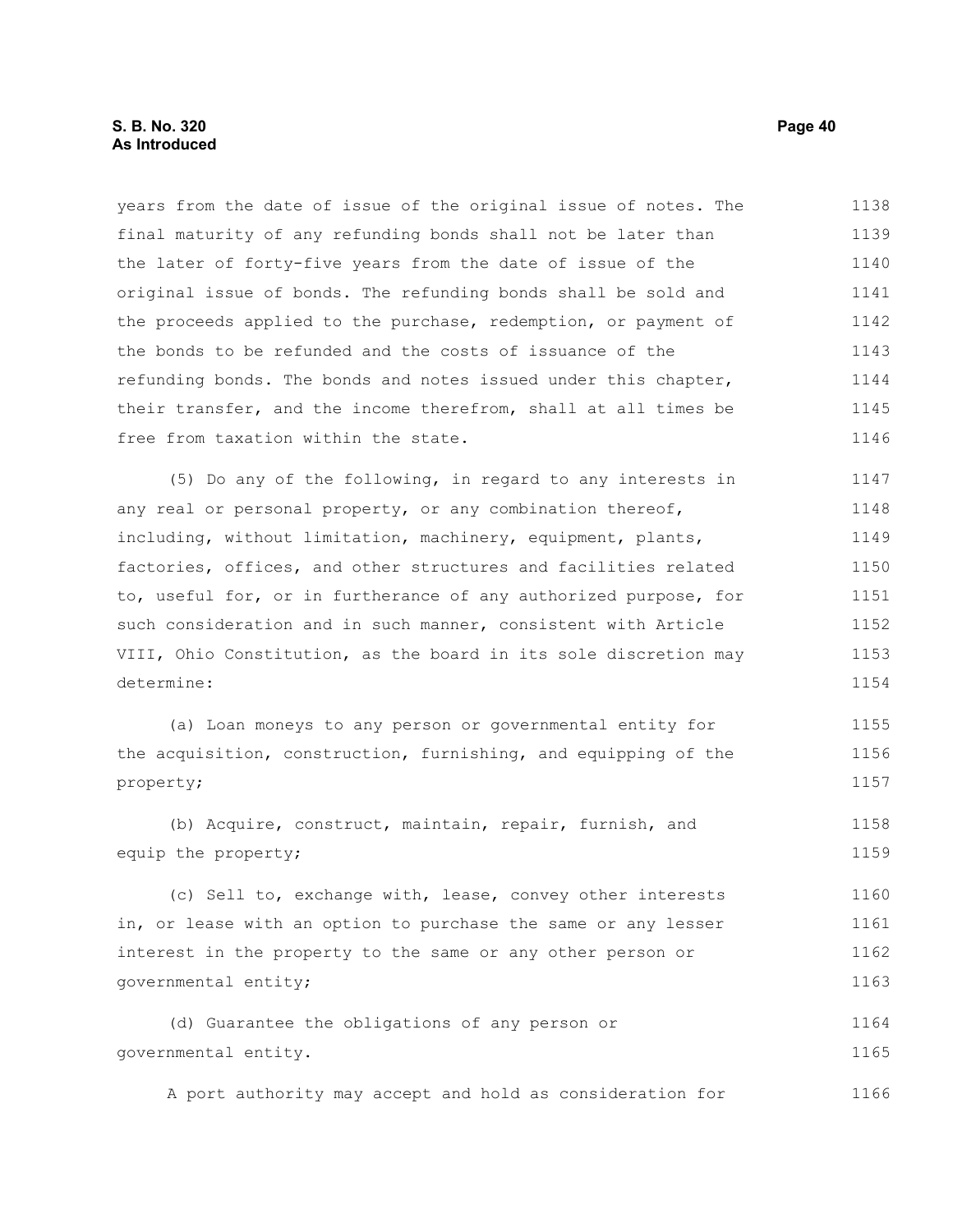years from the date of issue of the original issue of notes. The final maturity of any refunding bonds shall not be later than the later of forty-five years from the date of issue of the original issue of bonds. The refunding bonds shall be sold and the proceeds applied to the purchase, redemption, or payment of the bonds to be refunded and the costs of issuance of the refunding bonds. The bonds and notes issued under this chapter, their transfer, and the income therefrom, shall at all times be free from taxation within the state.

(5) Do any of the following, in regard to any interests in any real or personal property, or any combination thereof, including, without limitation, machinery, equipment, plants, factories, offices, and other structures and facilities related to, useful for, or in furtherance of any authorized purpose, for such consideration and in such manner, consistent with Article VIII, Ohio Constitution, as the board in its sole discretion may determine:

(a) Loan moneys to any person or governmental entity for the acquisition, construction, furnishing, and equipping of the property;

(b) Acquire, construct, maintain, repair, furnish, and equip the property;

(c) Sell to, exchange with, lease, convey other interests in, or lease with an option to purchase the same or any lesser interest in the property to the same or any other person or governmental entity;

(d) Guarantee the obligations of any person or governmental entity.

A port authority may accept and hold as consideration for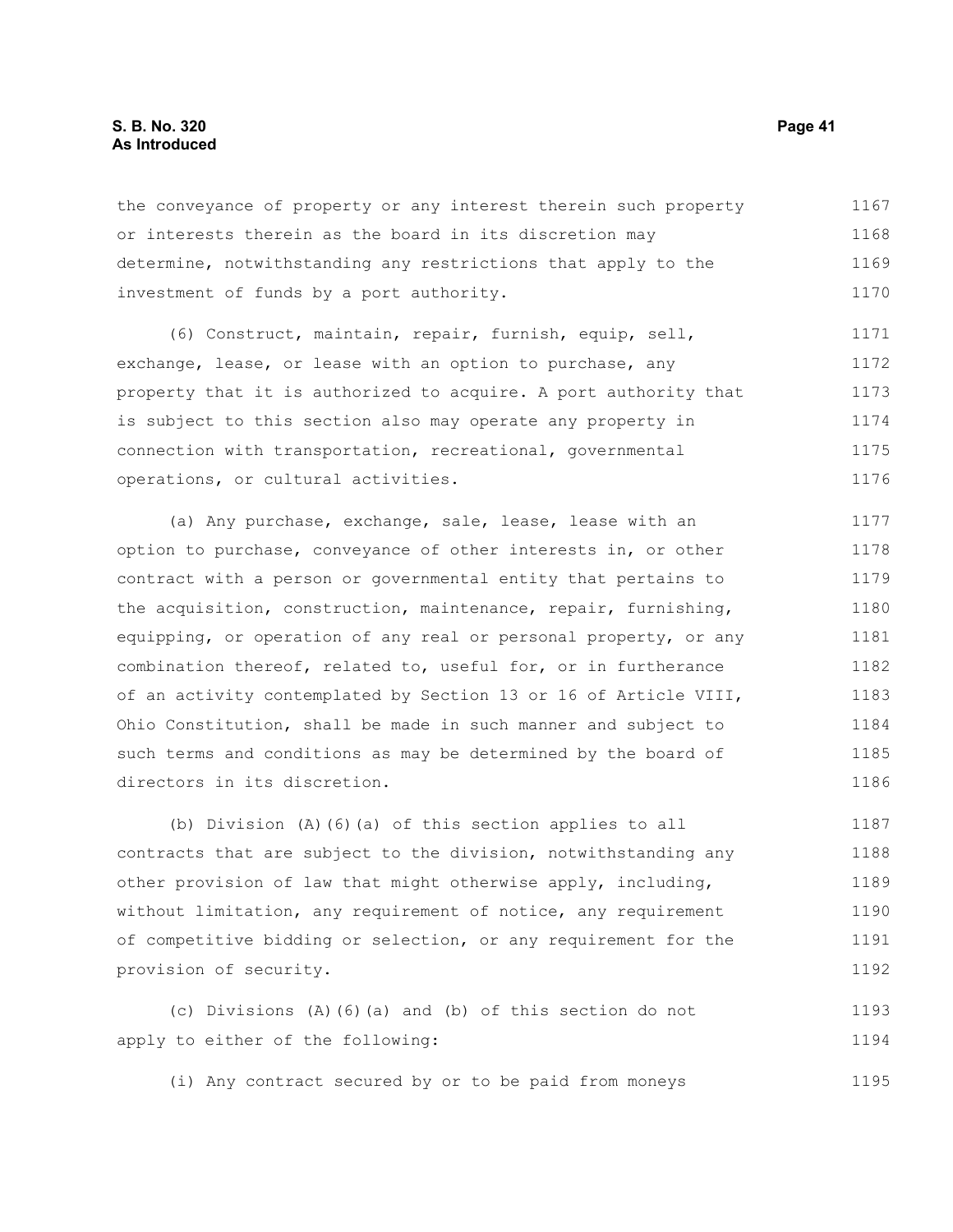the conveyance of property or any interest therein such property or interests therein as the board in its discretion may determine, notwithstanding any restrictions that apply to the investment of funds by a port authority.

(6) Construct, maintain, repair, furnish, equip, sell, exchange, lease, or lease with an option to purchase, any property that it is authorized to acquire. A port authority that is subject to this section also may operate any property in connection with transportation, recreational, governmental operations, or cultural activities.

(a) Any purchase, exchange, sale, lease, lease with an option to purchase, conveyance of other interests in, or other contract with a person or governmental entity that pertains to the acquisition, construction, maintenance, repair, furnishing, equipping, or operation of any real or personal property, or any combination thereof, related to, useful for, or in furtherance of an activity contemplated by Section 13 or 16 of Article VIII, Ohio Constitution, shall be made in such manner and subject to such terms and conditions as may be determined by the board of directors in its discretion.

(b) Division (A)(6)(a) of this section applies to all contracts that are subject to the division, notwithstanding any other provision of law that might otherwise apply, including, without limitation, any requirement of notice, any requirement of competitive bidding or selection, or any requirement for the provision of security.

(c) Divisions (A)(6)(a) and (b) of this section do not apply to either of the following:

(i) Any contract secured by or to be paid from moneys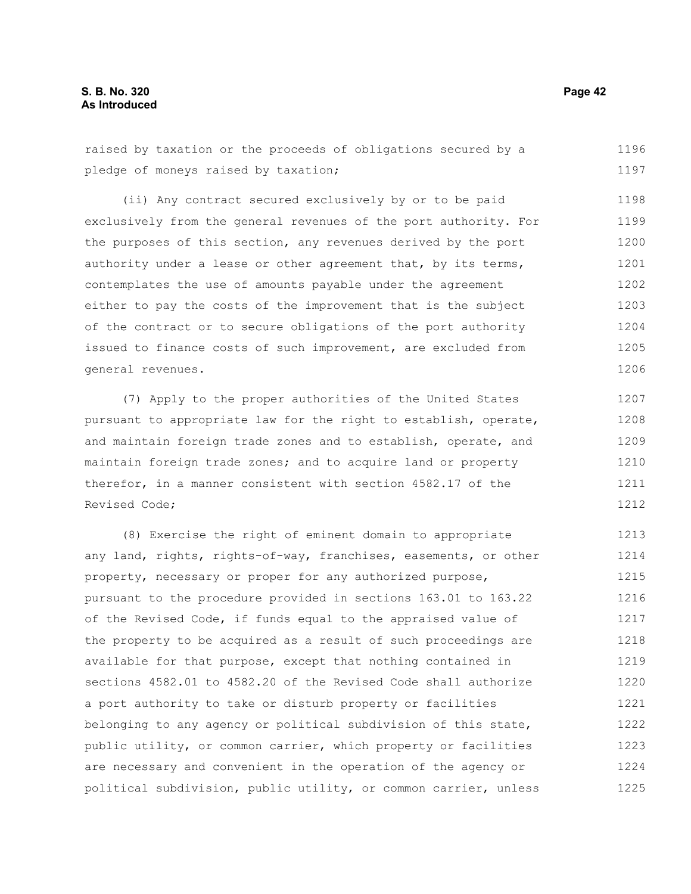raised by taxation or the proceeds of obligations secured by a pledge of moneys raised by taxation;

(ii) Any contract secured exclusively by or to be paid exclusively from the general revenues of the port authority. For the purposes of this section, any revenues derived by the port authority under a lease or other agreement that, by its terms, contemplates the use of amounts payable under the agreement either to pay the costs of the improvement that is the subject of the contract or to secure obligations of the port authority issued to finance costs of such improvement, are excluded from general revenues.

(7) Apply to the proper authorities of the United States pursuant to appropriate law for the right to establish, operate, and maintain foreign trade zones and to establish, operate, and maintain foreign trade zones; and to acquire land or property therefor, in a manner consistent with section 4582.17 of the Revised Code;

(8) Exercise the right of eminent domain to appropriate any land, rights, rights-of-way, franchises, easements, or other property, necessary or proper for any authorized purpose, pursuant to the procedure provided in sections 163.01 to 163.22 of the Revised Code, if funds equal to the appraised value of the property to be acquired as a result of such proceedings are available for that purpose, except that nothing contained in sections 4582.01 to 4582.20 of the Revised Code shall authorize a port authority to take or disturb property or facilities belonging to any agency or political subdivision of this state, public utility, or common carrier, which property or facilities are necessary and convenient in the operation of the agency or political subdivision, public utility, or common carrier, unless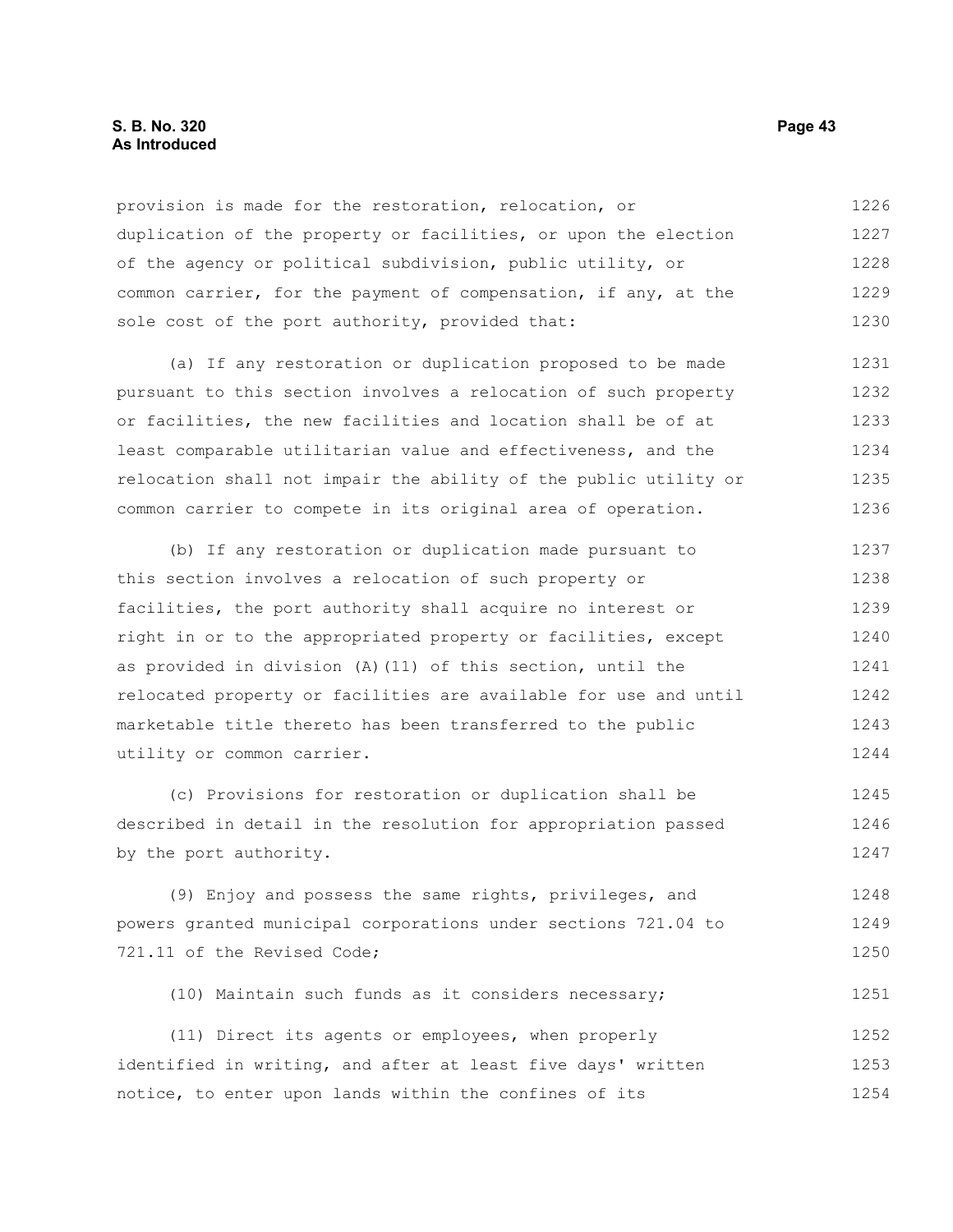provision is made for the restoration, relocation, or duplication of the property or facilities, or upon the election of the agency or political subdivision, public utility, or common carrier, for the payment of compensation, if any, at the sole cost of the port authority, provided that:

(a) If any restoration or duplication proposed to be made pursuant to this section involves a relocation of such property or facilities, the new facilities and location shall be of at least comparable utilitarian value and effectiveness, and the relocation shall not impair the ability of the public utility or common carrier to compete in its original area of operation.

(b) If any restoration or duplication made pursuant to this section involves a relocation of such property or facilities, the port authority shall acquire no interest or right in or to the appropriated property or facilities, except as provided in division (A)(11) of this section, until the relocated property or facilities are available for use and until marketable title thereto has been transferred to the public utility or common carrier.

(c) Provisions for restoration or duplication shall be described in detail in the resolution for appropriation passed by the port authority.

(9) Enjoy and possess the same rights, privileges, and powers granted municipal corporations under sections 721.04 to 721.11 of the Revised Code;

(10) Maintain such funds as it considers necessary;

(11) Direct its agents or employees, when properly identified in writing, and after at least five days' written notice, to enter upon lands within the confines of its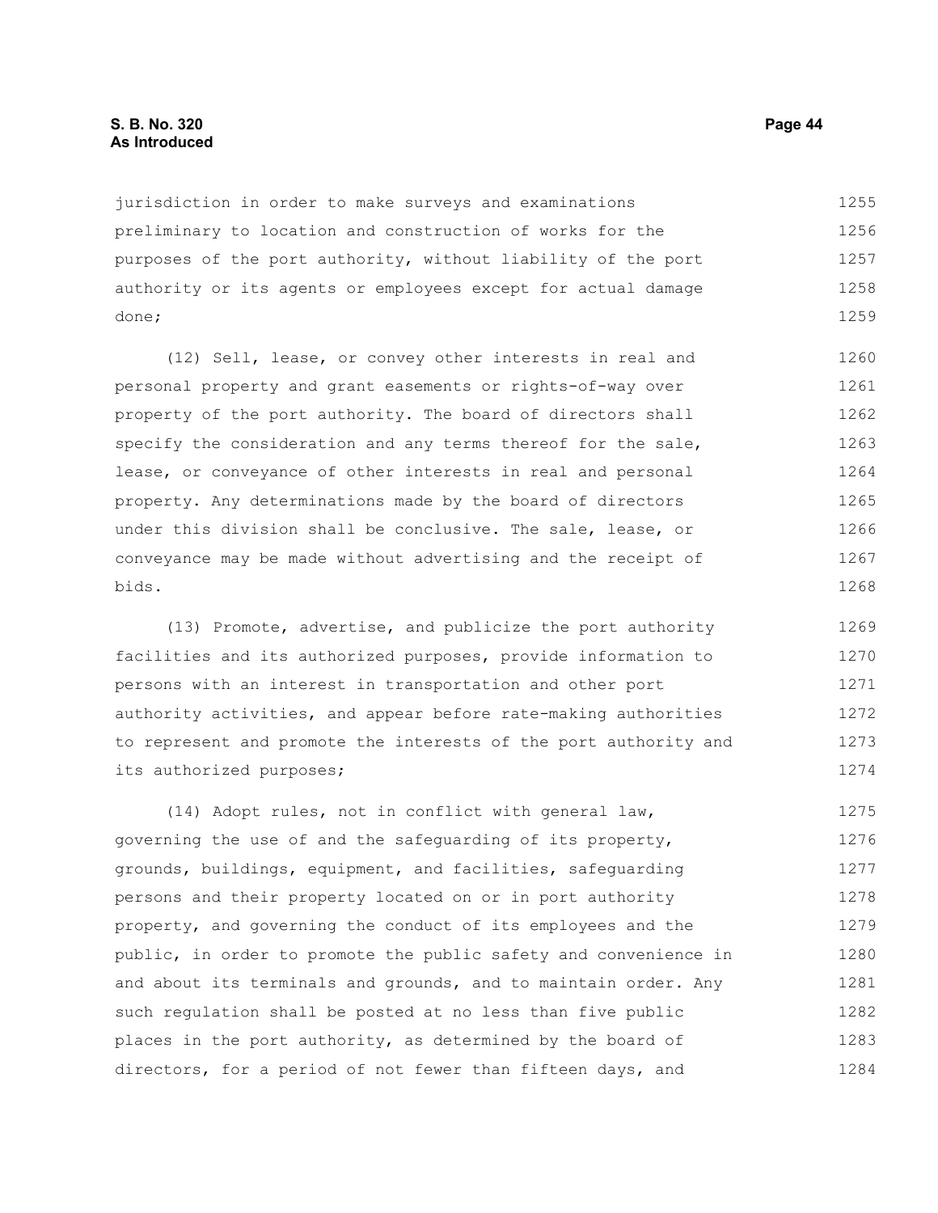jurisdiction in order to make surveys and examinations preliminary to location and construction of works for the purposes of the port authority, without liability of the port authority or its agents or employees except for actual damage done;

(12) Sell, lease, or convey other interests in real and personal property and grant easements or rights-of-way over property of the port authority. The board of directors shall specify the consideration and any terms thereof for the sale, lease, or conveyance of other interests in real and personal property. Any determinations made by the board of directors under this division shall be conclusive. The sale, lease, or conveyance may be made without advertising and the receipt of bids.

(13) Promote, advertise, and publicize the port authority facilities and its authorized purposes, provide information to persons with an interest in transportation and other port authority activities, and appear before rate-making authorities to represent and promote the interests of the port authority and its authorized purposes;

(14) Adopt rules, not in conflict with general law, governing the use of and the safeguarding of its property, grounds, buildings, equipment, and facilities, safeguarding persons and their property located on or in port authority property, and governing the conduct of its employees and the public, in order to promote the public safety and convenience in and about its terminals and grounds, and to maintain order. Any such regulation shall be posted at no less than five public places in the port authority, as determined by the board of directors, for a period of not fewer than fifteen days, and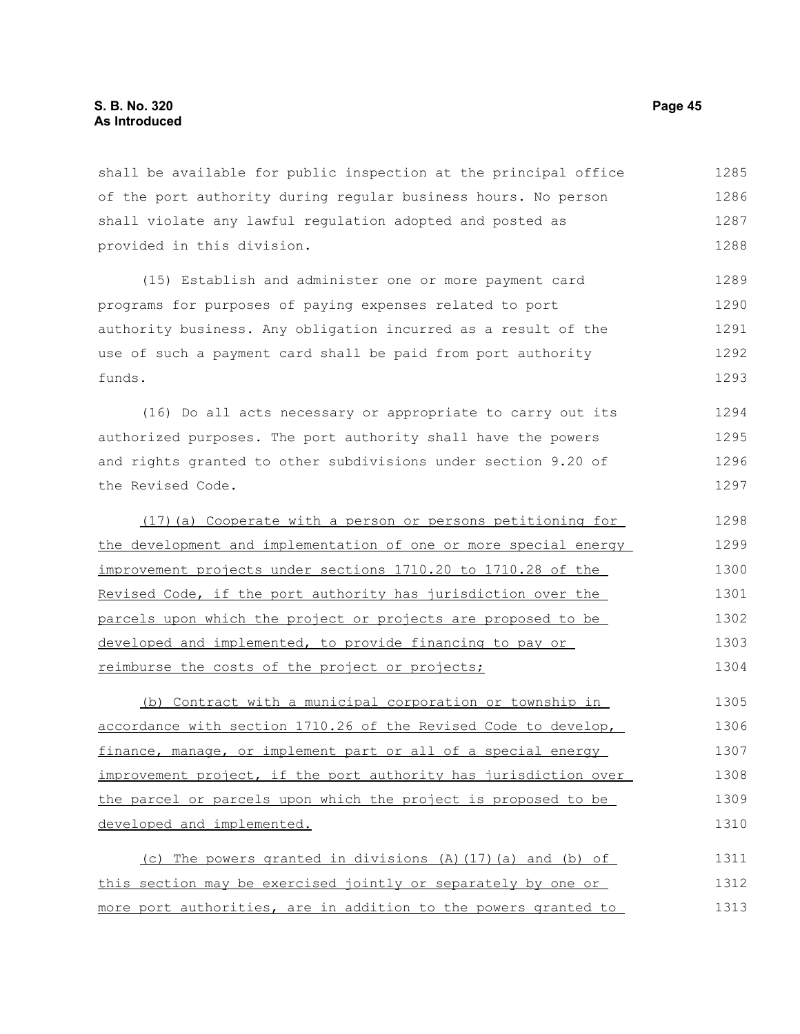shall be available for public inspection at the principal office of the port authority during regular business hours. No person shall violate any lawful regulation adopted and posted as provided in this division.

(15) Establish and administer one or more payment card programs for purposes of paying expenses related to port authority business. Any obligation incurred as a result of the use of such a payment card shall be paid from port authority funds.

(16) Do all acts necessary or appropriate to carry out its authorized purposes. The port authority shall have the powers and rights granted to other subdivisions under section 9.20 of the Revised Code.

(17)(a) Cooperate with a person or persons petitioning for the development and implementation of one or more special energy improvement projects under sections 1710.20 to 1710.28 of the Revised Code, if the port authority has jurisdiction over the parcels upon which the project or projects are proposed to be developed and implemented, to provide financing to pay or reimburse the costs of the project or projects;

(b) Contract with a municipal corporation or township in accordance with section 1710.26 of the Revised Code to develop, finance, manage, or implement part or all of a special energy improvement project, if the port authority has jurisdiction over the parcel or parcels upon which the project is proposed to be developed and implemented.

(c) The powers granted in divisions (A)(17)(a) and (b) of this section may be exercised jointly or separately by one or more port authorities, are in addition to the powers granted to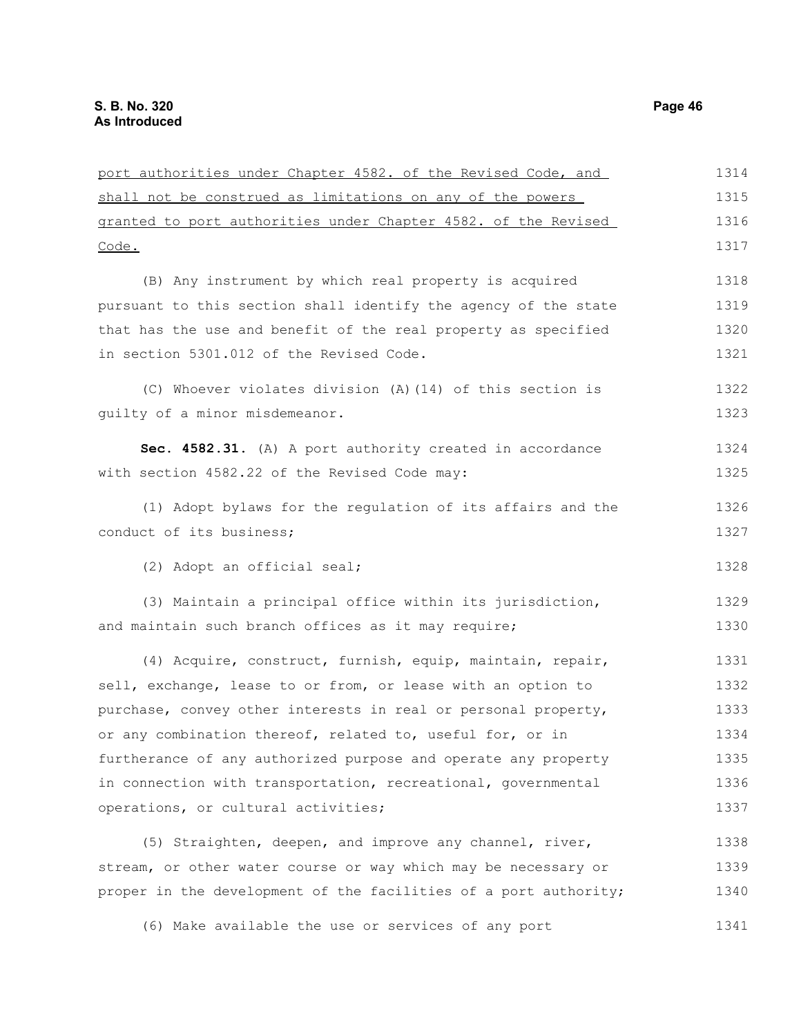port authorities under Chapter 4582. of the Revised Code, and shall not be construed as limitations on any of the powers granted to port authorities under Chapter 4582. of the Revised Code.

(B) Any instrument by which real property is acquired pursuant to this section shall identify the agency of the state that has the use and benefit of the real property as specified in section 5301.012 of the Revised Code.

(C) Whoever violates division (A)(14) of this section is guilty of a minor misdemeanor.

**Sec. 4582.31.** (A) A port authority created in accordance with section 4582.22 of the Revised Code may:

(1) Adopt bylaws for the regulation of its affairs and the conduct of its business;

(2) Adopt an official seal;

(3) Maintain a principal office within its jurisdiction, and maintain such branch offices as it may require;

(4) Acquire, construct, furnish, equip, maintain, repair, sell, exchange, lease to or from, or lease with an option to purchase, convey other interests in real or personal property, or any combination thereof, related to, useful for, or in furtherance of any authorized purpose and operate any property in connection with transportation, recreational, governmental operations, or cultural activities;

(5) Straighten, deepen, and improve any channel, river, stream, or other water course or way which may be necessary or proper in the development of the facilities of a port authority;

(6) Make available the use or services of any port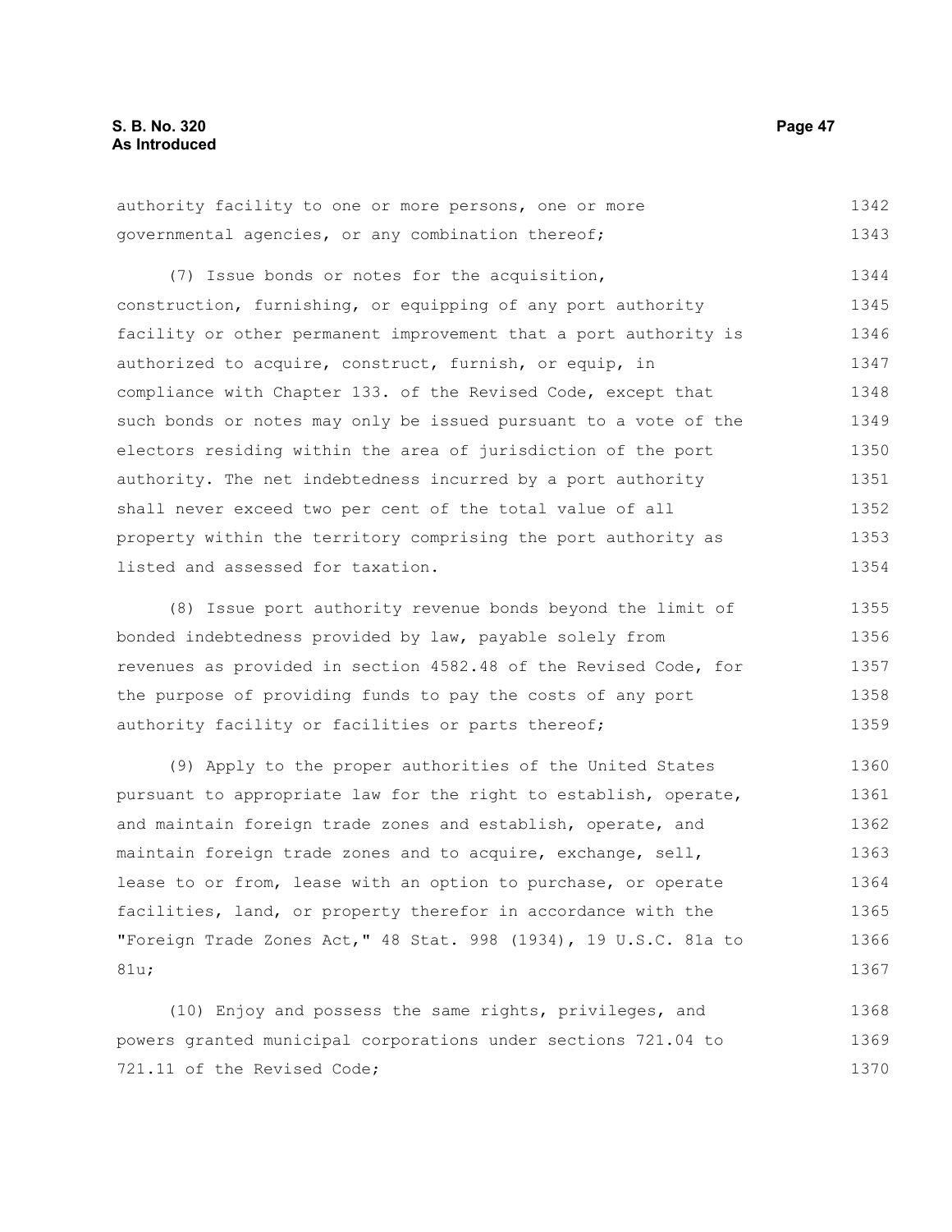authority facility to one or more persons, one or more governmental agencies, or any combination thereof;

(7) Issue bonds or notes for the acquisition, construction, furnishing, or equipping of any port authority facility or other permanent improvement that a port authority is authorized to acquire, construct, furnish, or equip, in compliance with Chapter 133. of the Revised Code, except that such bonds or notes may only be issued pursuant to a vote of the electors residing within the area of jurisdiction of the port authority. The net indebtedness incurred by a port authority shall never exceed two per cent of the total value of all property within the territory comprising the port authority as listed and assessed for taxation.

(8) Issue port authority revenue bonds beyond the limit of bonded indebtedness provided by law, payable solely from revenues as provided in section 4582.48 of the Revised Code, for the purpose of providing funds to pay the costs of any port authority facility or facilities or parts thereof;

(9) Apply to the proper authorities of the United States pursuant to appropriate law for the right to establish, operate, and maintain foreign trade zones and establish, operate, and maintain foreign trade zones and to acquire, exchange, sell, lease to or from, lease with an option to purchase, or operate facilities, land, or property therefor in accordance with the "Foreign Trade Zones Act," 48 Stat. 998 (1934), 19 U.S.C. 81a to 81u;

(10) Enjoy and possess the same rights, privileges, and powers granted municipal corporations under sections 721.04 to 721.11 of the Revised Code;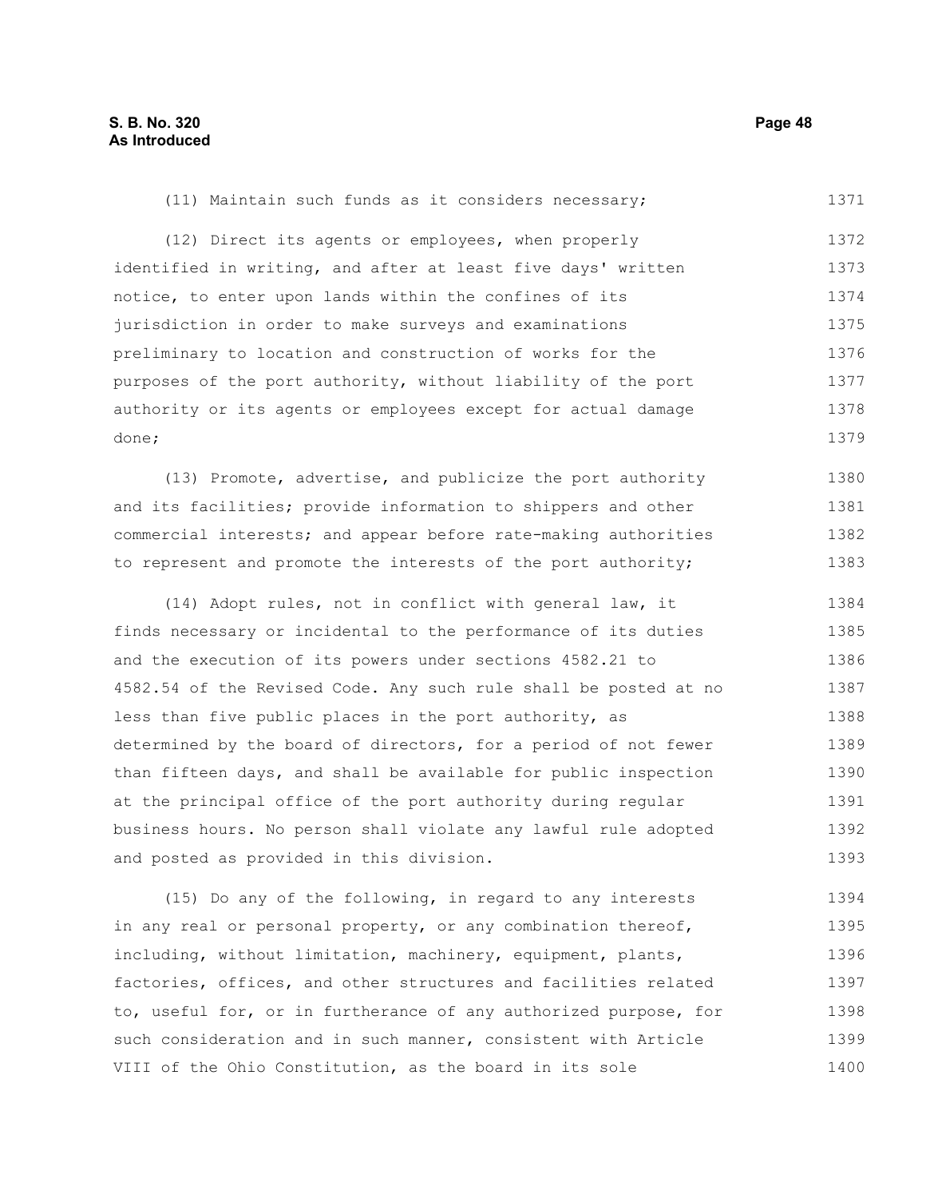(11) Maintain such funds as it considers necessary;

(12) Direct its agents or employees, when properly identified in writing, and after at least five days' written notice, to enter upon lands within the confines of its jurisdiction in order to make surveys and examinations preliminary to location and construction of works for the purposes of the port authority, without liability of the port authority or its agents or employees except for actual damage done;

(13) Promote, advertise, and publicize the port authority and its facilities; provide information to shippers and other commercial interests; and appear before rate-making authorities to represent and promote the interests of the port authority;

(14) Adopt rules, not in conflict with general law, it finds necessary or incidental to the performance of its duties and the execution of its powers under sections 4582.21 to 4582.54 of the Revised Code. Any such rule shall be posted at no less than five public places in the port authority, as determined by the board of directors, for a period of not fewer than fifteen days, and shall be available for public inspection at the principal office of the port authority during regular business hours. No person shall violate any lawful rule adopted and posted as provided in this division.

(15) Do any of the following, in regard to any interests in any real or personal property, or any combination thereof, including, without limitation, machinery, equipment, plants, factories, offices, and other structures and facilities related to, useful for, or in furtherance of any authorized purpose, for such consideration and in such manner, consistent with Article VIII of the Ohio Constitution, as the board in its sole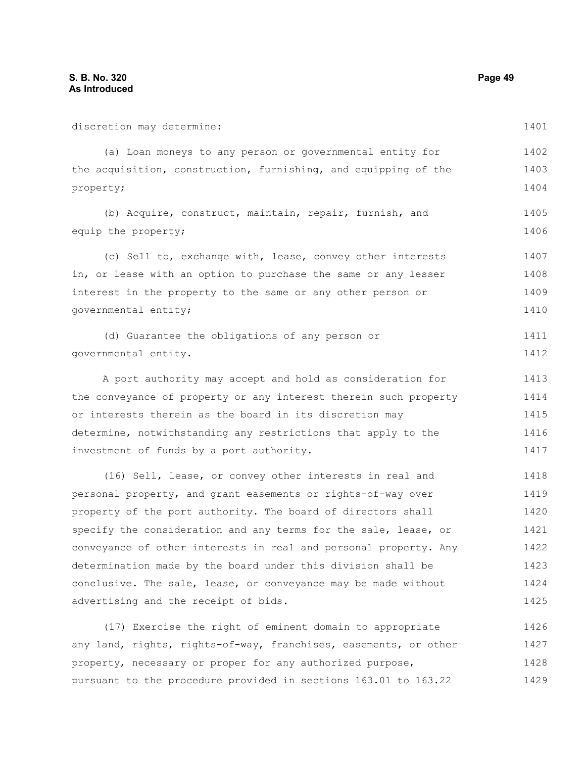discretion may determine:

(a) Loan moneys to any person or governmental entity for the acquisition, construction, furnishing, and equipping of the property;

(b) Acquire, construct, maintain, repair, furnish, and equip the property;

(c) Sell to, exchange with, lease, convey other interests in, or lease with an option to purchase the same or any lesser interest in the property to the same or any other person or governmental entity;

(d) Guarantee the obligations of any person or governmental entity.

A port authority may accept and hold as consideration for the conveyance of property or any interest therein such property or interests therein as the board in its discretion may determine, notwithstanding any restrictions that apply to the investment of funds by a port authority.

(16) Sell, lease, or convey other interests in real and personal property, and grant easements or rights-of-way over property of the port authority. The board of directors shall specify the consideration and any terms for the sale, lease, or conveyance of other interests in real and personal property. Any determination made by the board under this division shall be conclusive. The sale, lease, or conveyance may be made without advertising and the receipt of bids.

(17) Exercise the right of eminent domain to appropriate any land, rights, rights-of-way, franchises, easements, or other property, necessary or proper for any authorized purpose, pursuant to the procedure provided in sections 163.01 to 163.22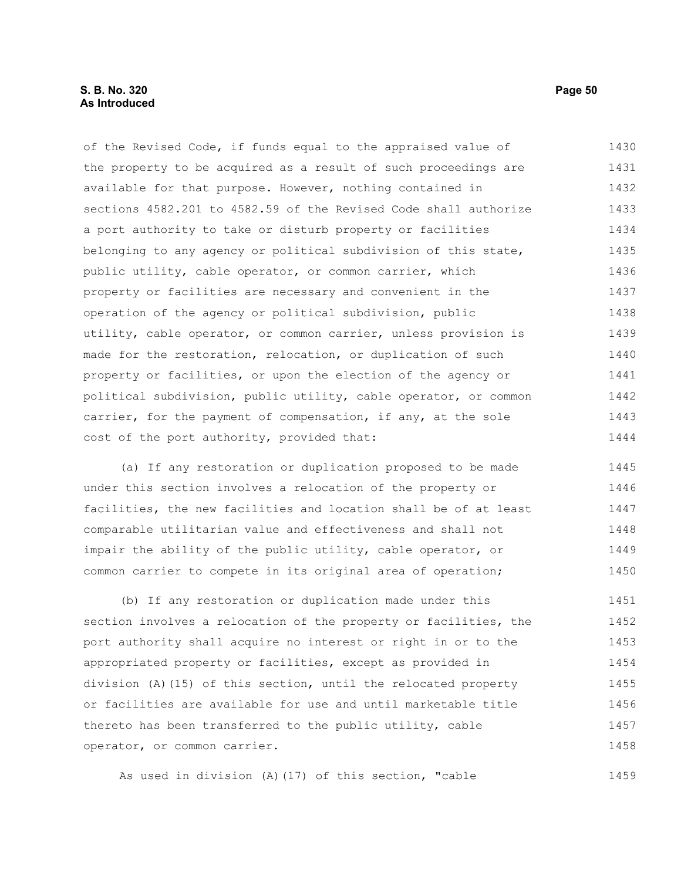of the Revised Code, if funds equal to the appraised value of the property to be acquired as a result of such proceedings are available for that purpose. However, nothing contained in sections 4582.201 to 4582.59 of the Revised Code shall authorize a port authority to take or disturb property or facilities belonging to any agency or political subdivision of this state, public utility, cable operator, or common carrier, which property or facilities are necessary and convenient in the operation of the agency or political subdivision, public utility, cable operator, or common carrier, unless provision is made for the restoration, relocation, or duplication of such property or facilities, or upon the election of the agency or political subdivision, public utility, cable operator, or common carrier, for the payment of compensation, if any, at the sole cost of the port authority, provided that:

(a) If any restoration or duplication proposed to be made under this section involves a relocation of the property or facilities, the new facilities and location shall be of at least comparable utilitarian value and effectiveness and shall not impair the ability of the public utility, cable operator, or common carrier to compete in its original area of operation;

(b) If any restoration or duplication made under this section involves a relocation of the property or facilities, the port authority shall acquire no interest or right in or to the appropriated property or facilities, except as provided in division (A)(15) of this section, until the relocated property or facilities are available for use and until marketable title thereto has been transferred to the public utility, cable operator, or common carrier.

As used in division (A)(17) of this section, "cable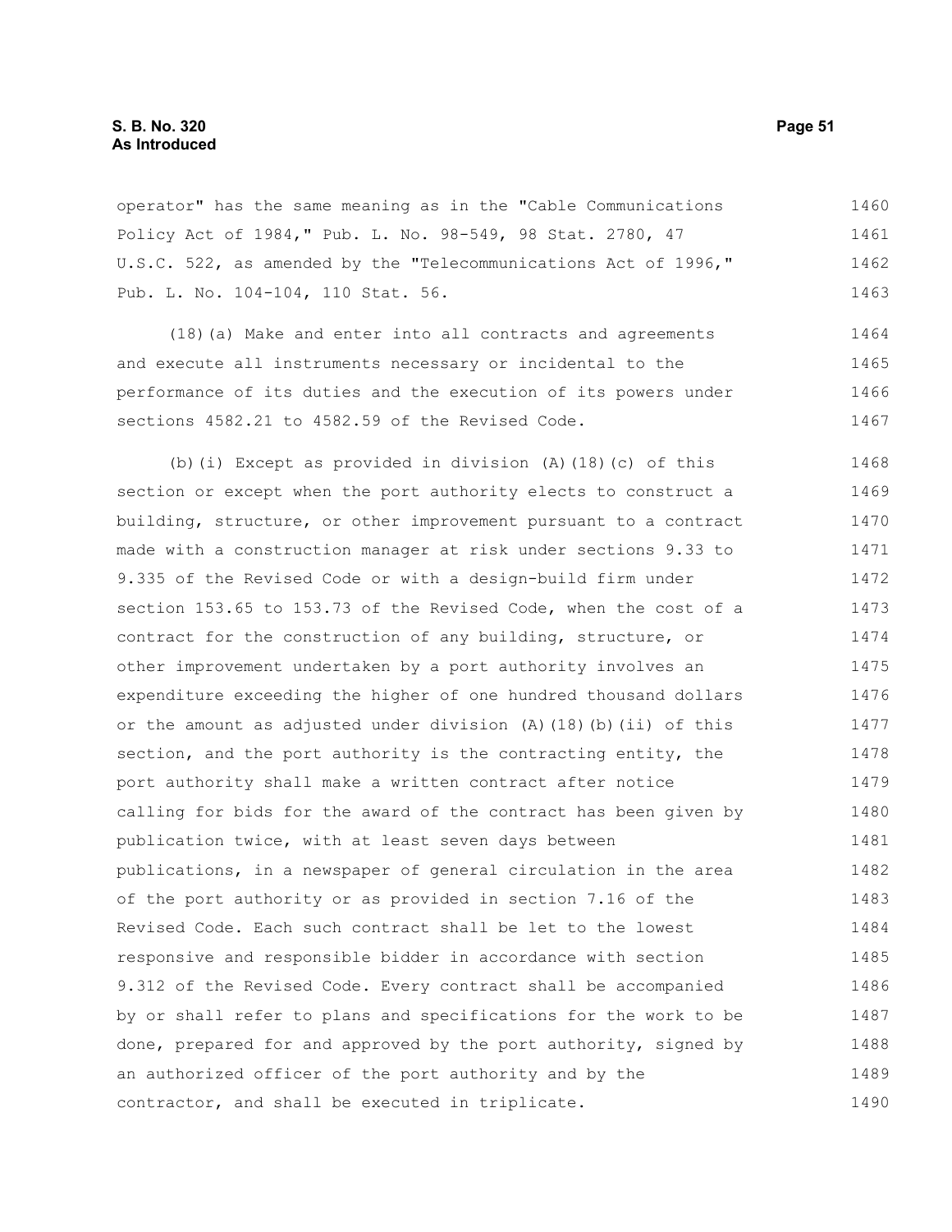operator" has the same meaning as in the "Cable Communications Policy Act of 1984," Pub. L. No. 98-549, 98 Stat. 2780, 47 U.S.C. 522, as amended by the "Telecommunications Act of 1996," Pub. L. No. 104-104, 110 Stat. 56.

(18)(a) Make and enter into all contracts and agreements and execute all instruments necessary or incidental to the performance of its duties and the execution of its powers under sections 4582.21 to 4582.59 of the Revised Code.

(b)(i) Except as provided in division (A)(18)(c) of this section or except when the port authority elects to construct a building, structure, or other improvement pursuant to a contract made with a construction manager at risk under sections 9.33 to 9.335 of the Revised Code or with a design-build firm under section 153.65 to 153.73 of the Revised Code, when the cost of a contract for the construction of any building, structure, or other improvement undertaken by a port authority involves an expenditure exceeding the higher of one hundred thousand dollars or the amount as adjusted under division (A)(18)(b)(ii) of this section, and the port authority is the contracting entity, the port authority shall make a written contract after notice calling for bids for the award of the contract has been given by publication twice, with at least seven days between publications, in a newspaper of general circulation in the area of the port authority or as provided in section 7.16 of the Revised Code. Each such contract shall be let to the lowest responsive and responsible bidder in accordance with section 9.312 of the Revised Code. Every contract shall be accompanied by or shall refer to plans and specifications for the work to be done, prepared for and approved by the port authority, signed by an authorized officer of the port authority and by the contractor, and shall be executed in triplicate.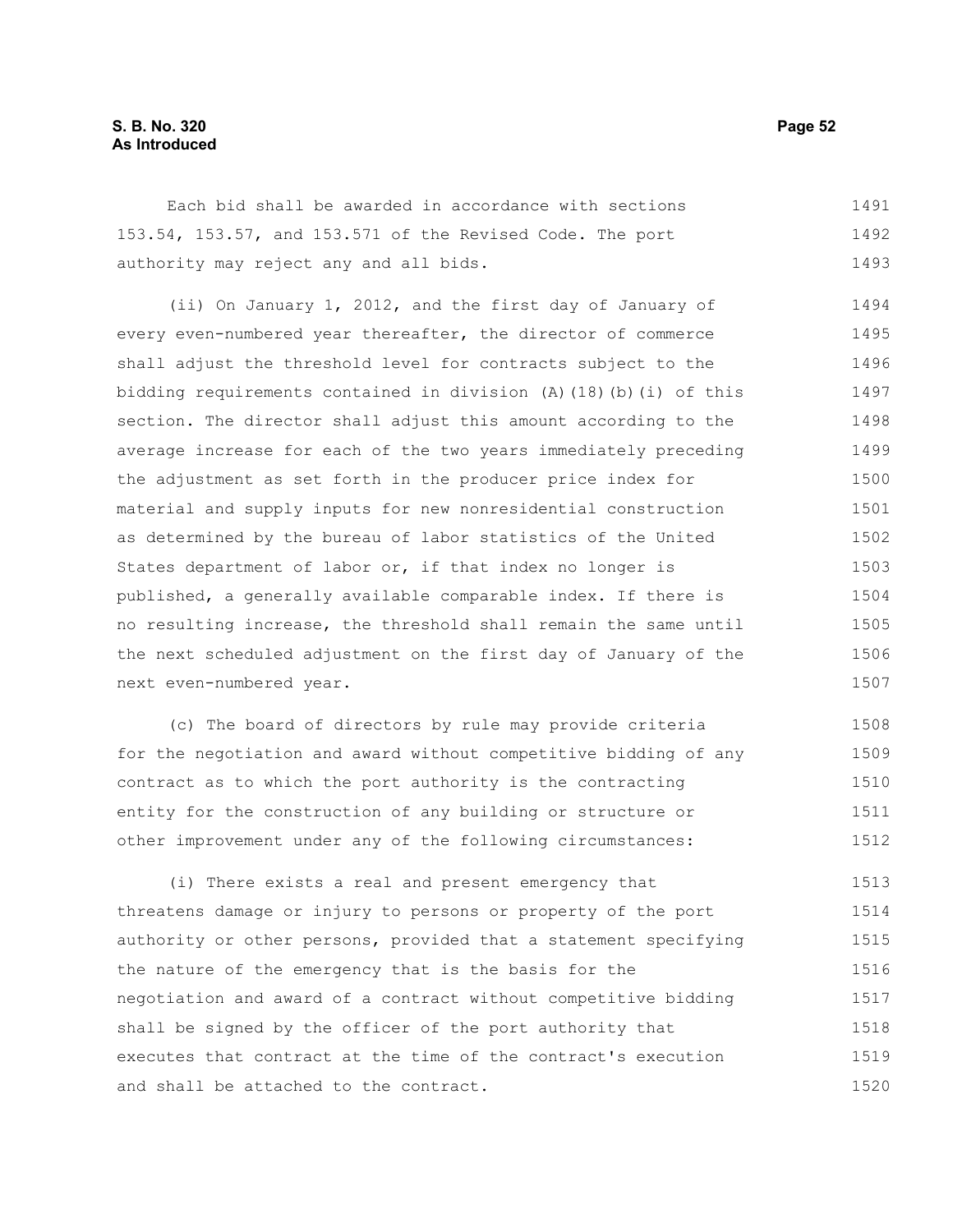Each bid shall be awarded in accordance with sections 153.54, 153.57, and 153.571 of the Revised Code. The port authority may reject any and all bids.

(ii) On January 1, 2012, and the first day of January of every even-numbered year thereafter, the director of commerce shall adjust the threshold level for contracts subject to the bidding requirements contained in division (A)(18)(b)(i) of this section. The director shall adjust this amount according to the average increase for each of the two years immediately preceding the adjustment as set forth in the producer price index for material and supply inputs for new nonresidential construction as determined by the bureau of labor statistics of the United States department of labor or, if that index no longer is published, a generally available comparable index. If there is no resulting increase, the threshold shall remain the same until the next scheduled adjustment on the first day of January of the next even-numbered year.

(c) The board of directors by rule may provide criteria for the negotiation and award without competitive bidding of any contract as to which the port authority is the contracting entity for the construction of any building or structure or other improvement under any of the following circumstances:

(i) There exists a real and present emergency that threatens damage or injury to persons or property of the port authority or other persons, provided that a statement specifying the nature of the emergency that is the basis for the negotiation and award of a contract without competitive bidding shall be signed by the officer of the port authority that executes that contract at the time of the contract's execution and shall be attached to the contract.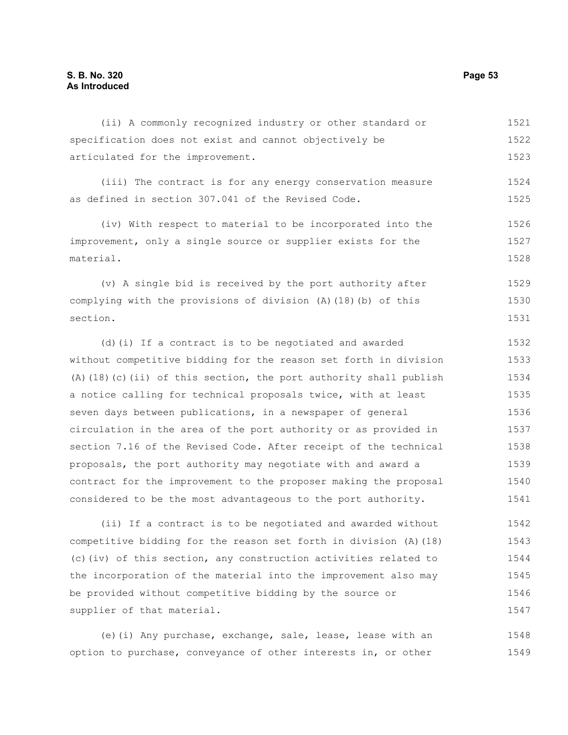(ii) A commonly recognized industry or other standard or specification does not exist and cannot objectively be articulated for the improvement.

(iii) The contract is for any energy conservation measure as defined in section 307.041 of the Revised Code.

(iv) With respect to material to be incorporated into the improvement, only a single source or supplier exists for the material.

(v) A single bid is received by the port authority after complying with the provisions of division (A)(18)(b) of this section.

(d)(i) If a contract is to be negotiated and awarded without competitive bidding for the reason set forth in division (A)(18)(c)(ii) of this section, the port authority shall publish a notice calling for technical proposals twice, with at least seven days between publications, in a newspaper of general circulation in the area of the port authority or as provided in section 7.16 of the Revised Code. After receipt of the technical proposals, the port authority may negotiate with and award a contract for the improvement to the proposer making the proposal considered to be the most advantageous to the port authority.

(ii) If a contract is to be negotiated and awarded without competitive bidding for the reason set forth in division (A)(18)(c)(iv) of this section, any construction activities related to the incorporation of the material into the improvement also may be provided without competitive bidding by the source or supplier of that material.

(e)(i) Any purchase, exchange, sale, lease, lease with an option to purchase, conveyance of other interests in, or other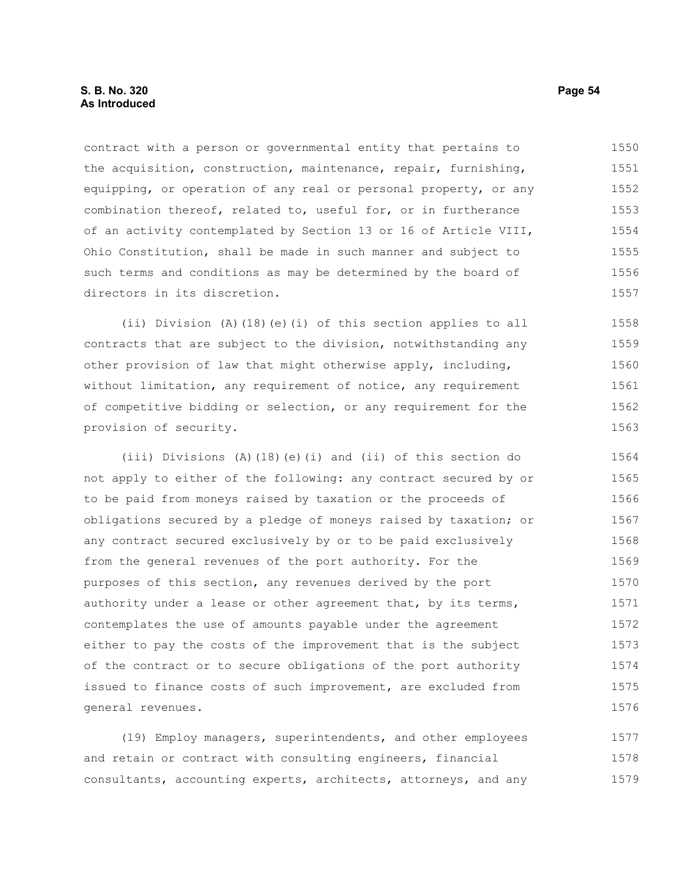contract with a person or governmental entity that pertains to the acquisition, construction, maintenance, repair, furnishing, equipping, or operation of any real or personal property, or any combination thereof, related to, useful for, or in furtherance of an activity contemplated by Section 13 or 16 of Article VIII, Ohio Constitution, shall be made in such manner and subject to such terms and conditions as may be determined by the board of directors in its discretion.

(ii) Division (A)(18)(e)(i) of this section applies to all contracts that are subject to the division, notwithstanding any other provision of law that might otherwise apply, including, without limitation, any requirement of notice, any requirement of competitive bidding or selection, or any requirement for the provision of security.

(iii) Divisions (A)(18)(e)(i) and (ii) of this section do not apply to either of the following: any contract secured by or to be paid from moneys raised by taxation or the proceeds of obligations secured by a pledge of moneys raised by taxation; or any contract secured exclusively by or to be paid exclusively from the general revenues of the port authority. For the purposes of this section, any revenues derived by the port authority under a lease or other agreement that, by its terms, contemplates the use of amounts payable under the agreement either to pay the costs of the improvement that is the subject of the contract or to secure obligations of the port authority issued to finance costs of such improvement, are excluded from general revenues.

(19) Employ managers, superintendents, and other employees and retain or contract with consulting engineers, financial consultants, accounting experts, architects, attorneys, and any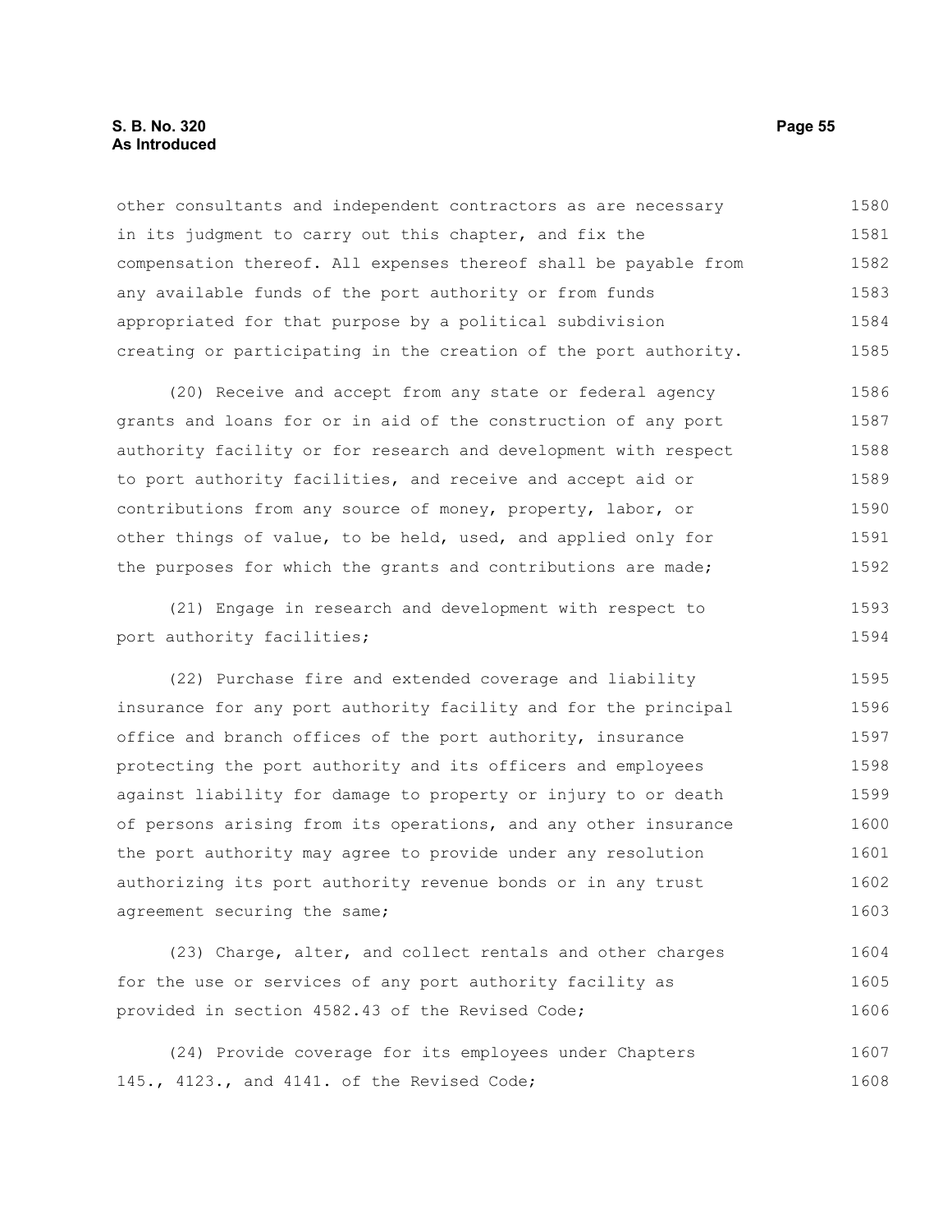other consultants and independent contractors as are necessary in its judgment to carry out this chapter, and fix the compensation thereof. All expenses thereof shall be payable from any available funds of the port authority or from funds appropriated for that purpose by a political subdivision creating or participating in the creation of the port authority.

(20) Receive and accept from any state or federal agency grants and loans for or in aid of the construction of any port authority facility or for research and development with respect to port authority facilities, and receive and accept aid or contributions from any source of money, property, labor, or other things of value, to be held, used, and applied only for the purposes for which the grants and contributions are made;

(21) Engage in research and development with respect to port authority facilities;

(22) Purchase fire and extended coverage and liability insurance for any port authority facility and for the principal office and branch offices of the port authority, insurance protecting the port authority and its officers and employees against liability for damage to property or injury to or death of persons arising from its operations, and any other insurance the port authority may agree to provide under any resolution authorizing its port authority revenue bonds or in any trust agreement securing the same;

(23) Charge, alter, and collect rentals and other charges for the use or services of any port authority facility as provided in section 4582.43 of the Revised Code;

(24) Provide coverage for its employees under Chapters 145., 4123., and 4141. of the Revised Code;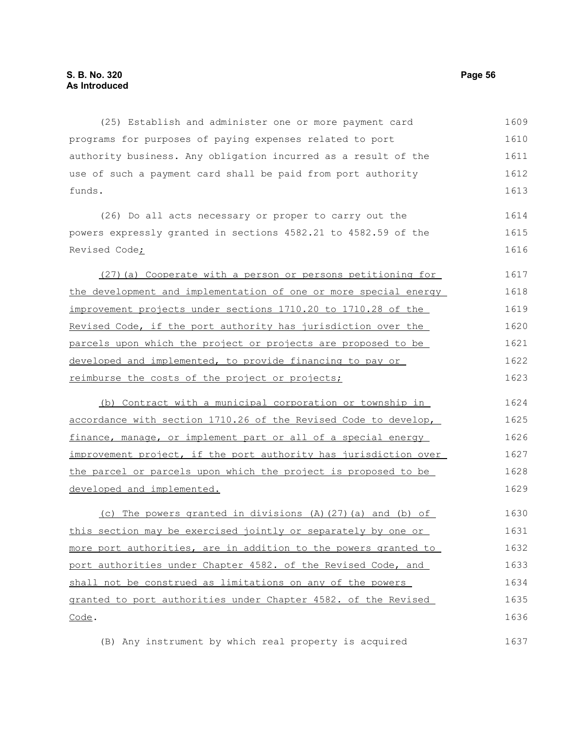(25) Establish and administer one or more payment card programs for purposes of paying expenses related to port authority business. Any obligation incurred as a result of the use of such a payment card shall be paid from port authority funds.

(26) Do all acts necessary or proper to carry out the powers expressly granted in sections 4582.21 to 4582.59 of the Revised Code;

(27)(a) Cooperate with a person or persons petitioning for the development and implementation of one or more special energy improvement projects under sections 1710.20 to 1710.28 of the Revised Code, if the port authority has jurisdiction over the parcels upon which the project or projects are proposed to be developed and implemented, to provide financing to pay or reimburse the costs of the project or projects;

(b) Contract with a municipal corporation or township in accordance with section 1710.26 of the Revised Code to develop, finance, manage, or implement part or all of a special energy improvement project, if the port authority has jurisdiction over the parcel or parcels upon which the project is proposed to be developed and implemented.

(c) The powers granted in divisions (A)(27)(a) and (b) of this section may be exercised jointly or separately by one or more port authorities, are in addition to the powers granted to port authorities under Chapter 4582. of the Revised Code, and shall not be construed as limitations on any of the powers granted to port authorities under Chapter 4582. of the Revised Code.

(B) Any instrument by which real property is acquired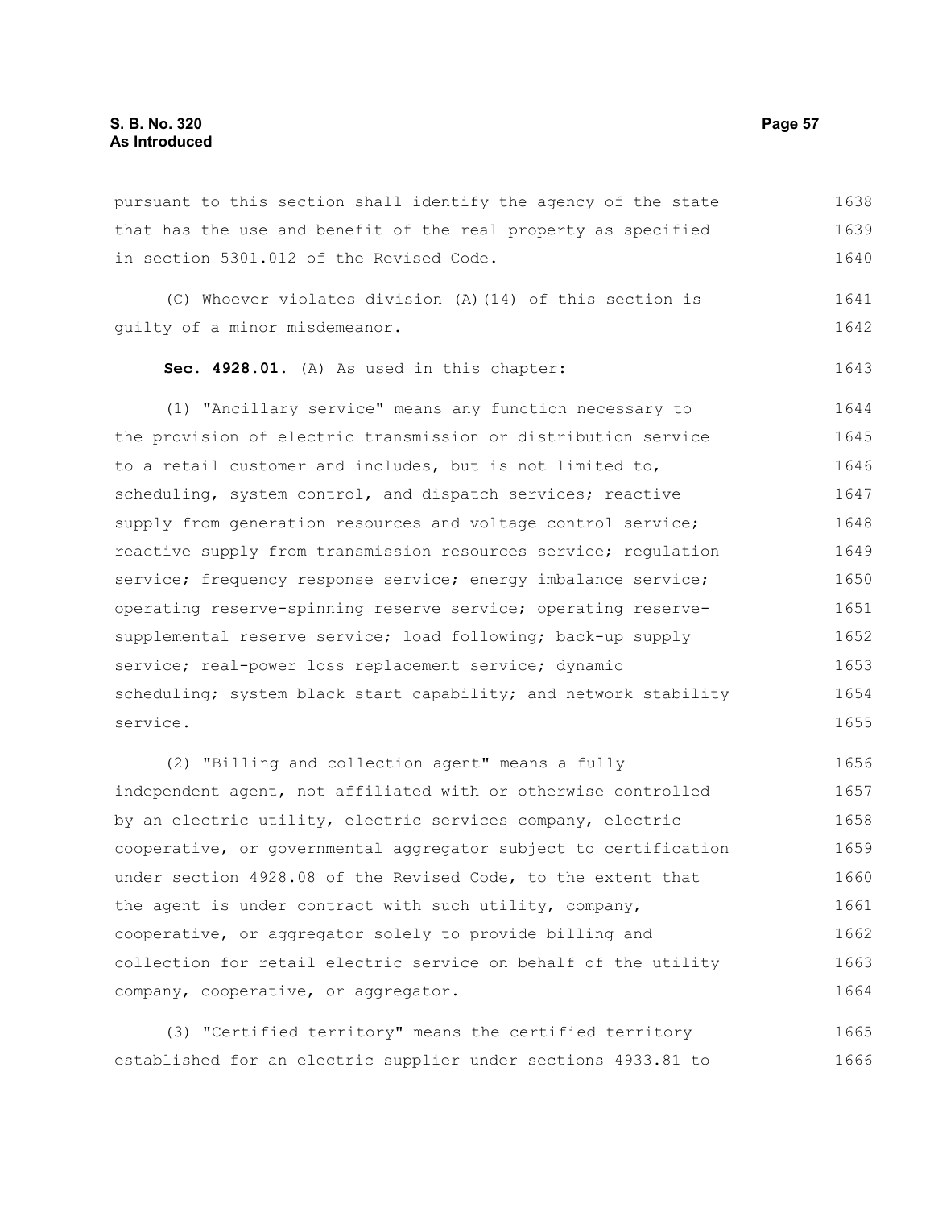pursuant to this section shall identify the agency of the state that has the use and benefit of the real property as specified in section 5301.012 of the Revised Code.

(C) Whoever violates division (A)(14) of this section is guilty of a minor misdemeanor.

**Sec. 4928.01.** (A) As used in this chapter:

(1) "Ancillary service" means any function necessary to the provision of electric transmission or distribution service to a retail customer and includes, but is not limited to, scheduling, system control, and dispatch services; reactive supply from generation resources and voltage control service; reactive supply from transmission resources service; regulation service; frequency response service; energy imbalance service; operating reserve-spinning reserve service; operating reserve-supplemental reserve service; load following; back-up supply service; real-power loss replacement service; dynamic scheduling; system black start capability; and network stability service.

(2) "Billing and collection agent" means a fully independent agent, not affiliated with or otherwise controlled by an electric utility, electric services company, electric cooperative, or governmental aggregator subject to certification under section 4928.08 of the Revised Code, to the extent that the agent is under contract with such utility, company, cooperative, or aggregator solely to provide billing and collection for retail electric service on behalf of the utility company, cooperative, or aggregator.

(3) "Certified territory" means the certified territory established for an electric supplier under sections 4933.81 to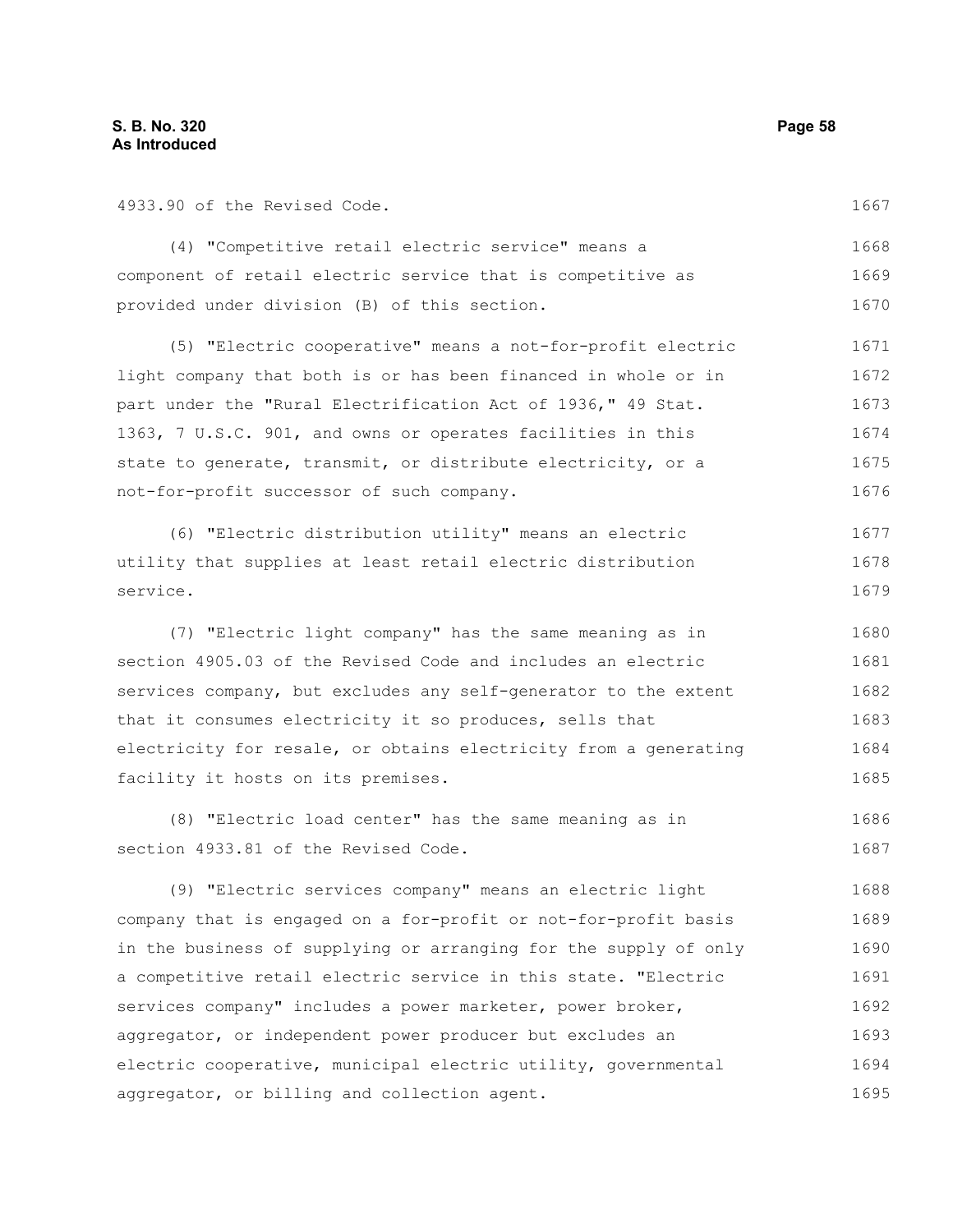4933.90 of the Revised Code.

(4) "Competitive retail electric service" means a component of retail electric service that is competitive as provided under division (B) of this section.

(5) "Electric cooperative" means a not-for-profit electric light company that both is or has been financed in whole or in part under the "Rural Electrification Act of 1936," 49 Stat. 1363, 7 U.S.C. 901, and owns or operates facilities in this state to generate, transmit, or distribute electricity, or a not-for-profit successor of such company.

(6) "Electric distribution utility" means an electric utility that supplies at least retail electric distribution service.

(7) "Electric light company" has the same meaning as in section 4905.03 of the Revised Code and includes an electric services company, but excludes any self-generator to the extent that it consumes electricity it so produces, sells that electricity for resale, or obtains electricity from a generating facility it hosts on its premises.

(8) "Electric load center" has the same meaning as in section 4933.81 of the Revised Code.

(9) "Electric services company" means an electric light company that is engaged on a for-profit or not-for-profit basis in the business of supplying or arranging for the supply of only a competitive retail electric service in this state. "Electric services company" includes a power marketer, power broker, aggregator, or independent power producer but excludes an electric cooperative, municipal electric utility, governmental aggregator, or billing and collection agent.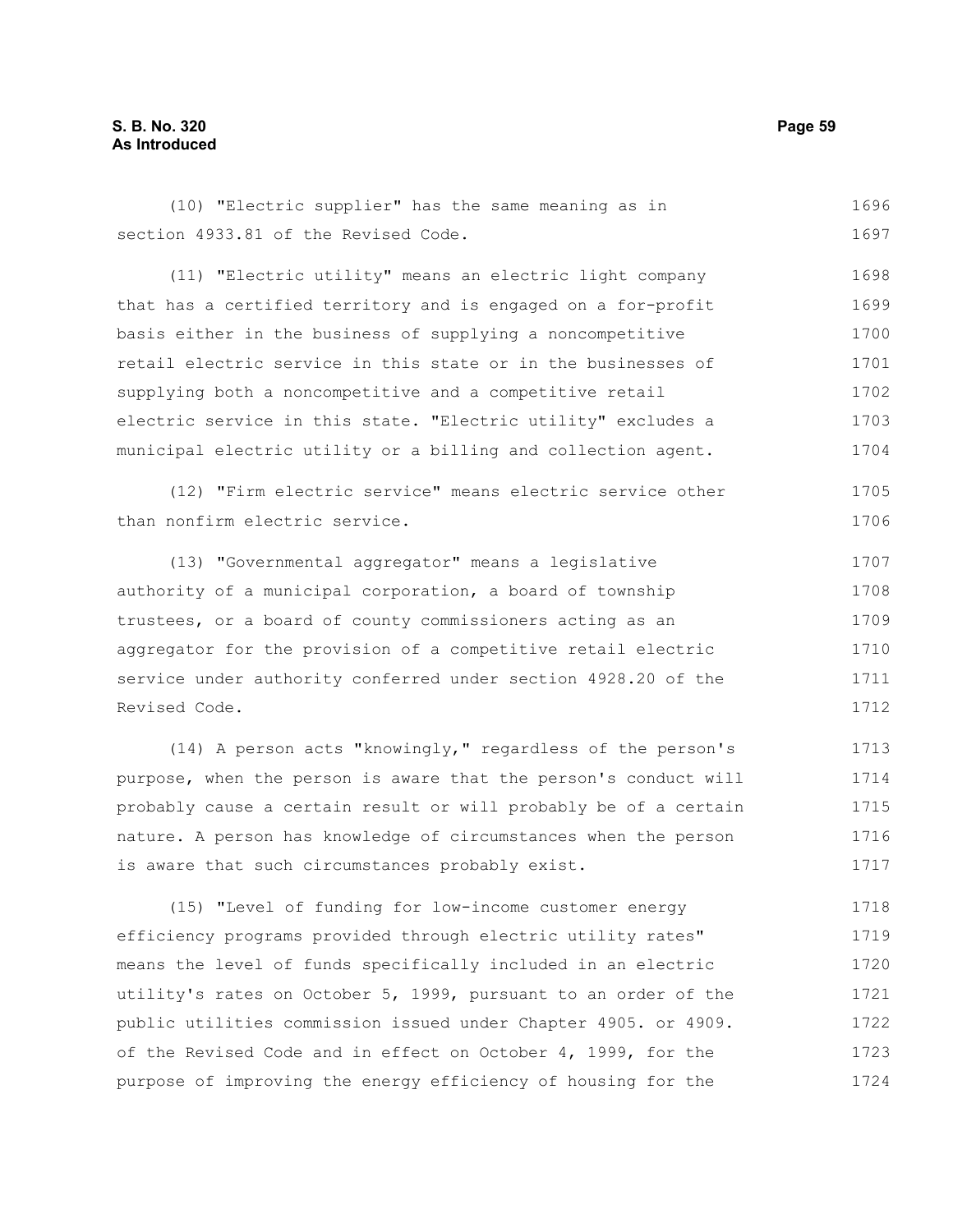(10) "Electric supplier" has the same meaning as in section 4933.81 of the Revised Code.

(11) "Electric utility" means an electric light company that has a certified territory and is engaged on a for-profit basis either in the business of supplying a noncompetitive retail electric service in this state or in the businesses of supplying both a noncompetitive and a competitive retail electric service in this state. "Electric utility" excludes a municipal electric utility or a billing and collection agent.

(12) "Firm electric service" means electric service other than nonfirm electric service.

(13) "Governmental aggregator" means a legislative authority of a municipal corporation, a board of township trustees, or a board of county commissioners acting as an aggregator for the provision of a competitive retail electric service under authority conferred under section 4928.20 of the Revised Code.

(14) A person acts "knowingly," regardless of the person's purpose, when the person is aware that the person's conduct will probably cause a certain result or will probably be of a certain nature. A person has knowledge of circumstances when the person is aware that such circumstances probably exist.

(15) "Level of funding for low-income customer energy efficiency programs provided through electric utility rates" means the level of funds specifically included in an electric utility's rates on October 5, 1999, pursuant to an order of the public utilities commission issued under Chapter 4905. or 4909. of the Revised Code and in effect on October 4, 1999, for the purpose of improving the energy efficiency of housing for the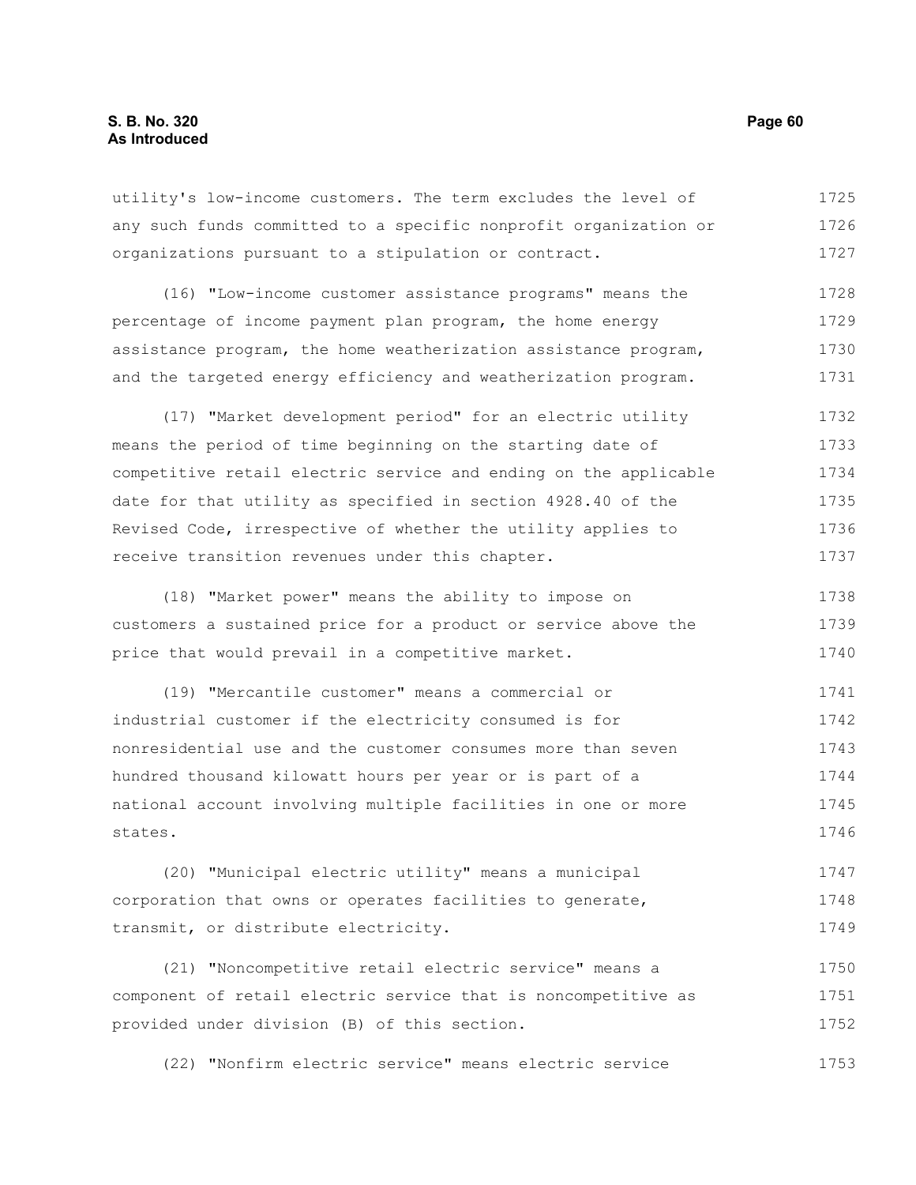utility's low-income customers. The term excludes the level of any such funds committed to a specific nonprofit organization or organizations pursuant to a stipulation or contract.

(16) "Low-income customer assistance programs" means the percentage of income payment plan program, the home energy assistance program, the home weatherization assistance program, and the targeted energy efficiency and weatherization program.

(17) "Market development period" for an electric utility means the period of time beginning on the starting date of competitive retail electric service and ending on the applicable date for that utility as specified in section 4928.40 of the Revised Code, irrespective of whether the utility applies to receive transition revenues under this chapter.

(18) "Market power" means the ability to impose on customers a sustained price for a product or service above the price that would prevail in a competitive market.

(19) "Mercantile customer" means a commercial or industrial customer if the electricity consumed is for nonresidential use and the customer consumes more than seven hundred thousand kilowatt hours per year or is part of a national account involving multiple facilities in one or more states.

(20) "Municipal electric utility" means a municipal corporation that owns or operates facilities to generate, transmit, or distribute electricity.

(21) "Noncompetitive retail electric service" means a component of retail electric service that is noncompetitive as provided under division (B) of this section.

(22) "Nonfirm electric service" means electric service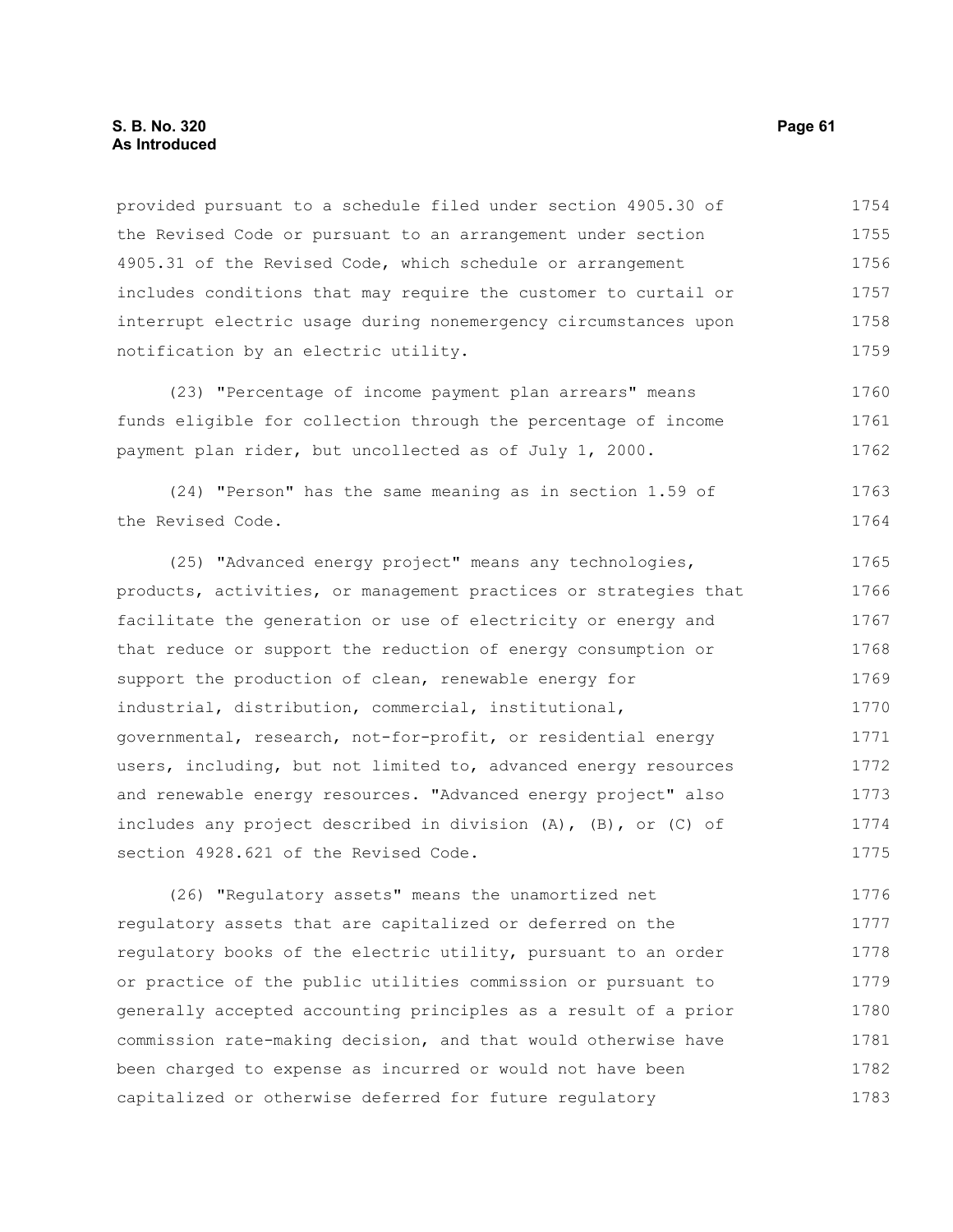provided pursuant to a schedule filed under section 4905.30 of the Revised Code or pursuant to an arrangement under section 4905.31 of the Revised Code, which schedule or arrangement includes conditions that may require the customer to curtail or interrupt electric usage during nonemergency circumstances upon notification by an electric utility.

(23) "Percentage of income payment plan arrears" means funds eligible for collection through the percentage of income payment plan rider, but uncollected as of July 1, 2000.

(24) "Person" has the same meaning as in section 1.59 of the Revised Code.

(25) "Advanced energy project" means any technologies, products, activities, or management practices or strategies that facilitate the generation or use of electricity or energy and that reduce or support the reduction of energy consumption or support the production of clean, renewable energy for industrial, distribution, commercial, institutional, governmental, research, not-for-profit, or residential energy users, including, but not limited to, advanced energy resources and renewable energy resources. "Advanced energy project" also includes any project described in division (A), (B), or (C) of section 4928.621 of the Revised Code.

(26) "Regulatory assets" means the unamortized net regulatory assets that are capitalized or deferred on the regulatory books of the electric utility, pursuant to an order or practice of the public utilities commission or pursuant to generally accepted accounting principles as a result of a prior commission rate-making decision, and that would otherwise have been charged to expense as incurred or would not have been capitalized or otherwise deferred for future regulatory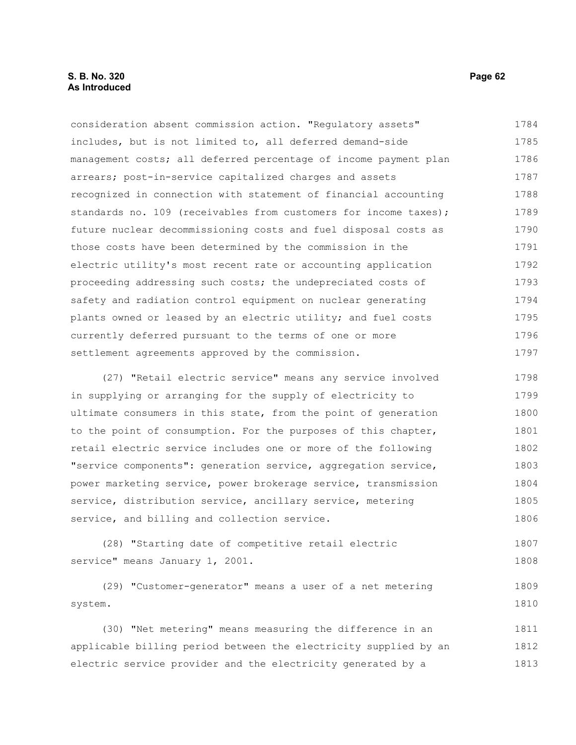consideration absent commission action. "Regulatory assets" includes, but is not limited to, all deferred demand-side management costs; all deferred percentage of income payment plan arrears; post-in-service capitalized charges and assets recognized in connection with statement of financial accounting standards no. 109 (receivables from customers for income taxes); future nuclear decommissioning costs and fuel disposal costs as those costs have been determined by the commission in the electric utility's most recent rate or accounting application proceeding addressing such costs; the undepreciated costs of safety and radiation control equipment on nuclear generating plants owned or leased by an electric utility; and fuel costs currently deferred pursuant to the terms of one or more settlement agreements approved by the commission.

(27) "Retail electric service" means any service involved in supplying or arranging for the supply of electricity to ultimate consumers in this state, from the point of generation to the point of consumption. For the purposes of this chapter, retail electric service includes one or more of the following "service components": generation service, aggregation service, power marketing service, power brokerage service, transmission service, distribution service, ancillary service, metering service, and billing and collection service.

(28) "Starting date of competitive retail electric service" means January 1, 2001.

(29) "Customer-generator" means a user of a net metering system.

(30) "Net metering" means measuring the difference in an applicable billing period between the electricity supplied by an electric service provider and the electricity generated by a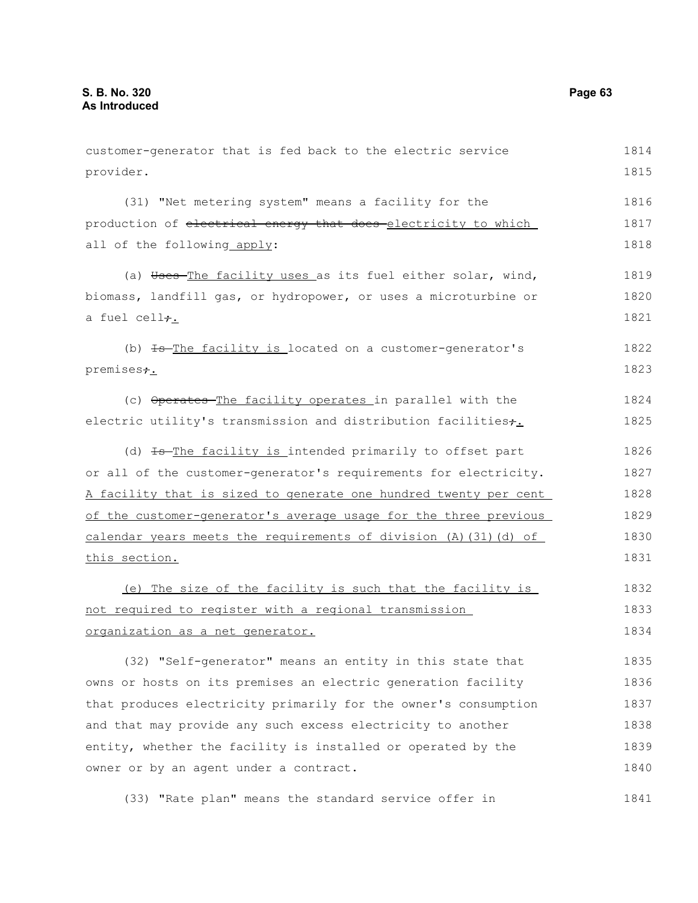customer-generator that is fed back to the electric service provider.

(31) "Net metering system" means a facility for the production of ~~electrical energy that does~~ electricity to which all of the following apply:

(a) ~~Uses~~ The facility uses as its fuel either solar, wind, biomass, landfill gas, or hydropower, or uses a microturbine or a fuel cell~~;~~.

(b) ~~Is~~ The facility is located on a customer-generator's premises~~;~~.

(c) ~~Operates~~ The facility operates in parallel with the electric utility's transmission and distribution facilities~~;~~.

(d) ~~Is~~ The facility is intended primarily to offset part or all of the customer-generator's requirements for electricity. A facility that is sized to generate one hundred twenty per cent of the customer-generator's average usage for the three previous calendar years meets the requirements of division (A)(31)(d) of this section.

(e) The size of the facility is such that the facility is not required to register with a regional transmission organization as a net generator.

(32) "Self-generator" means an entity in this state that owns or hosts on its premises an electric generation facility that produces electricity primarily for the owner's consumption and that may provide any such excess electricity to another entity, whether the facility is installed or operated by the owner or by an agent under a contract.

(33) "Rate plan" means the standard service offer in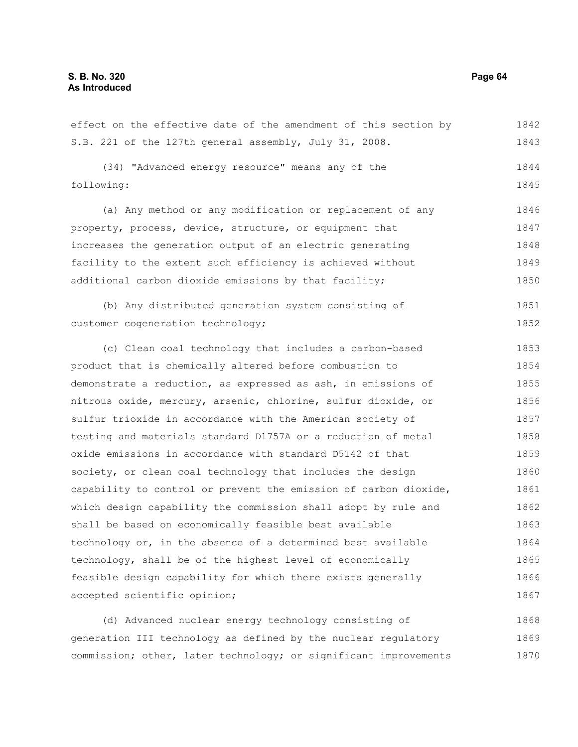effect on the effective date of the amendment of this section by S.B. 221 of the 127th general assembly, July 31, 2008.

(34) "Advanced energy resource" means any of the following:

(a) Any method or any modification or replacement of any property, process, device, structure, or equipment that increases the generation output of an electric generating facility to the extent such efficiency is achieved without additional carbon dioxide emissions by that facility;

(b) Any distributed generation system consisting of customer cogeneration technology;

(c) Clean coal technology that includes a carbon-based product that is chemically altered before combustion to demonstrate a reduction, as expressed as ash, in emissions of nitrous oxide, mercury, arsenic, chlorine, sulfur dioxide, or sulfur trioxide in accordance with the American society of testing and materials standard D1757A or a reduction of metal oxide emissions in accordance with standard D5142 of that society, or clean coal technology that includes the design capability to control or prevent the emission of carbon dioxide, which design capability the commission shall adopt by rule and shall be based on economically feasible best available technology or, in the absence of a determined best available technology, shall be of the highest level of economically feasible design capability for which there exists generally accepted scientific opinion;

(d) Advanced nuclear energy technology consisting of generation III technology as defined by the nuclear regulatory commission; other, later technology; or significant improvements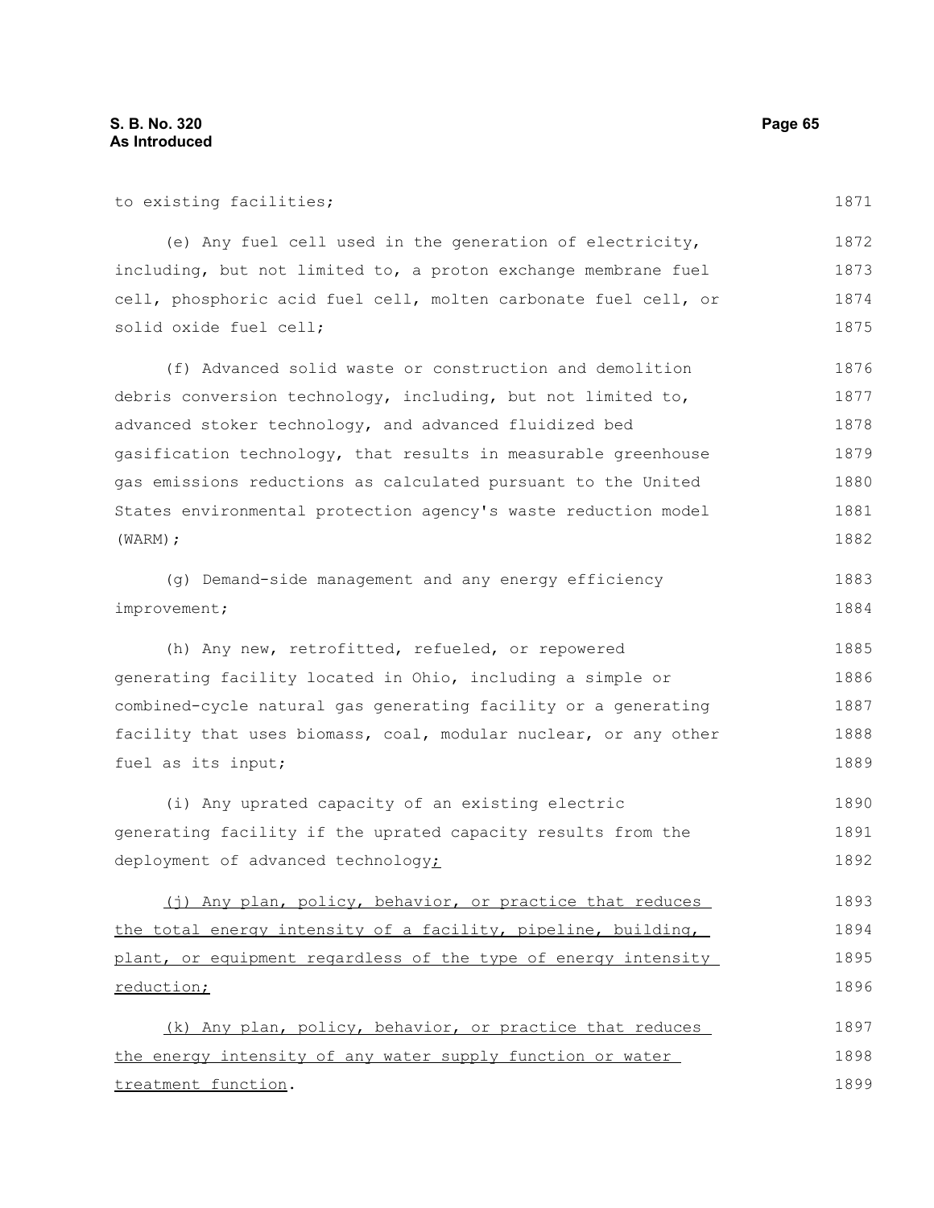to existing facilities;

(e) Any fuel cell used in the generation of electricity, including, but not limited to, a proton exchange membrane fuel cell, phosphoric acid fuel cell, molten carbonate fuel cell, or solid oxide fuel cell;

(f) Advanced solid waste or construction and demolition debris conversion technology, including, but not limited to, advanced stoker technology, and advanced fluidized bed gasification technology, that results in measurable greenhouse gas emissions reductions as calculated pursuant to the United States environmental protection agency's waste reduction model (WARM);

(g) Demand-side management and any energy efficiency improvement;

(h) Any new, retrofitted, refueled, or repowered generating facility located in Ohio, including a simple or combined-cycle natural gas generating facility or a generating facility that uses biomass, coal, modular nuclear, or any other fuel as its input;

(i) Any uprated capacity of an existing electric generating facility if the uprated capacity results from the deployment of advanced technology<u>;</u>

<u>(j) Any plan, policy, behavior, or practice that reduces the total energy intensity of a facility, pipeline, building, plant, or equipment regardless of the type of energy intensity reduction;</u>

<u>(k) Any plan, policy, behavior, or practice that reduces the energy intensity of any water supply function or water treatment function</u>.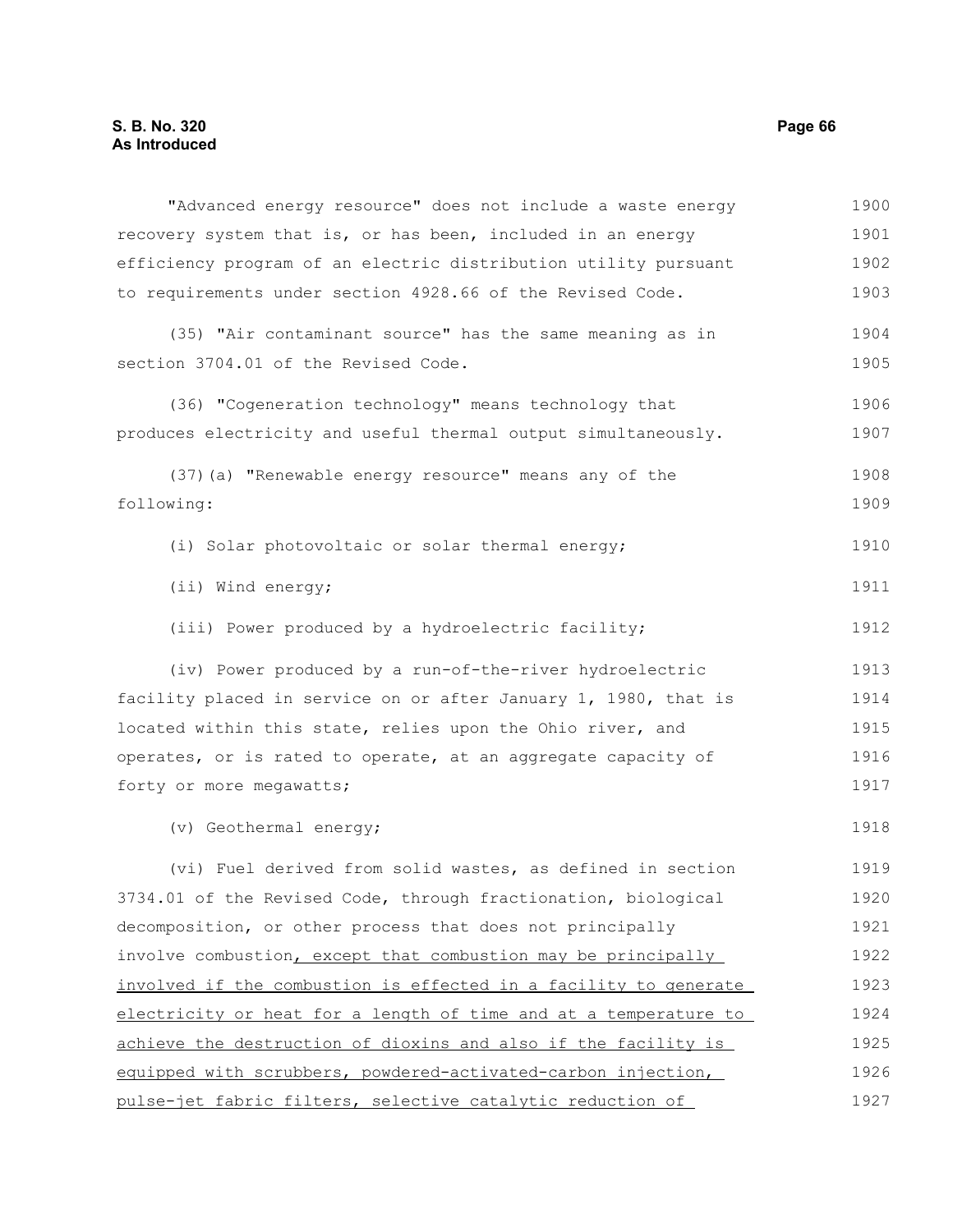"Advanced energy resource" does not include a waste energy recovery system that is, or has been, included in an energy efficiency program of an electric distribution utility pursuant to requirements under section 4928.66 of the Revised Code.

(35) "Air contaminant source" has the same meaning as in section 3704.01 of the Revised Code.

(36) "Cogeneration technology" means technology that produces electricity and useful thermal output simultaneously.

(37)(a) "Renewable energy resource" means any of the following:

(i) Solar photovoltaic or solar thermal energy;

(ii) Wind energy;

(iii) Power produced by a hydroelectric facility;

(iv) Power produced by a run-of-the-river hydroelectric facility placed in service on or after January 1, 1980, that is located within this state, relies upon the Ohio river, and operates, or is rated to operate, at an aggregate capacity of forty or more megawatts;

(v) Geothermal energy;

(vi) Fuel derived from solid wastes, as defined in section 3734.01 of the Revised Code, through fractionation, biological decomposition, or other process that does not principally involve combustion<u>, except that combustion may be principally involved if the combustion is effected in a facility to generate electricity or heat for a length of time and at a temperature to achieve the destruction of dioxins and also if the facility is equipped with scrubbers, powdered-activated-carbon injection, pulse-jet fabric filters, selective catalytic reduction of</u>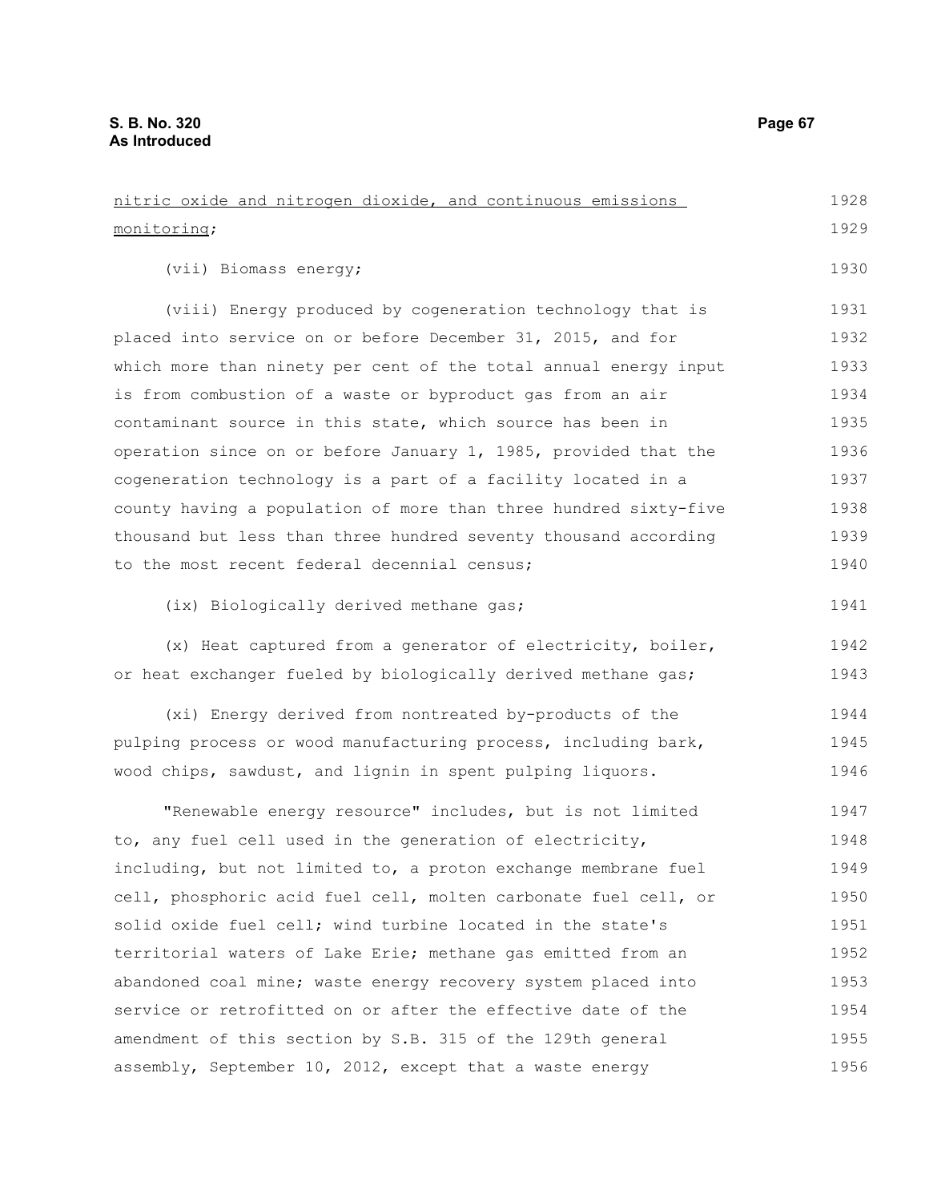nitric oxide and nitrogen dioxide, and continuous emissions monitoring;

(vii) Biomass energy;

(viii) Energy produced by cogeneration technology that is placed into service on or before December 31, 2015, and for which more than ninety per cent of the total annual energy input is from combustion of a waste or byproduct gas from an air contaminant source in this state, which source has been in operation since on or before January 1, 1985, provided that the cogeneration technology is a part of a facility located in a county having a population of more than three hundred sixty-five thousand but less than three hundred seventy thousand according to the most recent federal decennial census;

(ix) Biologically derived methane gas;

(x) Heat captured from a generator of electricity, boiler, or heat exchanger fueled by biologically derived methane gas;

(xi) Energy derived from nontreated by-products of the pulping process or wood manufacturing process, including bark, wood chips, sawdust, and lignin in spent pulping liquors.

"Renewable energy resource" includes, but is not limited to, any fuel cell used in the generation of electricity, including, but not limited to, a proton exchange membrane fuel cell, phosphoric acid fuel cell, molten carbonate fuel cell, or solid oxide fuel cell; wind turbine located in the state's territorial waters of Lake Erie; methane gas emitted from an abandoned coal mine; waste energy recovery system placed into service or retrofitted on or after the effective date of the amendment of this section by S.B. 315 of the 129th general assembly, September 10, 2012, except that a waste energy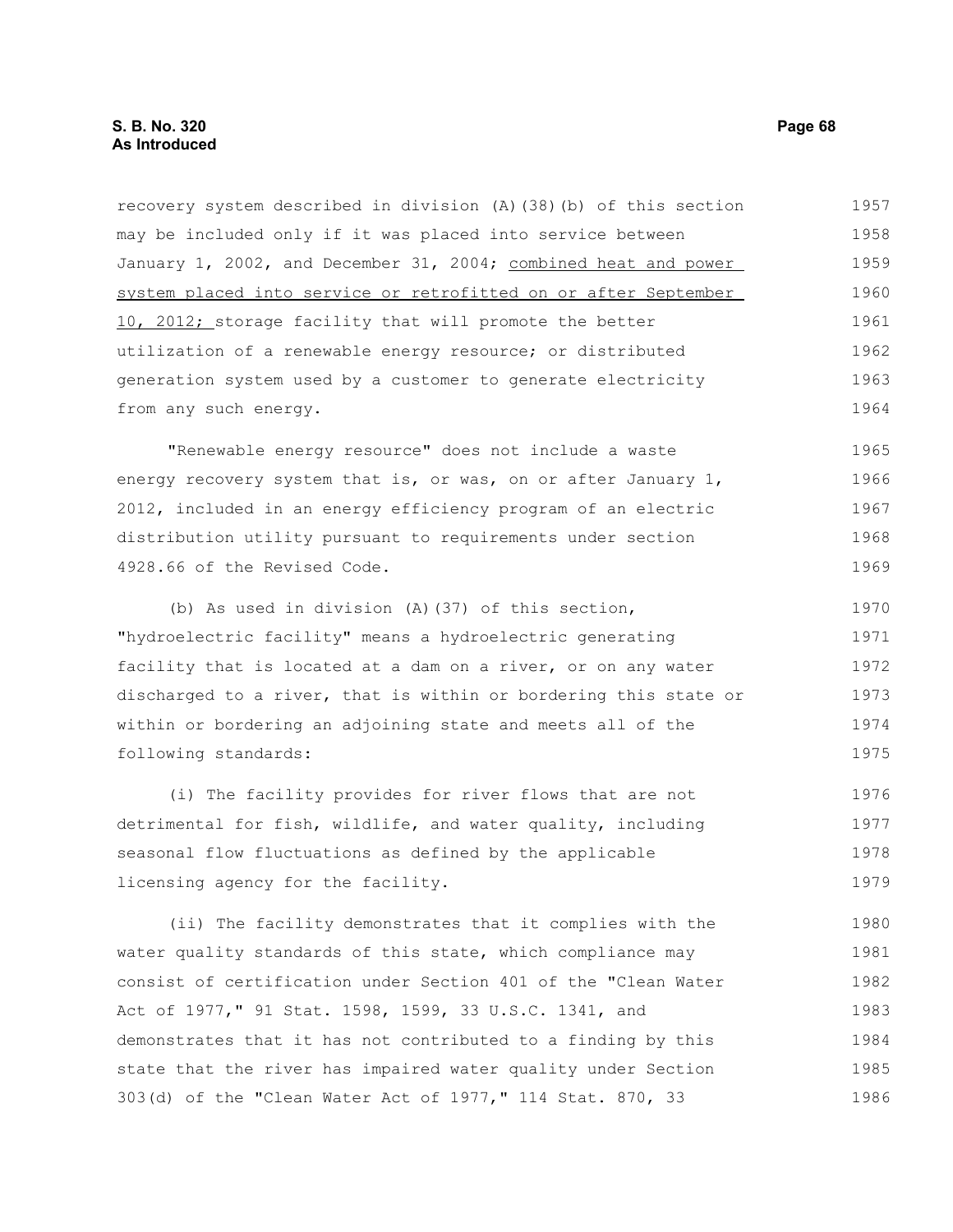recovery system described in division (A)(38)(b) of this section may be included only if it was placed into service between January 1, 2002, and December 31, 2004; combined heat and power system placed into service or retrofitted on or after September 10, 2012; storage facility that will promote the better utilization of a renewable energy resource; or distributed generation system used by a customer to generate electricity from any such energy.

"Renewable energy resource" does not include a waste energy recovery system that is, or was, on or after January 1, 2012, included in an energy efficiency program of an electric distribution utility pursuant to requirements under section 4928.66 of the Revised Code.

(b) As used in division (A)(37) of this section, "hydroelectric facility" means a hydroelectric generating facility that is located at a dam on a river, or on any water discharged to a river, that is within or bordering this state or within or bordering an adjoining state and meets all of the following standards:

(i) The facility provides for river flows that are not detrimental for fish, wildlife, and water quality, including seasonal flow fluctuations as defined by the applicable licensing agency for the facility.

(ii) The facility demonstrates that it complies with the water quality standards of this state, which compliance may consist of certification under Section 401 of the "Clean Water Act of 1977," 91 Stat. 1598, 1599, 33 U.S.C. 1341, and demonstrates that it has not contributed to a finding by this state that the river has impaired water quality under Section 303(d) of the "Clean Water Act of 1977," 114 Stat. 870, 33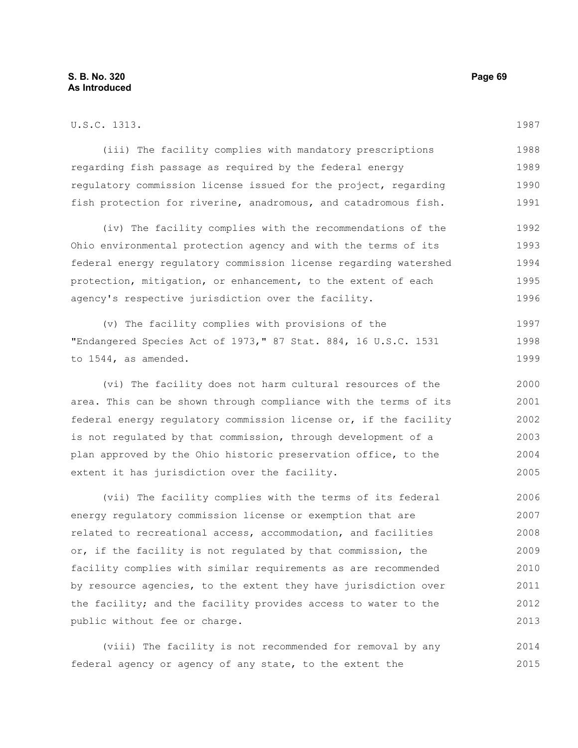U.S.C. 1313.

(iii) The facility complies with mandatory prescriptions regarding fish passage as required by the federal energy regulatory commission license issued for the project, regarding fish protection for riverine, anadromous, and catadromous fish.

(iv) The facility complies with the recommendations of the Ohio environmental protection agency and with the terms of its federal energy regulatory commission license regarding watershed protection, mitigation, or enhancement, to the extent of each agency's respective jurisdiction over the facility.

(v) The facility complies with provisions of the "Endangered Species Act of 1973," 87 Stat. 884, 16 U.S.C. 1531 to 1544, as amended.

(vi) The facility does not harm cultural resources of the area. This can be shown through compliance with the terms of its federal energy regulatory commission license or, if the facility is not regulated by that commission, through development of a plan approved by the Ohio historic preservation office, to the extent it has jurisdiction over the facility.

(vii) The facility complies with the terms of its federal energy regulatory commission license or exemption that are related to recreational access, accommodation, and facilities or, if the facility is not regulated by that commission, the facility complies with similar requirements as are recommended by resource agencies, to the extent they have jurisdiction over the facility; and the facility provides access to water to the public without fee or charge.

(viii) The facility is not recommended for removal by any federal agency or agency of any state, to the extent the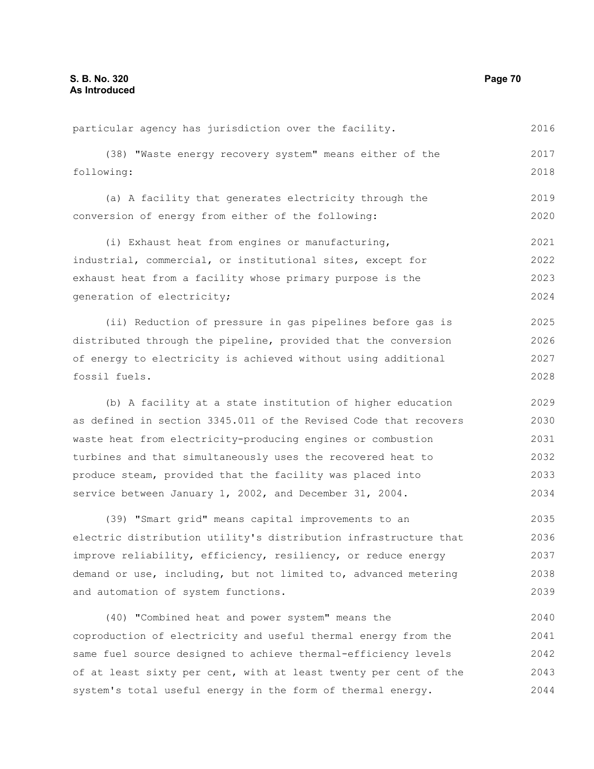particular agency has jurisdiction over the facility.

(38) "Waste energy recovery system" means either of the following:

(a) A facility that generates electricity through the conversion of energy from either of the following:

(i) Exhaust heat from engines or manufacturing, industrial, commercial, or institutional sites, except for exhaust heat from a facility whose primary purpose is the generation of electricity;

(ii) Reduction of pressure in gas pipelines before gas is distributed through the pipeline, provided that the conversion of energy to electricity is achieved without using additional fossil fuels.

(b) A facility at a state institution of higher education as defined in section 3345.011 of the Revised Code that recovers waste heat from electricity-producing engines or combustion turbines and that simultaneously uses the recovered heat to produce steam, provided that the facility was placed into service between January 1, 2002, and December 31, 2004.

(39) "Smart grid" means capital improvements to an electric distribution utility's distribution infrastructure that improve reliability, efficiency, resiliency, or reduce energy demand or use, including, but not limited to, advanced metering and automation of system functions.

(40) "Combined heat and power system" means the coproduction of electricity and useful thermal energy from the same fuel source designed to achieve thermal-efficiency levels of at least sixty per cent, with at least twenty per cent of the system's total useful energy in the form of thermal energy.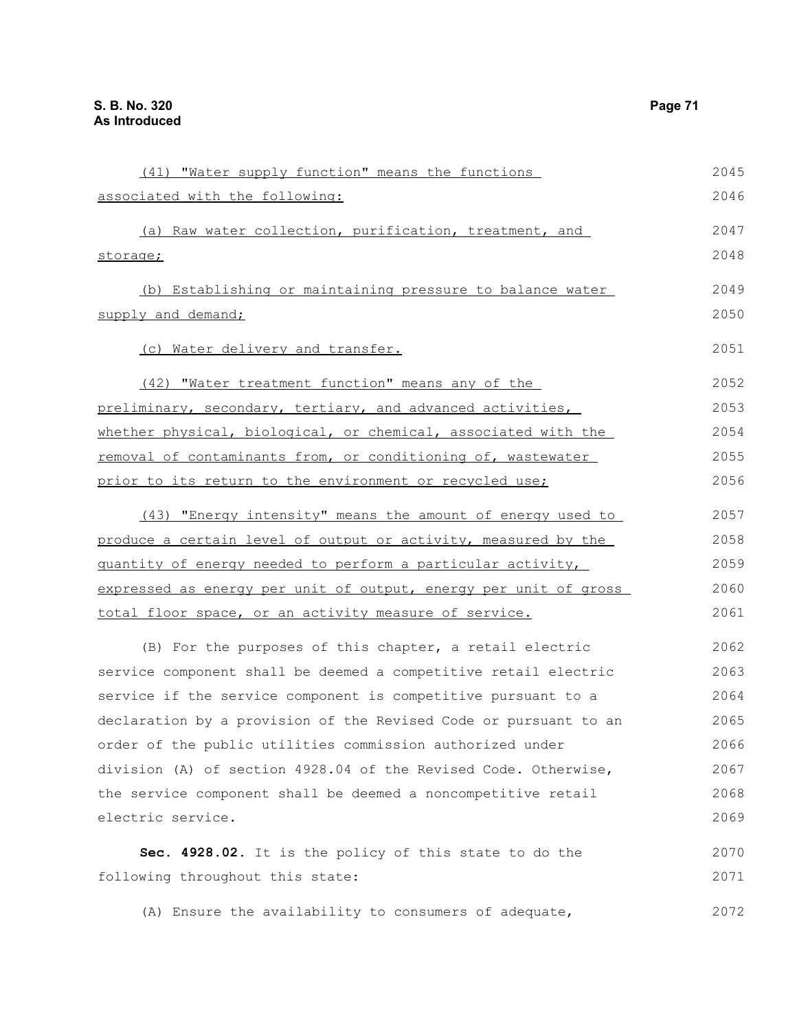(41) "Water supply function" means the functions associated with the following:

(a) Raw water collection, purification, treatment, and storage;

(b) Establishing or maintaining pressure to balance water supply and demand;

(c) Water delivery and transfer.

(42) "Water treatment function" means any of the preliminary, secondary, tertiary, and advanced activities, whether physical, biological, or chemical, associated with the removal of contaminants from, or conditioning of, wastewater prior to its return to the environment or recycled use;

(43) "Energy intensity" means the amount of energy used to produce a certain level of output or activity, measured by the quantity of energy needed to perform a particular activity, expressed as energy per unit of output, energy per unit of gross total floor space, or an activity measure of service.

(B) For the purposes of this chapter, a retail electric service component shall be deemed a competitive retail electric service if the service component is competitive pursuant to a declaration by a provision of the Revised Code or pursuant to an order of the public utilities commission authorized under division (A) of section 4928.04 of the Revised Code. Otherwise, the service component shall be deemed a noncompetitive retail electric service.

**Sec. 4928.02.** It is the policy of this state to do the following throughout this state:

(A) Ensure the availability to consumers of adequate,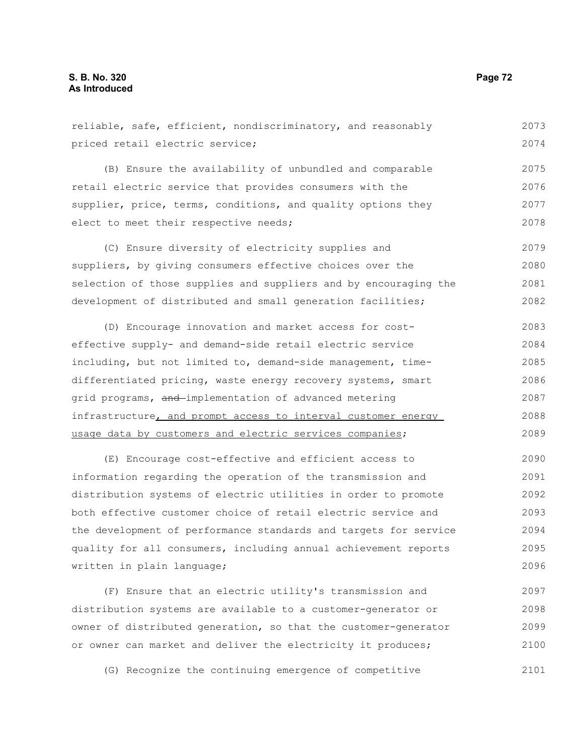reliable, safe, efficient, nondiscriminatory, and reasonably priced retail electric service;

(B) Ensure the availability of unbundled and comparable retail electric service that provides consumers with the supplier, price, terms, conditions, and quality options they elect to meet their respective needs;

(C) Ensure diversity of electricity supplies and suppliers, by giving consumers effective choices over the selection of those supplies and suppliers and by encouraging the development of distributed and small generation facilities;

(D) Encourage innovation and market access for cost-effective supply- and demand-side retail electric service including, but not limited to, demand-side management, time-differentiated pricing, waste energy recovery systems, smart grid programs, ~~and~~ implementation of advanced metering infrastructure<u>, and prompt access to interval customer energy usage data by customers and electric services companies</u>;

(E) Encourage cost-effective and efficient access to information regarding the operation of the transmission and distribution systems of electric utilities in order to promote both effective customer choice of retail electric service and the development of performance standards and targets for service quality for all consumers, including annual achievement reports written in plain language;

(F) Ensure that an electric utility's transmission and distribution systems are available to a customer-generator or owner of distributed generation, so that the customer-generator or owner can market and deliver the electricity it produces;

(G) Recognize the continuing emergence of competitive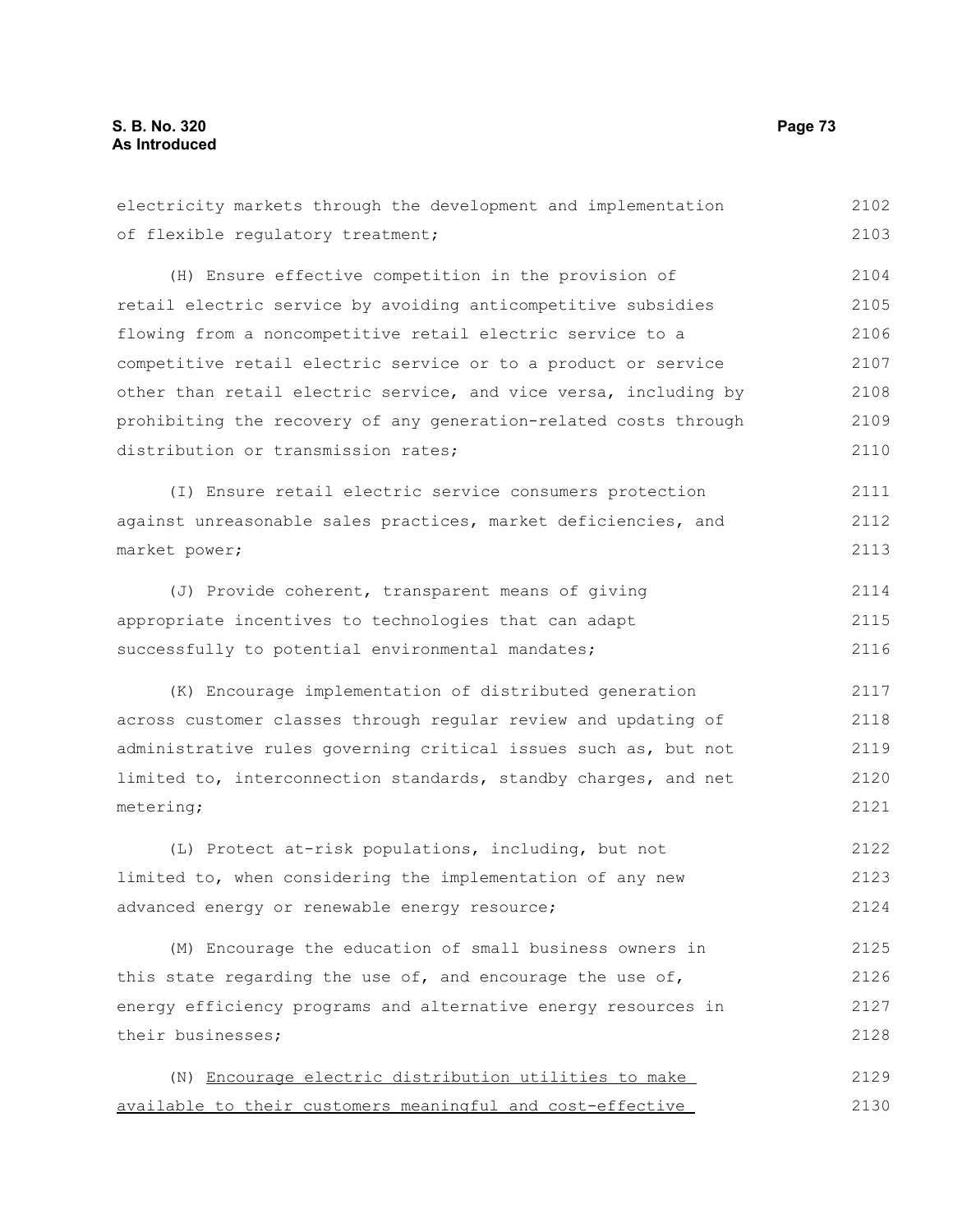electricity markets through the development and implementation of flexible regulatory treatment;

(H) Ensure effective competition in the provision of retail electric service by avoiding anticompetitive subsidies flowing from a noncompetitive retail electric service to a competitive retail electric service or to a product or service other than retail electric service, and vice versa, including by prohibiting the recovery of any generation-related costs through distribution or transmission rates;

(I) Ensure retail electric service consumers protection against unreasonable sales practices, market deficiencies, and market power;

(J) Provide coherent, transparent means of giving appropriate incentives to technologies that can adapt successfully to potential environmental mandates;

(K) Encourage implementation of distributed generation across customer classes through regular review and updating of administrative rules governing critical issues such as, but not limited to, interconnection standards, standby charges, and net metering;

(L) Protect at-risk populations, including, but not limited to, when considering the implementation of any new advanced energy or renewable energy resource;

(M) Encourage the education of small business owners in this state regarding the use of, and encourage the use of, energy efficiency programs and alternative energy resources in their businesses;

(N) <u>Encourage electric distribution utilities to make available to their customers meaningful and cost-effective</u>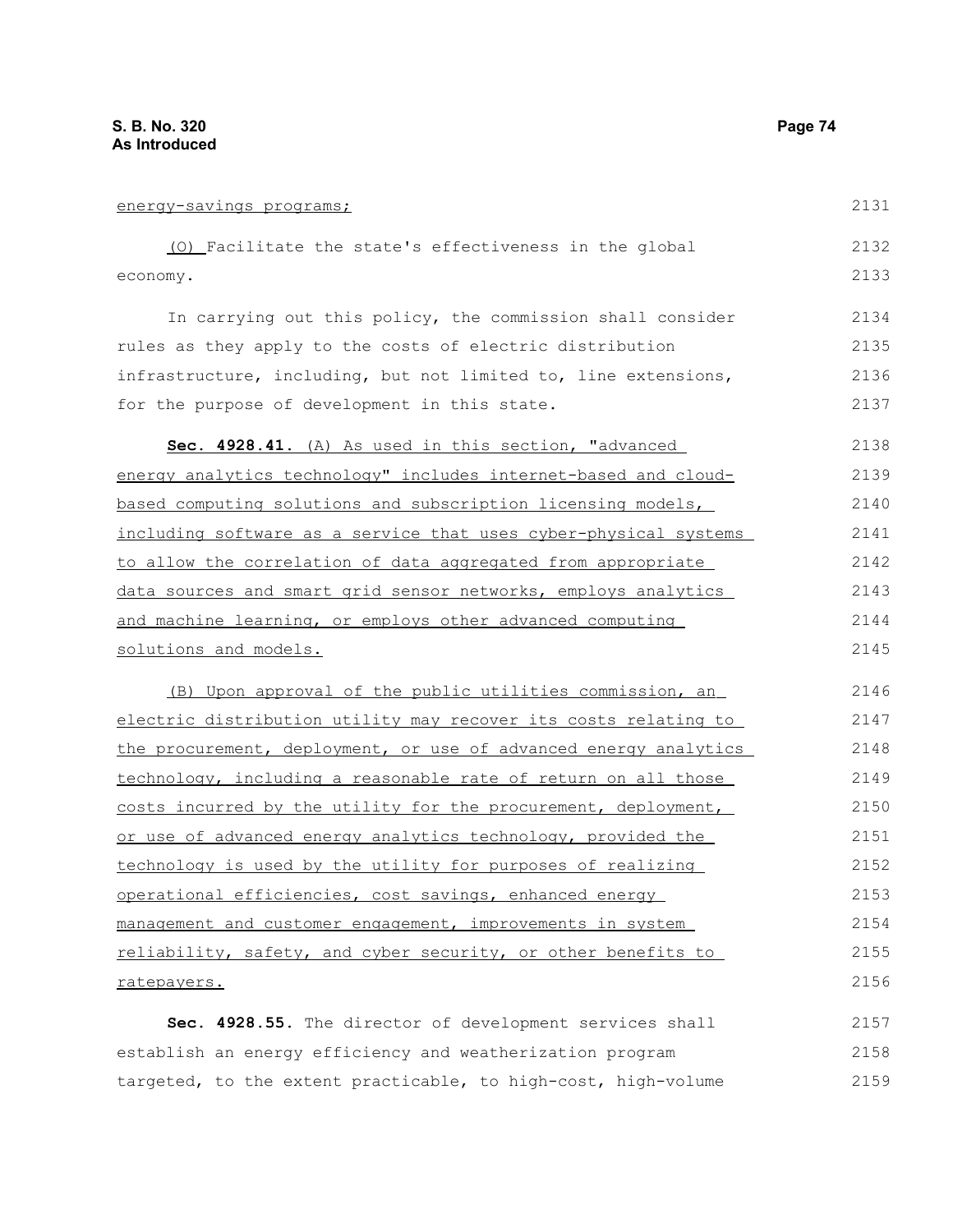energy-savings programs;

(O) Facilitate the state's effectiveness in the global economy.

In carrying out this policy, the commission shall consider rules as they apply to the costs of electric distribution infrastructure, including, but not limited to, line extensions, for the purpose of development in this state.

**Sec. 4928.41.** (A) As used in this section, "advanced energy analytics technology" includes internet-based and cloud-based computing solutions and subscription licensing models, including software as a service that uses cyber-physical systems to allow the correlation of data aggregated from appropriate data sources and smart grid sensor networks, employs analytics and machine learning, or employs other advanced computing solutions and models.

(B) Upon approval of the public utilities commission, an electric distribution utility may recover its costs relating to the procurement, deployment, or use of advanced energy analytics technology, including a reasonable rate of return on all those costs incurred by the utility for the procurement, deployment, or use of advanced energy analytics technology, provided the technology is used by the utility for purposes of realizing operational efficiencies, cost savings, enhanced energy management and customer engagement, improvements in system reliability, safety, and cyber security, or other benefits to ratepayers.

**Sec. 4928.55.** The director of development services shall establish an energy efficiency and weatherization program targeted, to the extent practicable, to high-cost, high-volume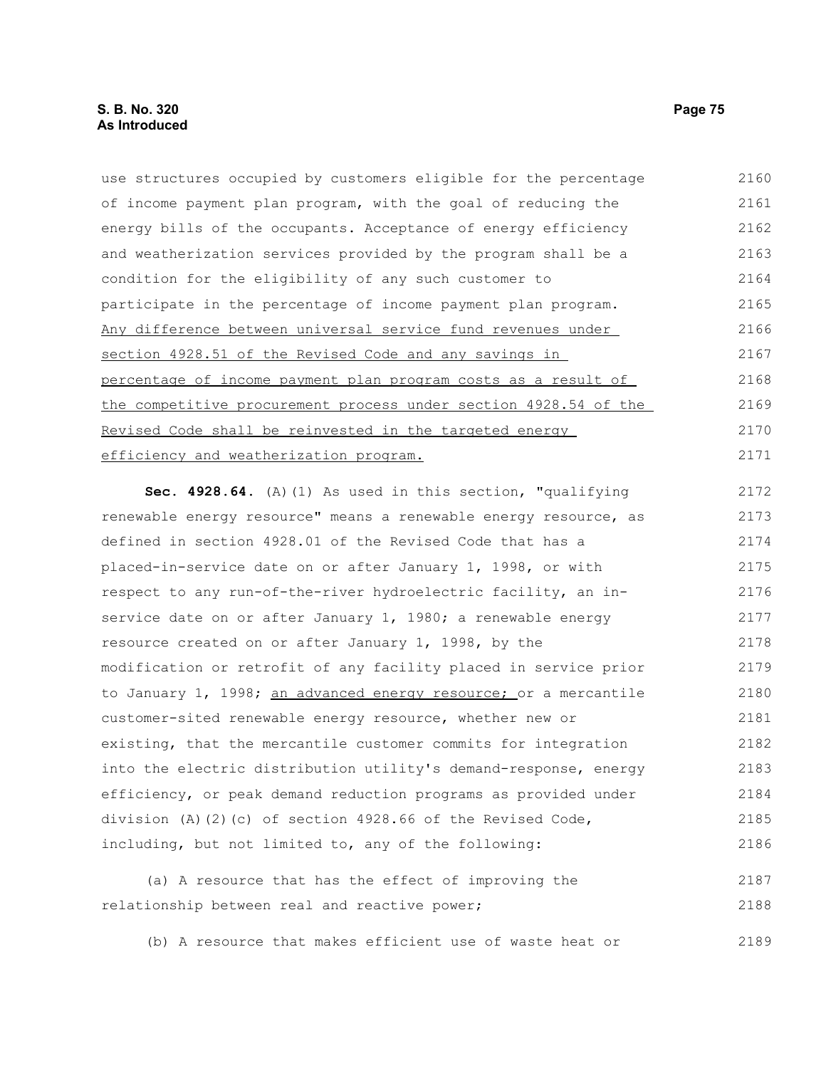use structures occupied by customers eligible for the percentage of income payment plan program, with the goal of reducing the energy bills of the occupants. Acceptance of energy efficiency and weatherization services provided by the program shall be a condition for the eligibility of any such customer to participate in the percentage of income payment plan program. <u>Any difference between universal service fund revenues under section 4928.51 of the Revised Code and any savings in percentage of income payment plan program costs as a result of the competitive procurement process under section 4928.54 of the Revised Code shall be reinvested in the targeted energy efficiency and weatherization program.</u>

**Sec. 4928.64.** (A)(1) As used in this section, "qualifying renewable energy resource" means a renewable energy resource, as defined in section 4928.01 of the Revised Code that has a placed-in-service date on or after January 1, 1998, or with respect to any run-of-the-river hydroelectric facility, an in-service date on or after January 1, 1980; a renewable energy resource created on or after January 1, 1998, by the modification or retrofit of any facility placed in service prior to January 1, 1998; <u>an advanced energy resource;</u> or a mercantile customer-sited renewable energy resource, whether new or existing, that the mercantile customer commits for integration into the electric distribution utility's demand-response, energy efficiency, or peak demand reduction programs as provided under division (A)(2)(c) of section 4928.66 of the Revised Code, including, but not limited to, any of the following:

(a) A resource that has the effect of improving the relationship between real and reactive power;

(b) A resource that makes efficient use of waste heat or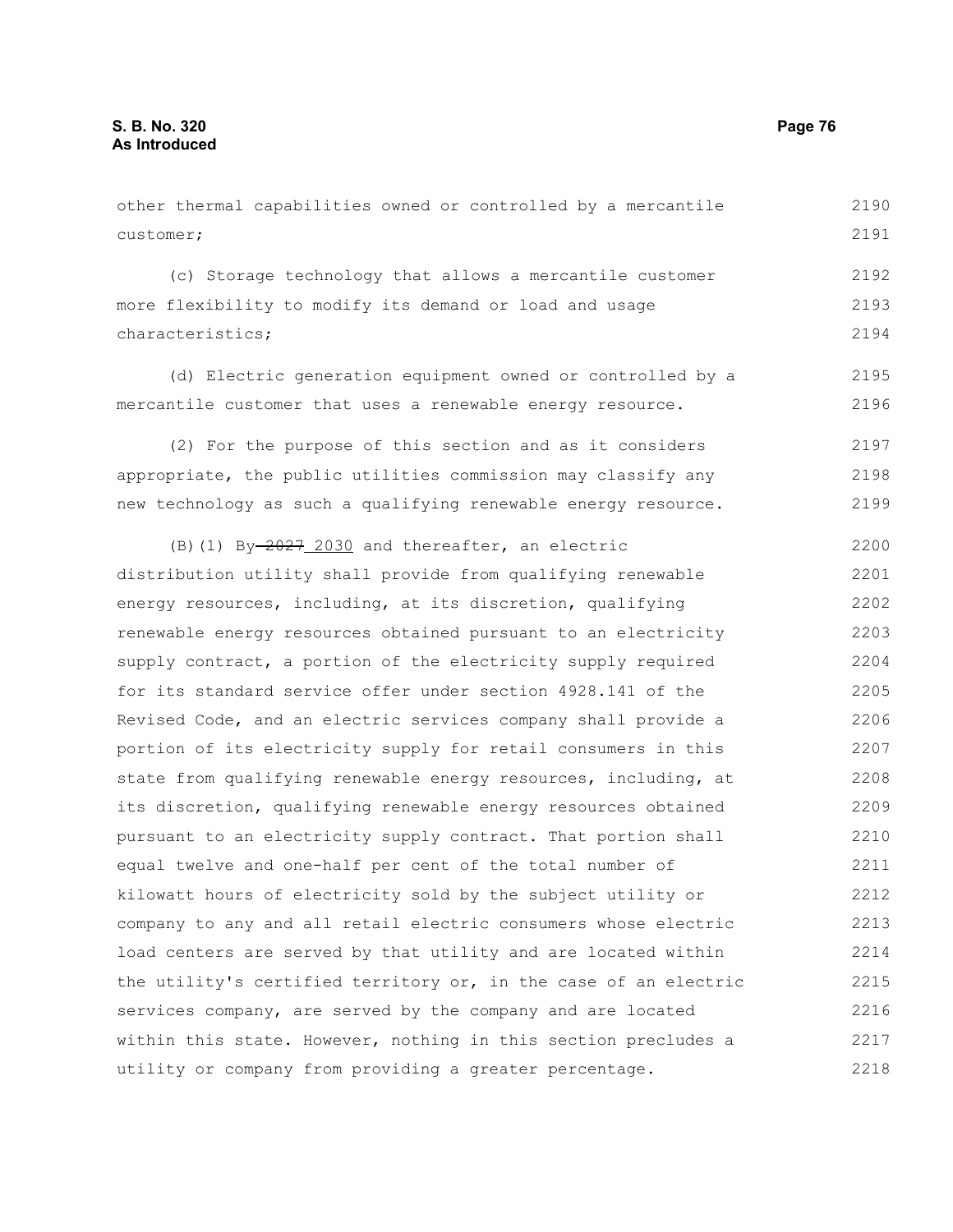other thermal capabilities owned or controlled by a mercantile customer;

(c) Storage technology that allows a mercantile customer more flexibility to modify its demand or load and usage characteristics;

(d) Electric generation equipment owned or controlled by a mercantile customer that uses a renewable energy resource.

(2) For the purpose of this section and as it considers appropriate, the public utilities commission may classify any new technology as such a qualifying renewable energy resource.

(B)(1) By ~~2027~~ 2030 and thereafter, an electric distribution utility shall provide from qualifying renewable energy resources, including, at its discretion, qualifying renewable energy resources obtained pursuant to an electricity supply contract, a portion of the electricity supply required for its standard service offer under section 4928.141 of the Revised Code, and an electric services company shall provide a portion of its electricity supply for retail consumers in this state from qualifying renewable energy resources, including, at its discretion, qualifying renewable energy resources obtained pursuant to an electricity supply contract. That portion shall equal twelve and one-half per cent of the total number of kilowatt hours of electricity sold by the subject utility or company to any and all retail electric consumers whose electric load centers are served by that utility and are located within the utility's certified territory or, in the case of an electric services company, are served by the company and are located within this state. However, nothing in this section precludes a utility or company from providing a greater percentage.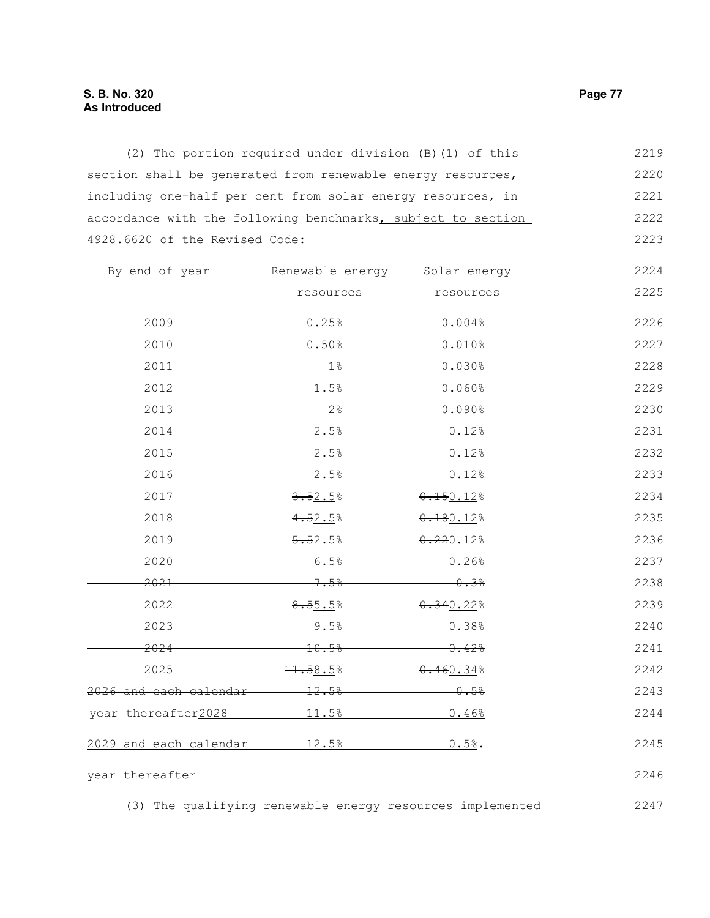(2) The portion required under division (B)(1) of this section shall be generated from renewable energy resources, including one-half per cent from solar energy resources, in accordance with the following benchmarks<u>, subject to section 4928.6620 of the Revised Code</u>:

| By end of year | Renewable energy resources | Solar energy resources |
|---|---|---|
| 2009 | 0.25% | 0.004% |
| 2010 | 0.50% | 0.010% |
| 2011 | 1% | 0.030% |
| 2012 | 1.5% | 0.060% |
| 2013 | 2% | 0.090% |
| 2014 | 2.5% | 0.12% |
| 2015 | 2.5% | 0.12% |
| 2016 | 2.5% | 0.12% |
| 2017 | ~~3.5~~<u>2.5</u>% | ~~0.15~~<u>0.12</u>% |
| 2018 | ~~4.5~~<u>2.5</u>% | ~~0.18~~<u>0.12</u>% |
| 2019 | ~~5.5~~<u>2.5</u>% | ~~0.22~~<u>0.12</u>% |
| ~~2020~~ | ~~6.5%~~ | ~~0.26%~~ |
| ~~2021~~ | ~~7.5%~~ | ~~0.3%~~ |
| 2022 | ~~8.5~~<u>5.5</u>% | ~~0.34~~<u>0.22</u>% |
| ~~2023~~ | ~~9.5%~~ | ~~0.38%~~ |
| ~~2024~~ | ~~10.5%~~ | ~~0.42%~~ |
| 2025 | ~~11.5~~<u>8.5</u>% | ~~0.46~~<u>0.34</u>% |
| ~~2026 and each calendar year thereafter~~<u>2028</u> | ~~12.5%~~ <u>11.5%</u> | ~~0.5%~~ <u>0.46%</u> |
| <u>2029 and each calendar year thereafter</u> | <u>12.5%</u> | <u>0.5%</u>. |

(3) The qualifying renewable energy resources implemented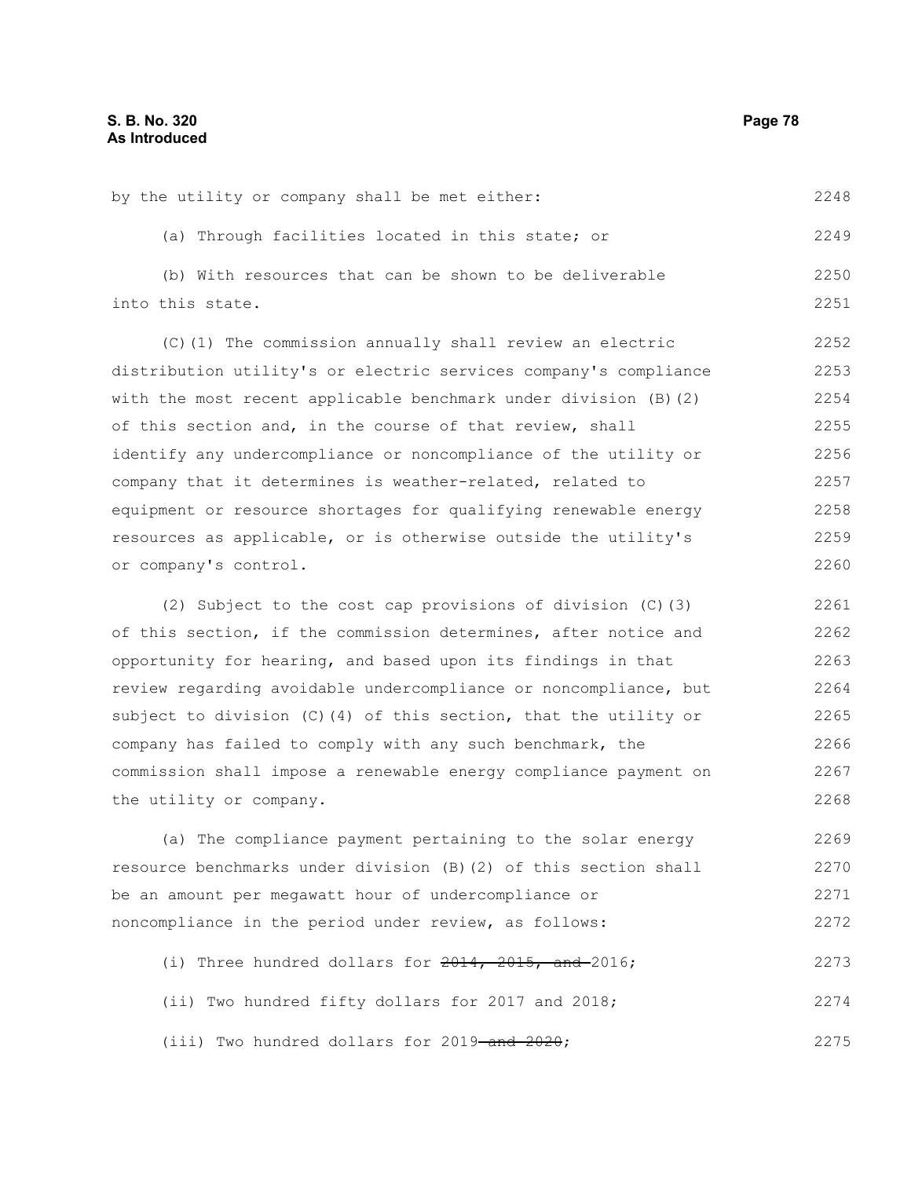by the utility or company shall be met either:

(a) Through facilities located in this state; or

(b) With resources that can be shown to be deliverable into this state.

(C)(1) The commission annually shall review an electric distribution utility's or electric services company's compliance with the most recent applicable benchmark under division (B)(2) of this section and, in the course of that review, shall identify any undercompliance or noncompliance of the utility or company that it determines is weather-related, related to equipment or resource shortages for qualifying renewable energy resources as applicable, or is otherwise outside the utility's or company's control.

(2) Subject to the cost cap provisions of division (C)(3) of this section, if the commission determines, after notice and opportunity for hearing, and based upon its findings in that review regarding avoidable undercompliance or noncompliance, but subject to division (C)(4) of this section, that the utility or company has failed to comply with any such benchmark, the commission shall impose a renewable energy compliance payment on the utility or company.

(a) The compliance payment pertaining to the solar energy resource benchmarks under division (B)(2) of this section shall be an amount per megawatt hour of undercompliance or noncompliance in the period under review, as follows:

(i) Three hundred dollars for ~~2014, 2015, and~~ 2016;

(ii) Two hundred fifty dollars for 2017 and 2018;

(iii) Two hundred dollars for 2019~~ and 2020~~;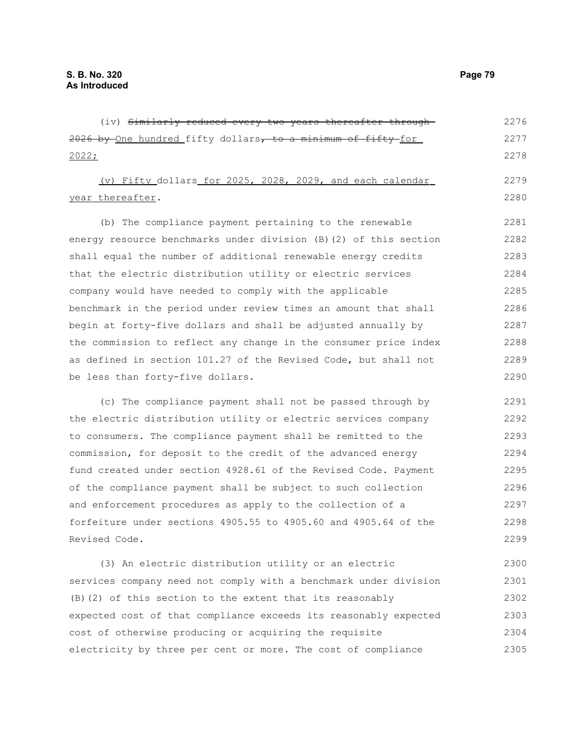(iv) ~~Similarly reduced every two years thereafter through 2026 by~~ One hundred fifty dollars~~, to a minimum of fifty~~ for 2022;

(v) Fifty dollars for 2025, 2028, 2029, and each calendar year thereafter.

(b) The compliance payment pertaining to the renewable energy resource benchmarks under division (B)(2) of this section shall equal the number of additional renewable energy credits that the electric distribution utility or electric services company would have needed to comply with the applicable benchmark in the period under review times an amount that shall begin at forty-five dollars and shall be adjusted annually by the commission to reflect any change in the consumer price index as defined in section 101.27 of the Revised Code, but shall not be less than forty-five dollars.

(c) The compliance payment shall not be passed through by the electric distribution utility or electric services company to consumers. The compliance payment shall be remitted to the commission, for deposit to the credit of the advanced energy fund created under section 4928.61 of the Revised Code. Payment of the compliance payment shall be subject to such collection and enforcement procedures as apply to the collection of a forfeiture under sections 4905.55 to 4905.60 and 4905.64 of the Revised Code.

(3) An electric distribution utility or an electric services company need not comply with a benchmark under division (B)(2) of this section to the extent that its reasonably expected cost of that compliance exceeds its reasonably expected cost of otherwise producing or acquiring the requisite electricity by three per cent or more. The cost of compliance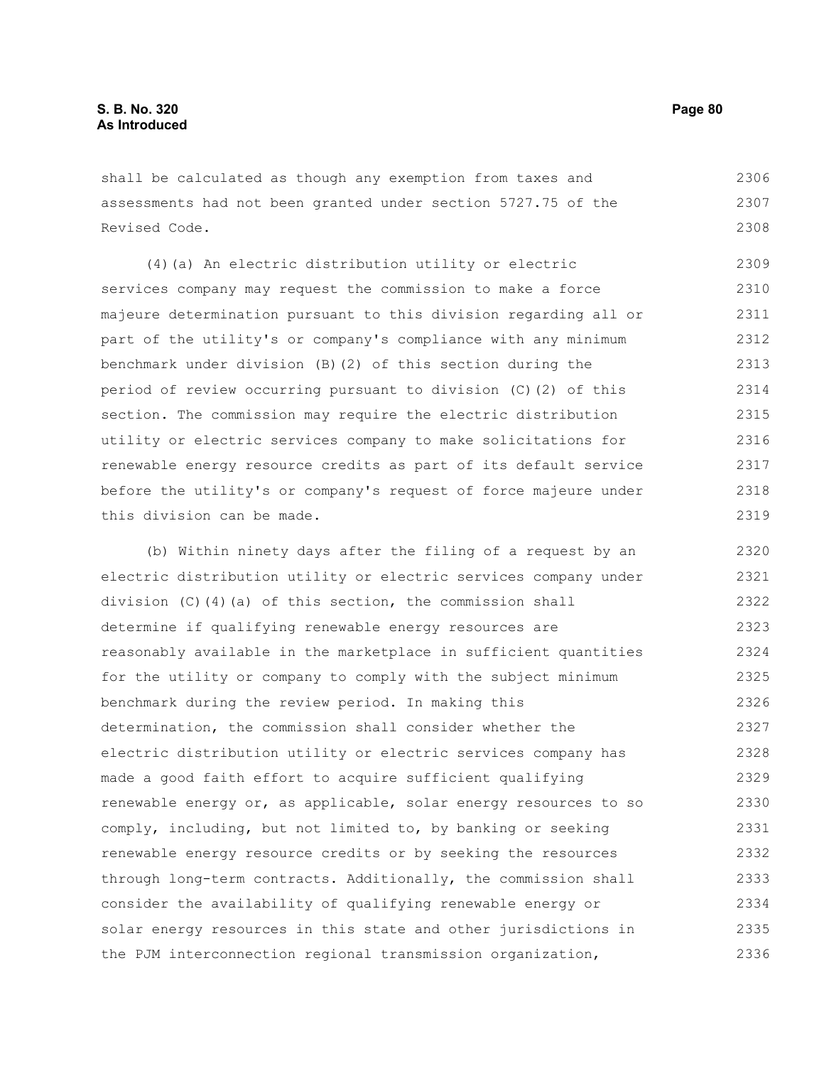shall be calculated as though any exemption from taxes and assessments had not been granted under section 5727.75 of the Revised Code.

(4)(a) An electric distribution utility or electric services company may request the commission to make a force majeure determination pursuant to this division regarding all or part of the utility's or company's compliance with any minimum benchmark under division (B)(2) of this section during the period of review occurring pursuant to division (C)(2) of this section. The commission may require the electric distribution utility or electric services company to make solicitations for renewable energy resource credits as part of its default service before the utility's or company's request of force majeure under this division can be made.

(b) Within ninety days after the filing of a request by an electric distribution utility or electric services company under division (C)(4)(a) of this section, the commission shall determine if qualifying renewable energy resources are reasonably available in the marketplace in sufficient quantities for the utility or company to comply with the subject minimum benchmark during the review period. In making this determination, the commission shall consider whether the electric distribution utility or electric services company has made a good faith effort to acquire sufficient qualifying renewable energy or, as applicable, solar energy resources to so comply, including, but not limited to, by banking or seeking renewable energy resource credits or by seeking the resources through long-term contracts. Additionally, the commission shall consider the availability of qualifying renewable energy or solar energy resources in this state and other jurisdictions in the PJM interconnection regional transmission organization,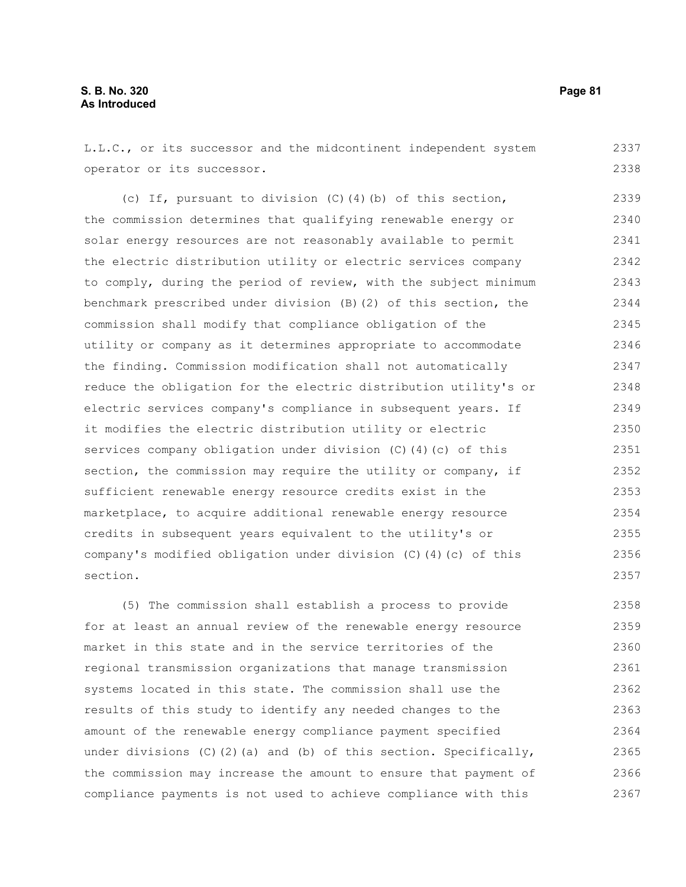L.L.C., or its successor and the midcontinent independent system operator or its successor.

(c) If, pursuant to division (C)(4)(b) of this section, the commission determines that qualifying renewable energy or solar energy resources are not reasonably available to permit the electric distribution utility or electric services company to comply, during the period of review, with the subject minimum benchmark prescribed under division (B)(2) of this section, the commission shall modify that compliance obligation of the utility or company as it determines appropriate to accommodate the finding. Commission modification shall not automatically reduce the obligation for the electric distribution utility's or electric services company's compliance in subsequent years. If it modifies the electric distribution utility or electric services company obligation under division (C)(4)(c) of this section, the commission may require the utility or company, if sufficient renewable energy resource credits exist in the marketplace, to acquire additional renewable energy resource credits in subsequent years equivalent to the utility's or company's modified obligation under division (C)(4)(c) of this section.

(5) The commission shall establish a process to provide for at least an annual review of the renewable energy resource market in this state and in the service territories of the regional transmission organizations that manage transmission systems located in this state. The commission shall use the results of this study to identify any needed changes to the amount of the renewable energy compliance payment specified under divisions (C)(2)(a) and (b) of this section. Specifically, the commission may increase the amount to ensure that payment of compliance payments is not used to achieve compliance with this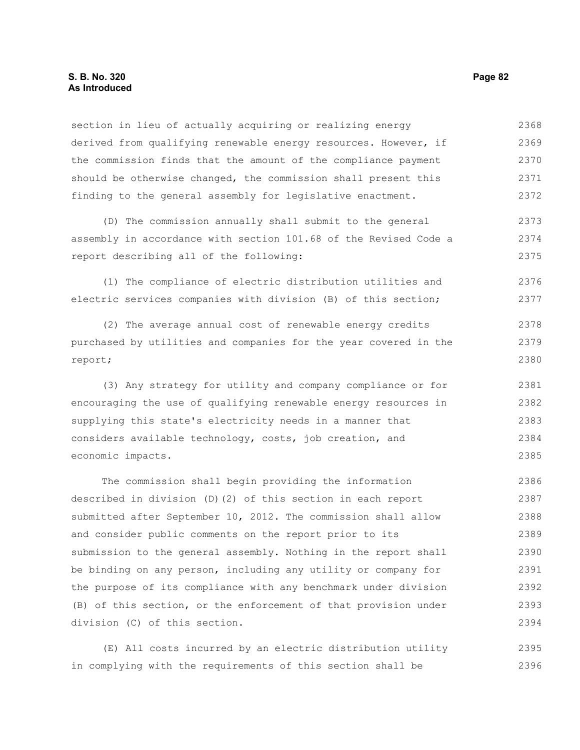section in lieu of actually acquiring or realizing energy derived from qualifying renewable energy resources. However, if the commission finds that the amount of the compliance payment should be otherwise changed, the commission shall present this finding to the general assembly for legislative enactment.

(D) The commission annually shall submit to the general assembly in accordance with section 101.68 of the Revised Code a report describing all of the following:

(1) The compliance of electric distribution utilities and electric services companies with division (B) of this section;

(2) The average annual cost of renewable energy credits purchased by utilities and companies for the year covered in the report;

(3) Any strategy for utility and company compliance or for encouraging the use of qualifying renewable energy resources in supplying this state's electricity needs in a manner that considers available technology, costs, job creation, and economic impacts.

The commission shall begin providing the information described in division (D)(2) of this section in each report submitted after September 10, 2012. The commission shall allow and consider public comments on the report prior to its submission to the general assembly. Nothing in the report shall be binding on any person, including any utility or company for the purpose of its compliance with any benchmark under division (B) of this section, or the enforcement of that provision under division (C) of this section.

(E) All costs incurred by an electric distribution utility in complying with the requirements of this section shall be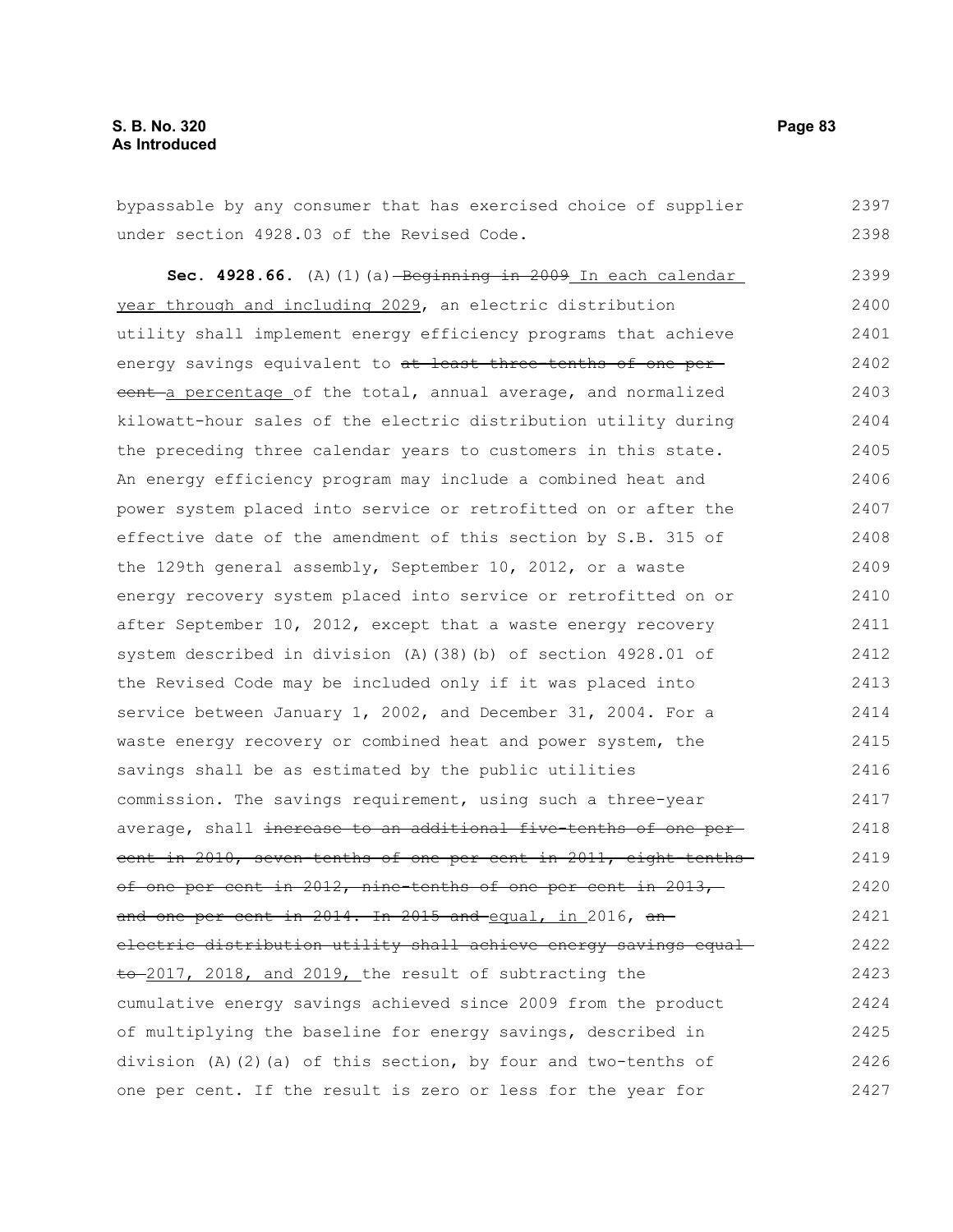bypassable by any consumer that has exercised choice of supplier under section 4928.03 of the Revised Code.

**Sec. 4928.66.** (A)(1)(a) ~~Beginning in 2009~~ In each calendar year through and including 2029, an electric distribution utility shall implement energy efficiency programs that achieve energy savings equivalent to ~~at least three-tenths of one per cent~~ a percentage of the total, annual average, and normalized kilowatt-hour sales of the electric distribution utility during the preceding three calendar years to customers in this state. An energy efficiency program may include a combined heat and power system placed into service or retrofitted on or after the effective date of the amendment of this section by S.B. 315 of the 129th general assembly, September 10, 2012, or a waste energy recovery system placed into service or retrofitted on or after September 10, 2012, except that a waste energy recovery system described in division (A)(38)(b) of section 4928.01 of the Revised Code may be included only if it was placed into service between January 1, 2002, and December 31, 2004. For a waste energy recovery or combined heat and power system, the savings shall be as estimated by the public utilities commission. The savings requirement, using such a three-year average, shall ~~increase to an additional five-tenths of one per cent in 2010, seven-tenths of one per cent in 2011, eight-tenths of one per cent in 2012, nine-tenths of one per cent in 2013, and one per cent in 2014. In 2015 and~~ equal, in 2016, ~~an electric distribution utility shall achieve energy savings equal to~~ 2017, 2018, and 2019, the result of subtracting the cumulative energy savings achieved since 2009 from the product of multiplying the baseline for energy savings, described in division (A)(2)(a) of this section, by four and two-tenths of one per cent. If the result is zero or less for the year for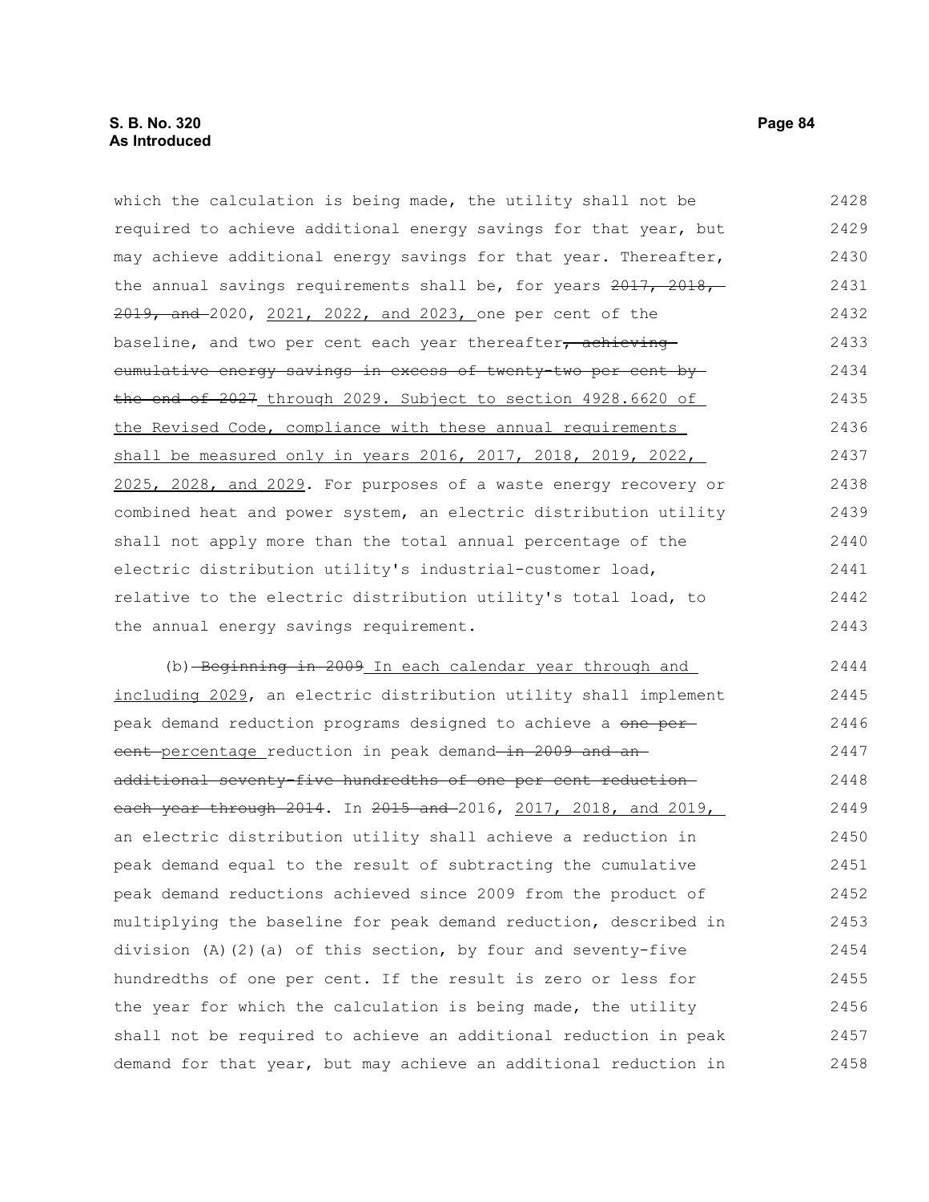which the calculation is being made, the utility shall not be required to achieve additional energy savings for that year, but may achieve additional energy savings for that year. Thereafter, the annual savings requirements shall be, for years ~~2017, 2018, 2019, and~~ 2020, 2021, 2022, and 2023, one per cent of the baseline, and two per cent each year thereafter~~, achieving cumulative energy savings in excess of twenty-two per cent by the end of 2027~~ through 2029. Subject to section 4928.6620 of the Revised Code, compliance with these annual requirements shall be measured only in years 2016, 2017, 2018, 2019, 2022, 2025, 2028, and 2029. For purposes of a waste energy recovery or combined heat and power system, an electric distribution utility shall not apply more than the total annual percentage of the electric distribution utility's industrial-customer load, relative to the electric distribution utility's total load, to the annual energy savings requirement.

(b) ~~Beginning in 2009~~ In each calendar year through and including 2029, an electric distribution utility shall implement peak demand reduction programs designed to achieve a ~~one per cent~~ percentage reduction in peak demand ~~in 2009 and an additional seventy-five hundredths of one per cent reduction each year through 2014~~. In ~~2015 and~~ 2016, 2017, 2018, and 2019, an electric distribution utility shall achieve a reduction in peak demand equal to the result of subtracting the cumulative peak demand reductions achieved since 2009 from the product of multiplying the baseline for peak demand reduction, described in division (A)(2)(a) of this section, by four and seventy-five hundredths of one per cent. If the result is zero or less for the year for which the calculation is being made, the utility shall not be required to achieve an additional reduction in peak demand for that year, but may achieve an additional reduction in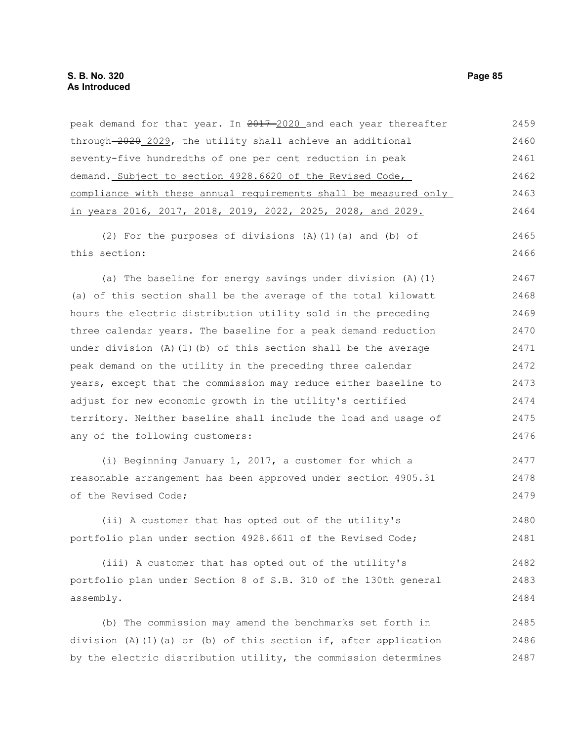peak demand for that year. In ~~2017~~ 2020 and each year thereafter through ~~2020~~ 2029, the utility shall achieve an additional seventy-five hundredths of one per cent reduction in peak demand. Subject to section 4928.6620 of the Revised Code, compliance with these annual requirements shall be measured only in years 2016, 2017, 2018, 2019, 2022, 2025, 2028, and 2029.

(2) For the purposes of divisions (A)(1)(a) and (b) of this section:

(a) The baseline for energy savings under division (A)(1)(a) of this section shall be the average of the total kilowatt hours the electric distribution utility sold in the preceding three calendar years. The baseline for a peak demand reduction under division (A)(1)(b) of this section shall be the average peak demand on the utility in the preceding three calendar years, except that the commission may reduce either baseline to adjust for new economic growth in the utility's certified territory. Neither baseline shall include the load and usage of any of the following customers:

(i) Beginning January 1, 2017, a customer for which a reasonable arrangement has been approved under section 4905.31 of the Revised Code;

(ii) A customer that has opted out of the utility's portfolio plan under section 4928.6611 of the Revised Code;

(iii) A customer that has opted out of the utility's portfolio plan under Section 8 of S.B. 310 of the 130th general assembly.

(b) The commission may amend the benchmarks set forth in division (A)(1)(a) or (b) of this section if, after application by the electric distribution utility, the commission determines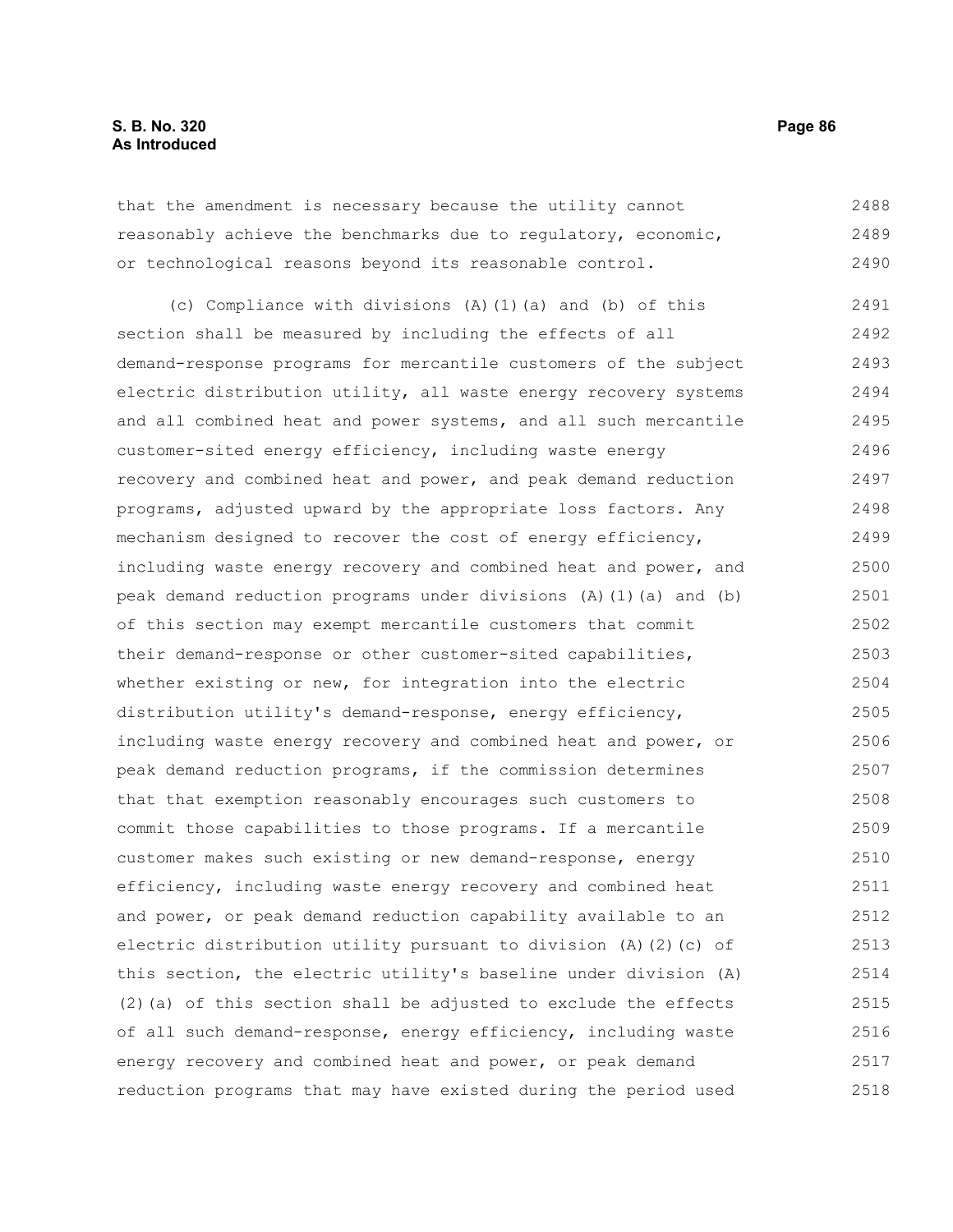that the amendment is necessary because the utility cannot reasonably achieve the benchmarks due to regulatory, economic, or technological reasons beyond its reasonable control.

(c) Compliance with divisions (A)(1)(a) and (b) of this section shall be measured by including the effects of all demand-response programs for mercantile customers of the subject electric distribution utility, all waste energy recovery systems and all combined heat and power systems, and all such mercantile customer-sited energy efficiency, including waste energy recovery and combined heat and power, and peak demand reduction programs, adjusted upward by the appropriate loss factors. Any mechanism designed to recover the cost of energy efficiency, including waste energy recovery and combined heat and power, and peak demand reduction programs under divisions (A)(1)(a) and (b) of this section may exempt mercantile customers that commit their demand-response or other customer-sited capabilities, whether existing or new, for integration into the electric distribution utility's demand-response, energy efficiency, including waste energy recovery and combined heat and power, or peak demand reduction programs, if the commission determines that that exemption reasonably encourages such customers to commit those capabilities to those programs. If a mercantile customer makes such existing or new demand-response, energy efficiency, including waste energy recovery and combined heat and power, or peak demand reduction capability available to an electric distribution utility pursuant to division (A)(2)(c) of this section, the electric utility's baseline under division (A)(2)(a) of this section shall be adjusted to exclude the effects of all such demand-response, energy efficiency, including waste energy recovery and combined heat and power, or peak demand reduction programs that may have existed during the period used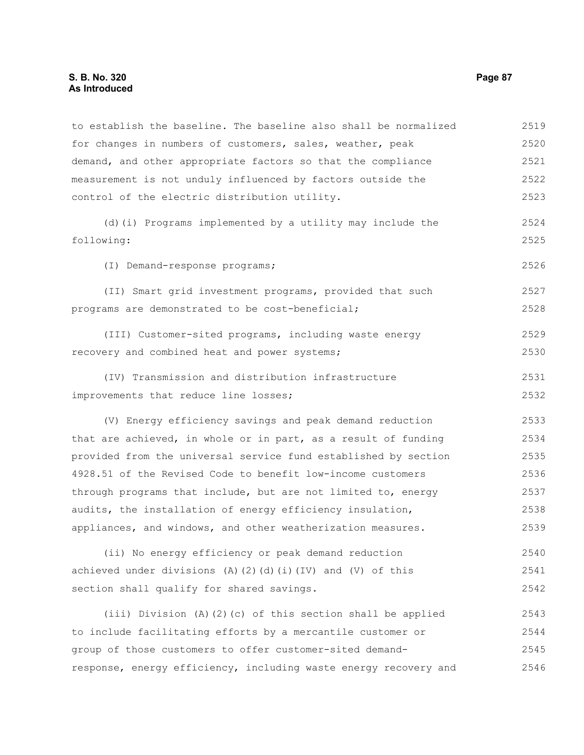to establish the baseline. The baseline also shall be normalized for changes in numbers of customers, sales, weather, peak demand, and other appropriate factors so that the compliance measurement is not unduly influenced by factors outside the control of the electric distribution utility.

(d)(i) Programs implemented by a utility may include the following:

(I) Demand-response programs;

(II) Smart grid investment programs, provided that such programs are demonstrated to be cost-beneficial;

(III) Customer-sited programs, including waste energy recovery and combined heat and power systems;

(IV) Transmission and distribution infrastructure improvements that reduce line losses;

(V) Energy efficiency savings and peak demand reduction that are achieved, in whole or in part, as a result of funding provided from the universal service fund established by section 4928.51 of the Revised Code to benefit low-income customers through programs that include, but are not limited to, energy audits, the installation of energy efficiency insulation, appliances, and windows, and other weatherization measures.

(ii) No energy efficiency or peak demand reduction achieved under divisions (A)(2)(d)(i)(IV) and (V) of this section shall qualify for shared savings.

(iii) Division (A)(2)(c) of this section shall be applied to include facilitating efforts by a mercantile customer or group of those customers to offer customer-sited demand-response, energy efficiency, including waste energy recovery and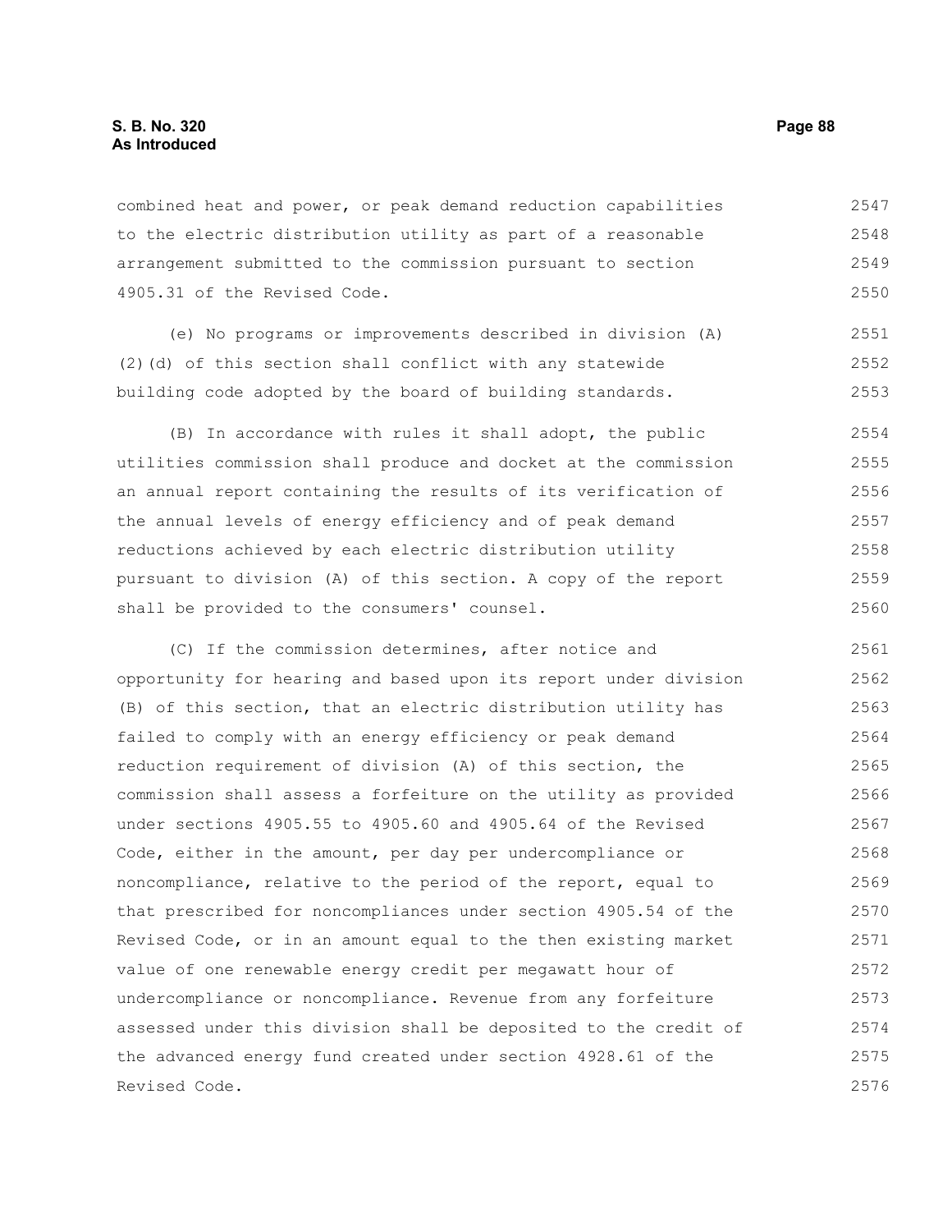combined heat and power, or peak demand reduction capabilities to the electric distribution utility as part of a reasonable arrangement submitted to the commission pursuant to section 4905.31 of the Revised Code.

(e) No programs or improvements described in division (A)(2)(d) of this section shall conflict with any statewide building code adopted by the board of building standards.

(B) In accordance with rules it shall adopt, the public utilities commission shall produce and docket at the commission an annual report containing the results of its verification of the annual levels of energy efficiency and of peak demand reductions achieved by each electric distribution utility pursuant to division (A) of this section. A copy of the report shall be provided to the consumers' counsel.

(C) If the commission determines, after notice and opportunity for hearing and based upon its report under division (B) of this section, that an electric distribution utility has failed to comply with an energy efficiency or peak demand reduction requirement of division (A) of this section, the commission shall assess a forfeiture on the utility as provided under sections 4905.55 to 4905.60 and 4905.64 of the Revised Code, either in the amount, per day per undercompliance or noncompliance, relative to the period of the report, equal to that prescribed for noncompliances under section 4905.54 of the Revised Code, or in an amount equal to the then existing market value of one renewable energy credit per megawatt hour of undercompliance or noncompliance. Revenue from any forfeiture assessed under this division shall be deposited to the credit of the advanced energy fund created under section 4928.61 of the Revised Code.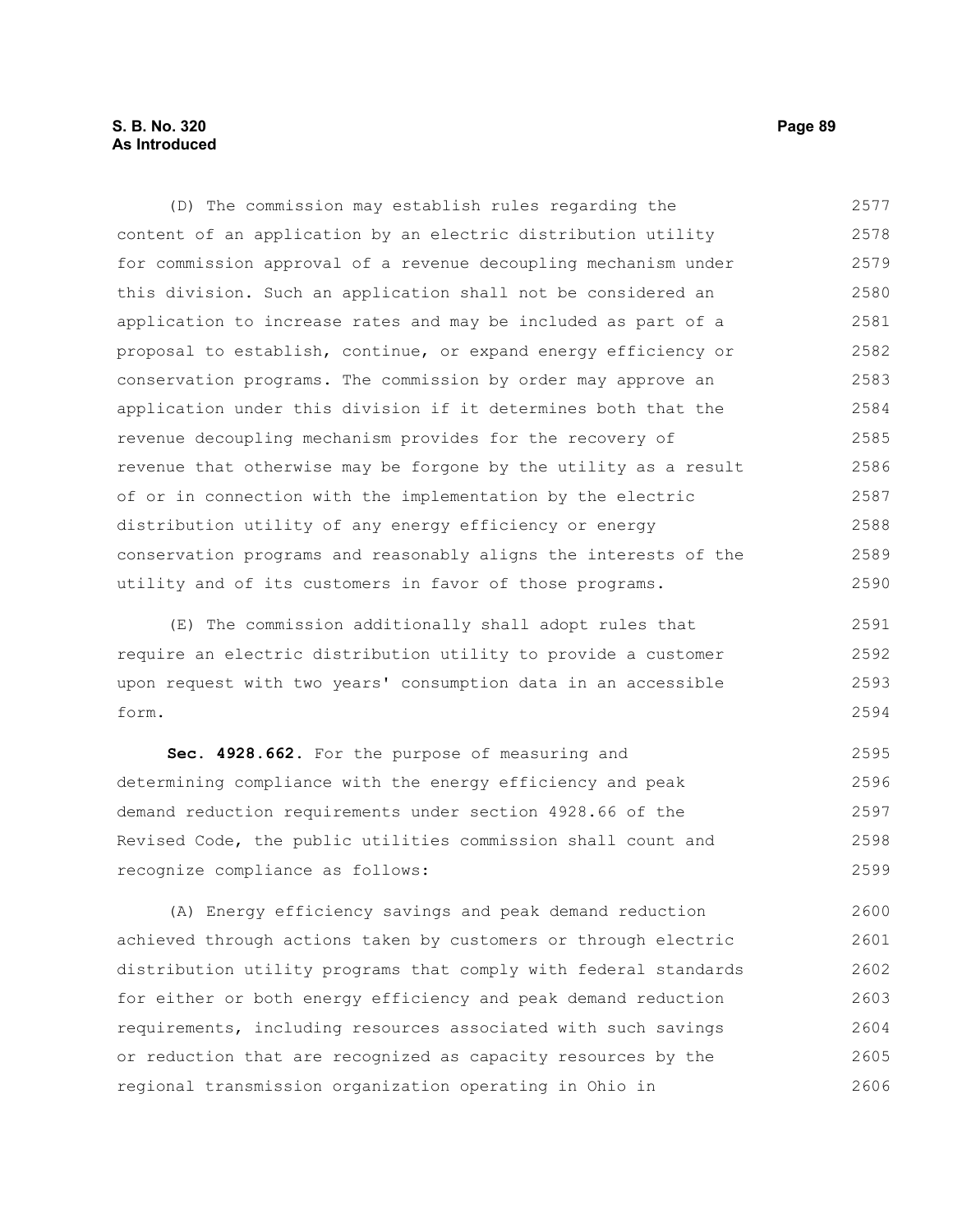(D) The commission may establish rules regarding the content of an application by an electric distribution utility for commission approval of a revenue decoupling mechanism under this division. Such an application shall not be considered an application to increase rates and may be included as part of a proposal to establish, continue, or expand energy efficiency or conservation programs. The commission by order may approve an application under this division if it determines both that the revenue decoupling mechanism provides for the recovery of revenue that otherwise may be forgone by the utility as a result of or in connection with the implementation by the electric distribution utility of any energy efficiency or energy conservation programs and reasonably aligns the interests of the utility and of its customers in favor of those programs.

(E) The commission additionally shall adopt rules that require an electric distribution utility to provide a customer upon request with two years' consumption data in an accessible form.

**Sec. 4928.662.** For the purpose of measuring and determining compliance with the energy efficiency and peak demand reduction requirements under section 4928.66 of the Revised Code, the public utilities commission shall count and recognize compliance as follows:

(A) Energy efficiency savings and peak demand reduction achieved through actions taken by customers or through electric distribution utility programs that comply with federal standards for either or both energy efficiency and peak demand reduction requirements, including resources associated with such savings or reduction that are recognized as capacity resources by the regional transmission organization operating in Ohio in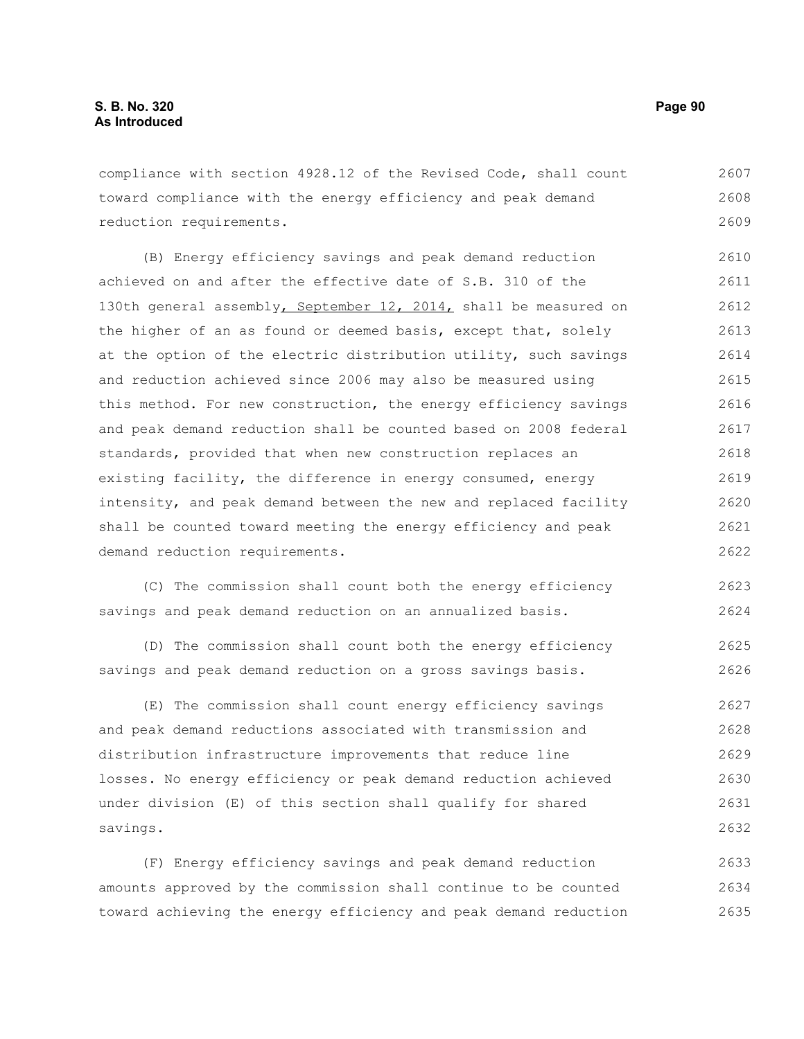compliance with section 4928.12 of the Revised Code, shall count toward compliance with the energy efficiency and peak demand reduction requirements.

(B) Energy efficiency savings and peak demand reduction achieved on and after the effective date of S.B. 310 of the 130th general assembly, September 12, 2014, shall be measured on the higher of an as found or deemed basis, except that, solely at the option of the electric distribution utility, such savings and reduction achieved since 2006 may also be measured using this method. For new construction, the energy efficiency savings and peak demand reduction shall be counted based on 2008 federal standards, provided that when new construction replaces an existing facility, the difference in energy consumed, energy intensity, and peak demand between the new and replaced facility shall be counted toward meeting the energy efficiency and peak demand reduction requirements.

(C) The commission shall count both the energy efficiency savings and peak demand reduction on an annualized basis.

(D) The commission shall count both the energy efficiency savings and peak demand reduction on a gross savings basis.

(E) The commission shall count energy efficiency savings and peak demand reductions associated with transmission and distribution infrastructure improvements that reduce line losses. No energy efficiency or peak demand reduction achieved under division (E) of this section shall qualify for shared savings.

(F) Energy efficiency savings and peak demand reduction amounts approved by the commission shall continue to be counted toward achieving the energy efficiency and peak demand reduction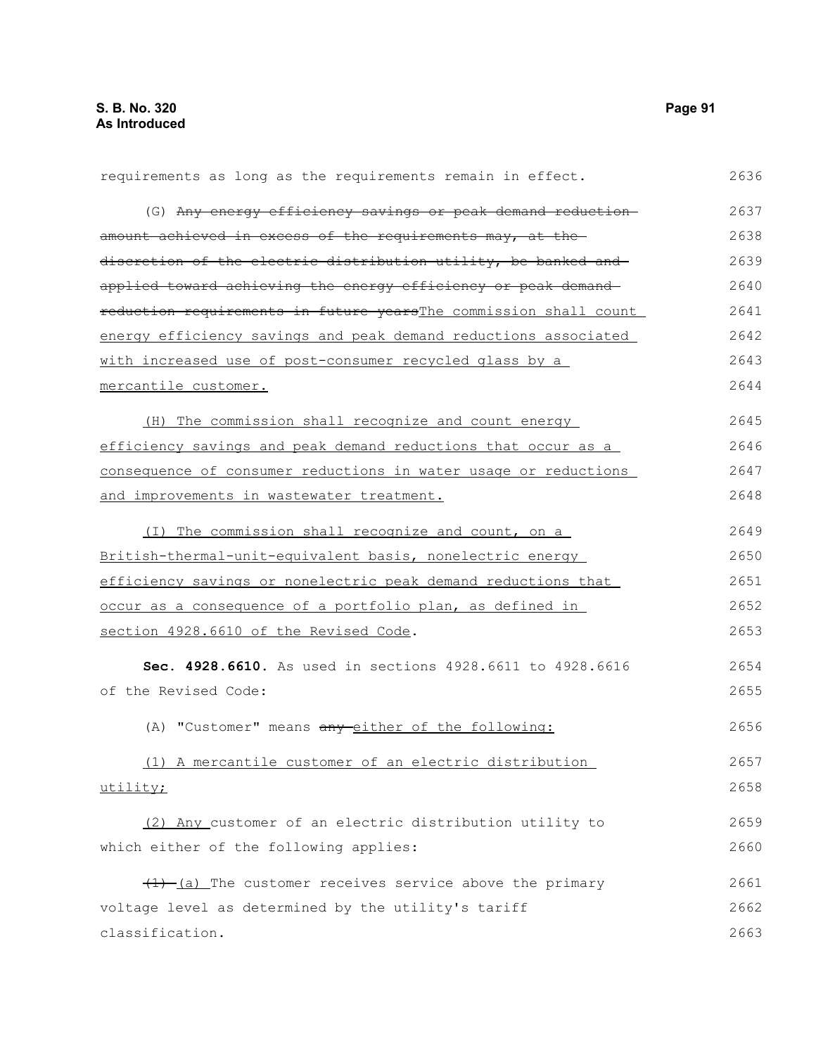requirements as long as the requirements remain in effect.

(G) ~~Any energy efficiency savings or peak demand reduction amount achieved in excess of the requirements may, at the discretion of the electric distribution utility, be banked and applied toward achieving the energy efficiency or peak demand reduction requirements in future years~~The commission shall count energy efficiency savings and peak demand reductions associated with increased use of post-consumer recycled glass by a mercantile customer.

(H) The commission shall recognize and count energy efficiency savings and peak demand reductions that occur as a consequence of consumer reductions in water usage or reductions and improvements in wastewater treatment.

(I) The commission shall recognize and count, on a British-thermal-unit-equivalent basis, nonelectric energy efficiency savings or nonelectric peak demand reductions that occur as a consequence of a portfolio plan, as defined in section 4928.6610 of the Revised Code.

**Sec. 4928.6610.** As used in sections 4928.6611 to 4928.6616 of the Revised Code:

(A) "Customer" means ~~any~~ either of the following:

(1) A mercantile customer of an electric distribution utility;

(2) Any customer of an electric distribution utility to which either of the following applies:

~~(1)~~ (a) The customer receives service above the primary voltage level as determined by the utility's tariff classification.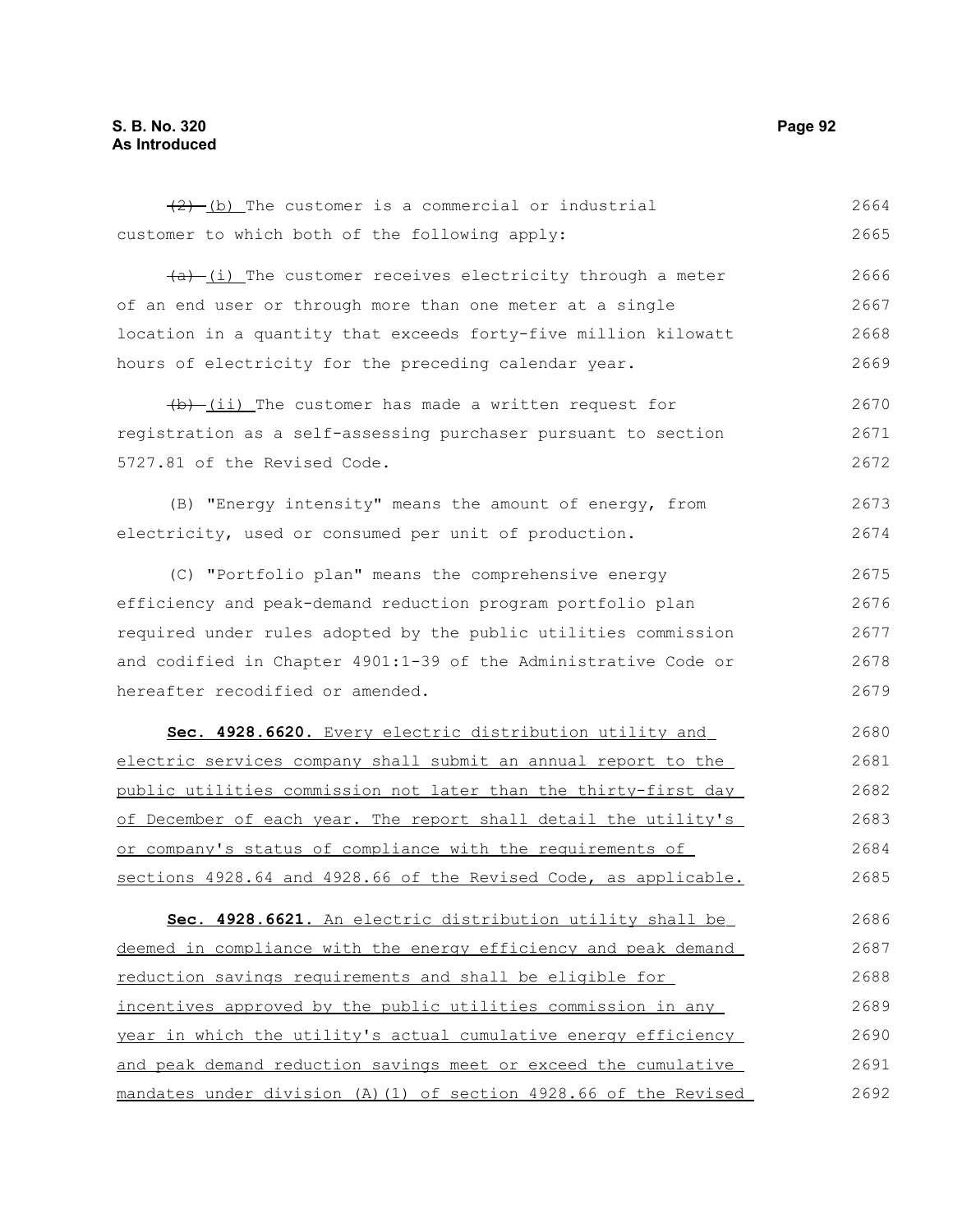~~(2)~~ (b) The customer is a commercial or industrial customer to which both of the following apply:

~~(a)~~ (i) The customer receives electricity through a meter of an end user or through more than one meter at a single location in a quantity that exceeds forty-five million kilowatt hours of electricity for the preceding calendar year.

~~(b)~~ (ii) The customer has made a written request for registration as a self-assessing purchaser pursuant to section 5727.81 of the Revised Code.

(B) "Energy intensity" means the amount of energy, from electricity, used or consumed per unit of production.

(C) "Portfolio plan" means the comprehensive energy efficiency and peak-demand reduction program portfolio plan required under rules adopted by the public utilities commission and codified in Chapter 4901:1-39 of the Administrative Code or hereafter recodified or amended.

**Sec. 4928.6620.** Every electric distribution utility and electric services company shall submit an annual report to the public utilities commission not later than the thirty-first day of December of each year. The report shall detail the utility's or company's status of compliance with the requirements of sections 4928.64 and 4928.66 of the Revised Code, as applicable.

**Sec. 4928.6621.** An electric distribution utility shall be deemed in compliance with the energy efficiency and peak demand reduction savings requirements and shall be eligible for incentives approved by the public utilities commission in any year in which the utility's actual cumulative energy efficiency and peak demand reduction savings meet or exceed the cumulative mandates under division (A)(1) of section 4928.66 of the Revised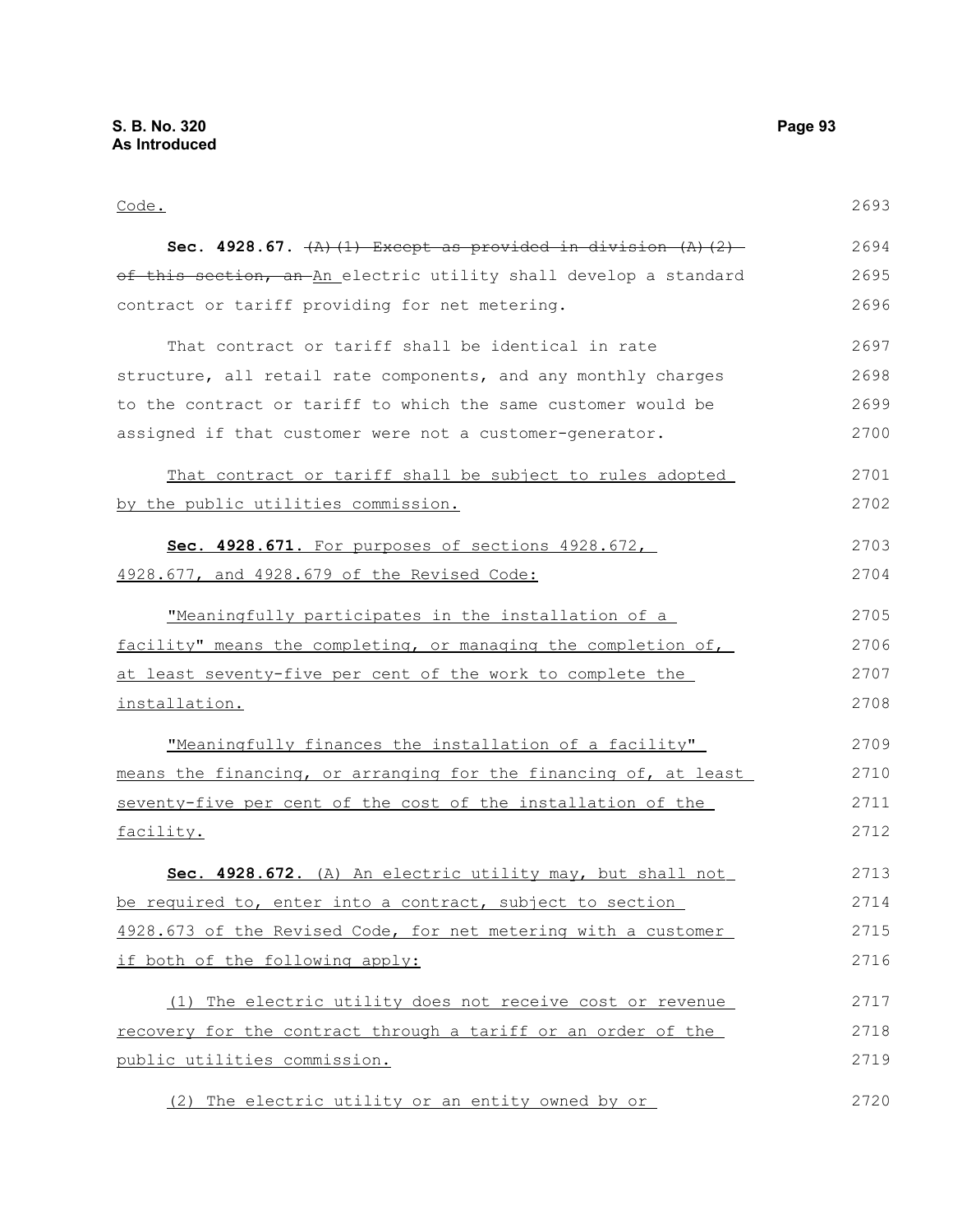Code.

**Sec. 4928.67.** ~~(A)(1) Except as provided in division (A)(2) of this section, an~~ An electric utility shall develop a standard contract or tariff providing for net metering.

That contract or tariff shall be identical in rate structure, all retail rate components, and any monthly charges to the contract or tariff to which the same customer would be assigned if that customer were not a customer-generator.

That contract or tariff shall be subject to rules adopted by the public utilities commission.

**Sec. 4928.671.** For purposes of sections 4928.672, 4928.677, and 4928.679 of the Revised Code:

"Meaningfully participates in the installation of a facility" means the completing, or managing the completion of, at least seventy-five per cent of the work to complete the installation.

"Meaningfully finances the installation of a facility" means the financing, or arranging for the financing of, at least seventy-five per cent of the cost of the installation of the facility.

**Sec. 4928.672.** (A) An electric utility may, but shall not be required to, enter into a contract, subject to section 4928.673 of the Revised Code, for net metering with a customer if both of the following apply:

(1) The electric utility does not receive cost or revenue recovery for the contract through a tariff or an order of the public utilities commission.

(2) The electric utility or an entity owned by or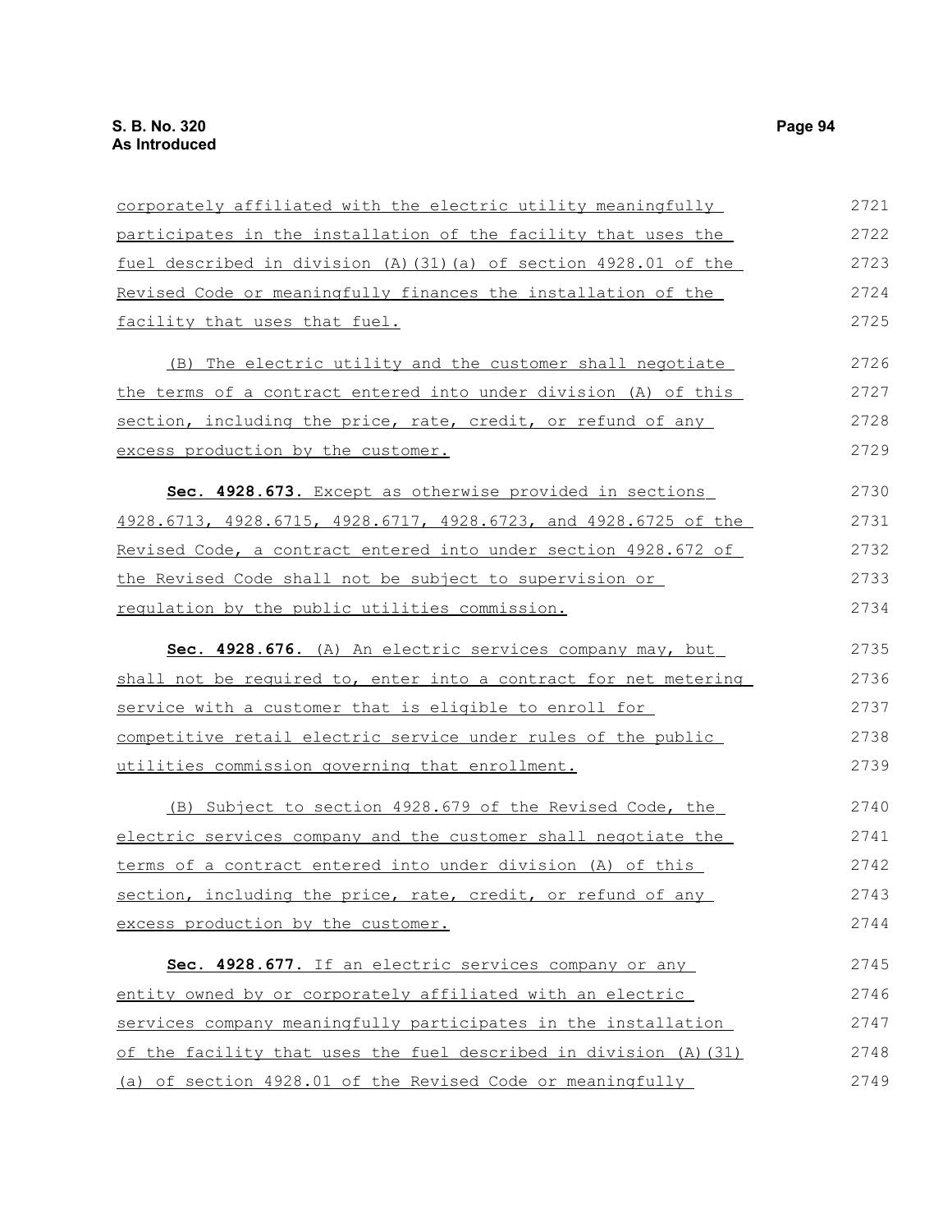corporately affiliated with the electric utility meaningfully participates in the installation of the facility that uses the fuel described in division (A)(31)(a) of section 4928.01 of the Revised Code or meaningfully finances the installation of the facility that uses that fuel.

(B) The electric utility and the customer shall negotiate the terms of a contract entered into under division (A) of this section, including the price, rate, credit, or refund of any excess production by the customer.

**Sec. 4928.673.** Except as otherwise provided in sections 4928.6713, 4928.6715, 4928.6717, 4928.6723, and 4928.6725 of the Revised Code, a contract entered into under section 4928.672 of the Revised Code shall not be subject to supervision or regulation by the public utilities commission.

**Sec. 4928.676.** (A) An electric services company may, but shall not be required to, enter into a contract for net metering service with a customer that is eligible to enroll for competitive retail electric service under rules of the public utilities commission governing that enrollment.

(B) Subject to section 4928.679 of the Revised Code, the electric services company and the customer shall negotiate the terms of a contract entered into under division (A) of this section, including the price, rate, credit, or refund of any excess production by the customer.

**Sec. 4928.677.** If an electric services company or any entity owned by or corporately affiliated with an electric services company meaningfully participates in the installation of the facility that uses the fuel described in division (A)(31)(a) of section 4928.01 of the Revised Code or meaningfully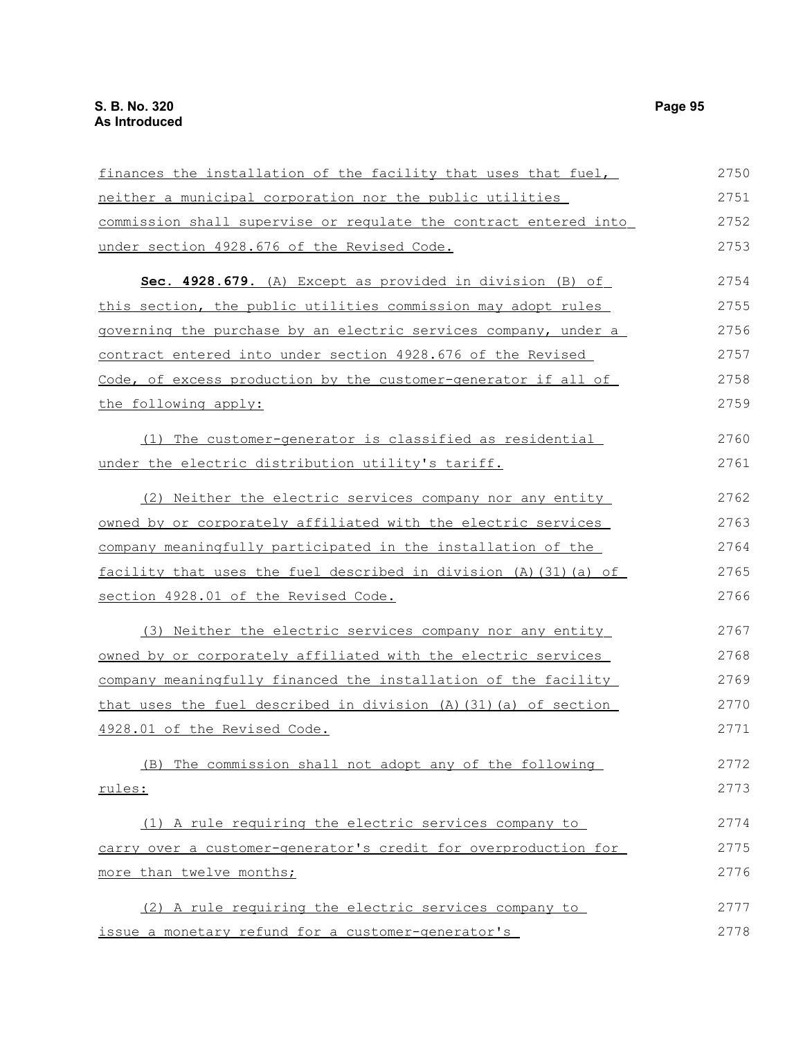finances the installation of the facility that uses that fuel, neither a municipal corporation nor the public utilities commission shall supervise or regulate the contract entered into under section 4928.676 of the Revised Code.

**Sec. 4928.679.** (A) Except as provided in division (B) of this section, the public utilities commission may adopt rules governing the purchase by an electric services company, under a contract entered into under section 4928.676 of the Revised Code, of excess production by the customer-generator if all of the following apply:

(1) The customer-generator is classified as residential under the electric distribution utility's tariff.

(2) Neither the electric services company nor any entity owned by or corporately affiliated with the electric services company meaningfully participated in the installation of the facility that uses the fuel described in division (A)(31)(a) of section 4928.01 of the Revised Code.

(3) Neither the electric services company nor any entity owned by or corporately affiliated with the electric services company meaningfully financed the installation of the facility that uses the fuel described in division (A)(31)(a) of section 4928.01 of the Revised Code.

(B) The commission shall not adopt any of the following rules:

(1) A rule requiring the electric services company to carry over a customer-generator's credit for overproduction for more than twelve months;

(2) A rule requiring the electric services company to issue a monetary refund for a customer-generator's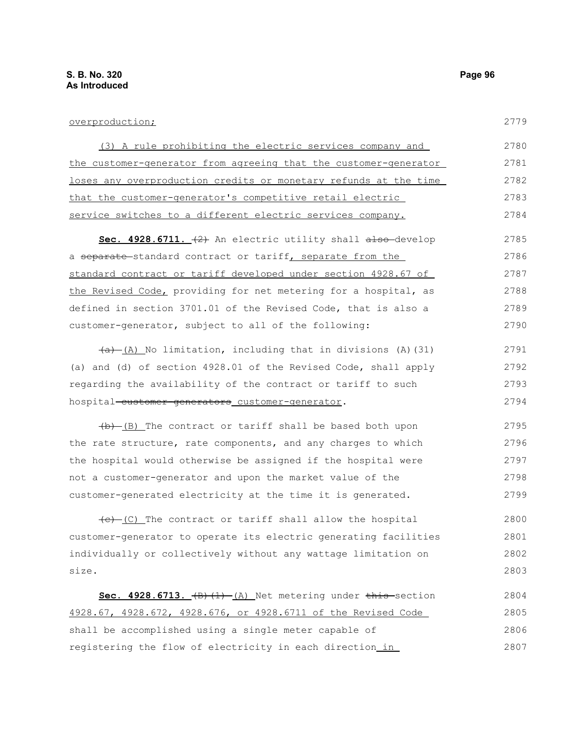overproduction;

(3) A rule prohibiting the electric services company and the customer-generator from agreeing that the customer-generator loses any overproduction credits or monetary refunds at the time that the customer-generator's competitive retail electric service switches to a different electric services company.

**Sec. 4928.6711.** ~~(2)~~ An electric utility shall ~~also~~ develop a ~~separate~~ standard contract or tariff, separate from the standard contract or tariff developed under section 4928.67 of the Revised Code, providing for net metering for a hospital, as defined in section 3701.01 of the Revised Code, that is also a customer-generator, subject to all of the following:

~~(a)~~ (A) No limitation, including that in divisions (A)(31)(a) and (d) of section 4928.01 of the Revised Code, shall apply regarding the availability of the contract or tariff to such hospital ~~customer-generators~~ customer-generator.

~~(b)~~ (B) The contract or tariff shall be based both upon the rate structure, rate components, and any charges to which the hospital would otherwise be assigned if the hospital were not a customer-generator and upon the market value of the customer-generated electricity at the time it is generated.

~~(c)~~ (C) The contract or tariff shall allow the hospital customer-generator to operate its electric generating facilities individually or collectively without any wattage limitation on size.

**Sec. 4928.6713.** ~~(B)(1)~~ (A) Net metering under ~~this~~ section 4928.67, 4928.672, 4928.676, or 4928.6711 of the Revised Code shall be accomplished using a single meter capable of registering the flow of electricity in each direction in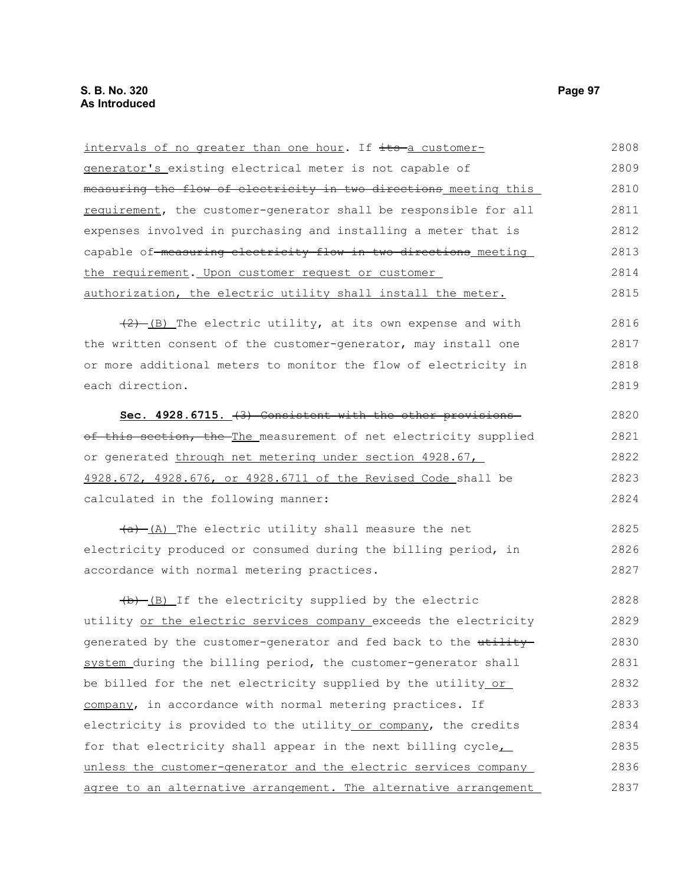intervals of no greater than one hour. If its a customer-generator's existing electrical meter is not capable of measuring the flow of electricity in two directions meeting this requirement, the customer-generator shall be responsible for all expenses involved in purchasing and installing a meter that is capable of measuring electricity flow in two directions meeting the requirement. Upon customer request or customer authorization, the electric utility shall install the meter.

(2) (B) The electric utility, at its own expense and with the written consent of the customer-generator, may install one or more additional meters to monitor the flow of electricity in each direction.

**Sec. 4928.6715.** (3) Consistent with the other provisions of this section, the The measurement of net electricity supplied or generated through net metering under section 4928.67, 4928.672, 4928.676, or 4928.6711 of the Revised Code shall be calculated in the following manner:

(a) (A) The electric utility shall measure the net electricity produced or consumed during the billing period, in accordance with normal metering practices.

(b) (B) If the electricity supplied by the electric utility or the electric services company exceeds the electricity generated by the customer-generator and fed back to the utility system during the billing period, the customer-generator shall be billed for the net electricity supplied by the utility or company, in accordance with normal metering practices. If electricity is provided to the utility or company, the credits for that electricity shall appear in the next billing cycle, unless the customer-generator and the electric services company agree to an alternative arrangement. The alternative arrangement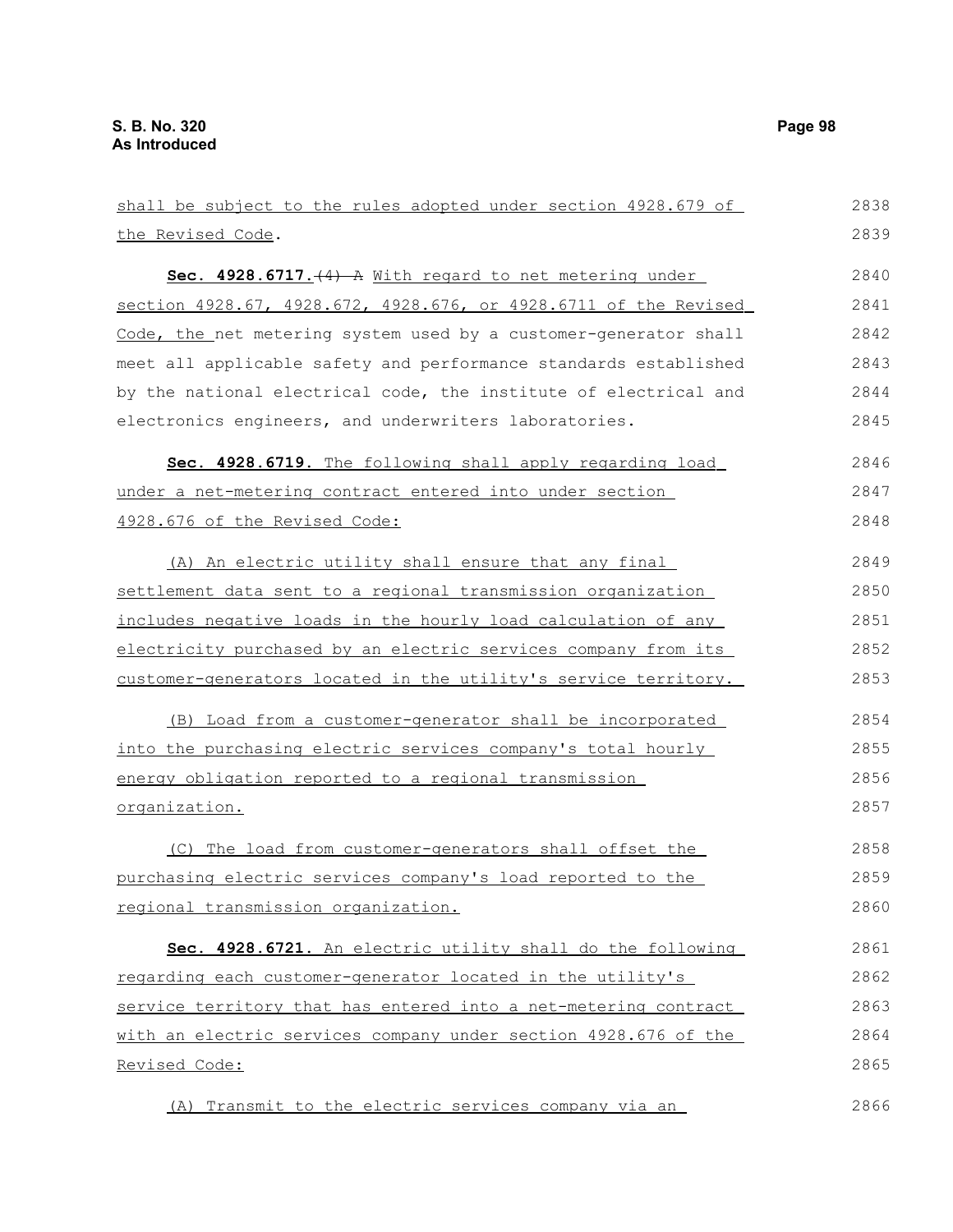shall be subject to the rules adopted under section 4928.679 of the Revised Code.

**Sec. 4928.6717.** ~~(4) A~~ With regard to net metering under section 4928.67, 4928.672, 4928.676, or 4928.6711 of the Revised Code, the net metering system used by a customer-generator shall meet all applicable safety and performance standards established by the national electrical code, the institute of electrical and electronics engineers, and underwriters laboratories.

**Sec. 4928.6719.** The following shall apply regarding load under a net-metering contract entered into under section 4928.676 of the Revised Code:

(A) An electric utility shall ensure that any final settlement data sent to a regional transmission organization includes negative loads in the hourly load calculation of any electricity purchased by an electric services company from its customer-generators located in the utility's service territory.

(B) Load from a customer-generator shall be incorporated into the purchasing electric services company's total hourly energy obligation reported to a regional transmission organization.

(C) The load from customer-generators shall offset the purchasing electric services company's load reported to the regional transmission organization.

**Sec. 4928.6721.** An electric utility shall do the following regarding each customer-generator located in the utility's service territory that has entered into a net-metering contract with an electric services company under section 4928.676 of the Revised Code:

(A) Transmit to the electric services company via an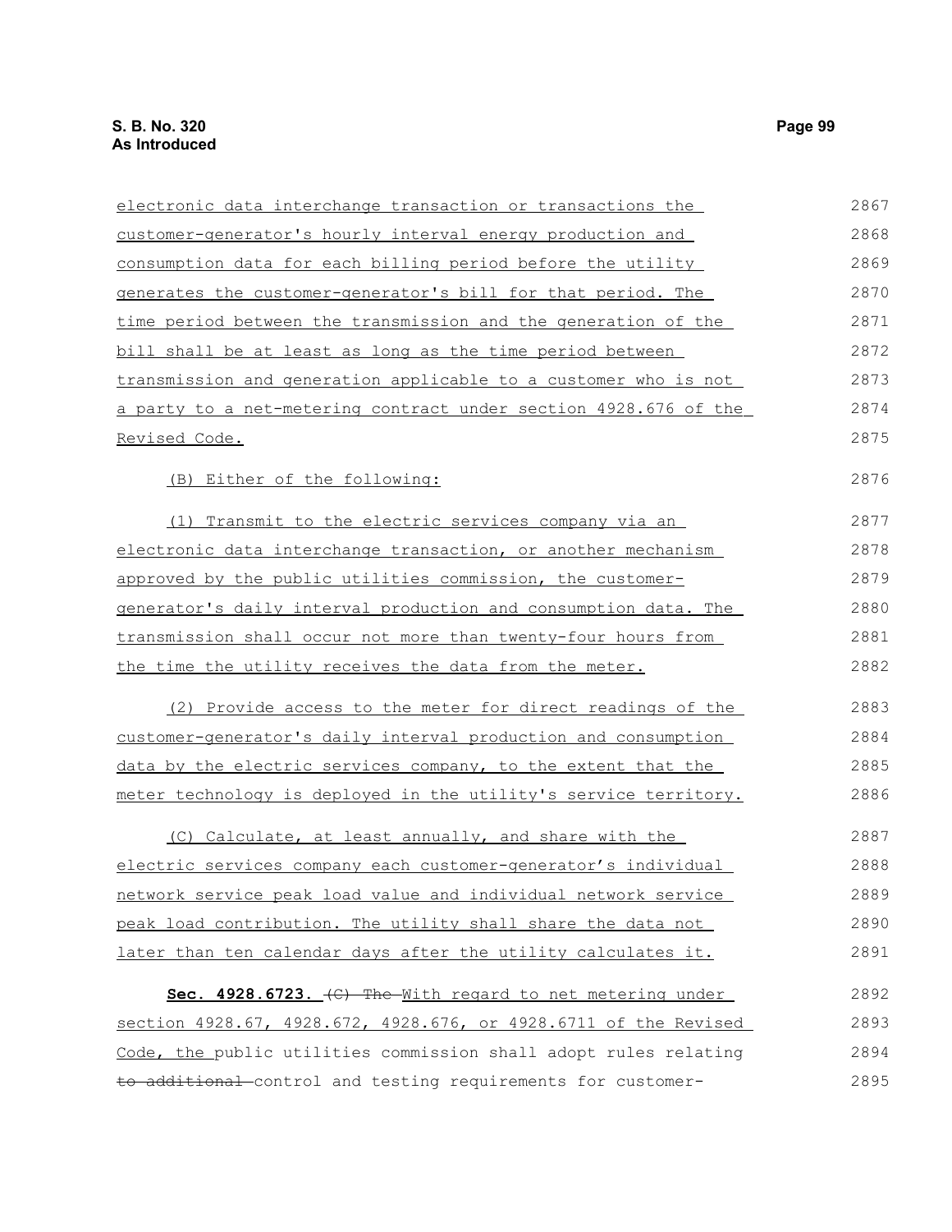electronic data interchange transaction or transactions the customer-generator's hourly interval energy production and consumption data for each billing period before the utility generates the customer-generator's bill for that period. The time period between the transmission and the generation of the bill shall be at least as long as the time period between transmission and generation applicable to a customer who is not a party to a net-metering contract under section 4928.676 of the Revised Code.

(B) Either of the following:

(1) Transmit to the electric services company via an electronic data interchange transaction, or another mechanism approved by the public utilities commission, the customer-generator's daily interval production and consumption data. The transmission shall occur not more than twenty-four hours from the time the utility receives the data from the meter.

(2) Provide access to the meter for direct readings of the customer-generator's daily interval production and consumption data by the electric services company, to the extent that the meter technology is deployed in the utility's service territory.

(C) Calculate, at least annually, and share with the electric services company each customer-generator's individual network service peak load value and individual network service peak load contribution. The utility shall share the data not later than ten calendar days after the utility calculates it.

**Sec. 4928.6723.** ~~(C) The~~ With regard to net metering under section 4928.67, 4928.672, 4928.676, or 4928.6711 of the Revised Code, the public utilities commission shall adopt rules relating ~~to additional~~ control and testing requirements for customer-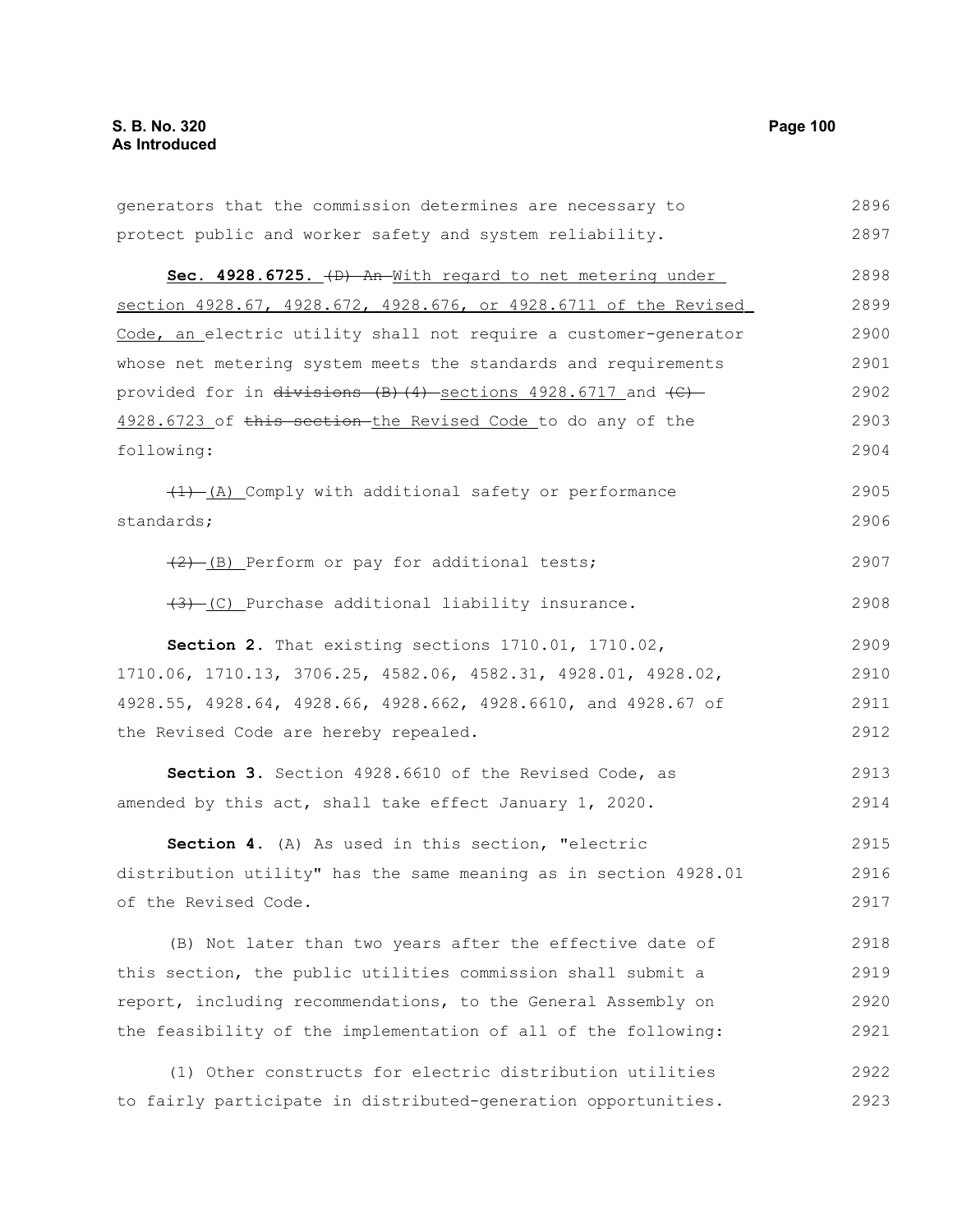generators that the commission determines are necessary to protect public and worker safety and system reliability.

**Sec. 4928.6725.** ~~(D) An~~ With regard to net metering under section 4928.67, 4928.672, 4928.676, or 4928.6711 of the Revised Code, an electric utility shall not require a customer-generator whose net metering system meets the standards and requirements provided for in ~~divisions (B)(4)~~ sections 4928.6717 and ~~(C)~~ 4928.6723 of ~~this section~~ the Revised Code to do any of the following:

~~(1)~~ (A) Comply with additional safety or performance standards;

~~(2)~~ (B) Perform or pay for additional tests;

~~(3)~~ (C) Purchase additional liability insurance.

**Section 2.** That existing sections 1710.01, 1710.02, 1710.06, 1710.13, 3706.25, 4582.06, 4582.31, 4928.01, 4928.02, 4928.55, 4928.64, 4928.66, 4928.662, 4928.6610, and 4928.67 of the Revised Code are hereby repealed.

**Section 3.** Section 4928.6610 of the Revised Code, as amended by this act, shall take effect January 1, 2020.

**Section 4.** (A) As used in this section, "electric distribution utility" has the same meaning as in section 4928.01 of the Revised Code.

(B) Not later than two years after the effective date of this section, the public utilities commission shall submit a report, including recommendations, to the General Assembly on the feasibility of the implementation of all of the following:

(1) Other constructs for electric distribution utilities to fairly participate in distributed-generation opportunities.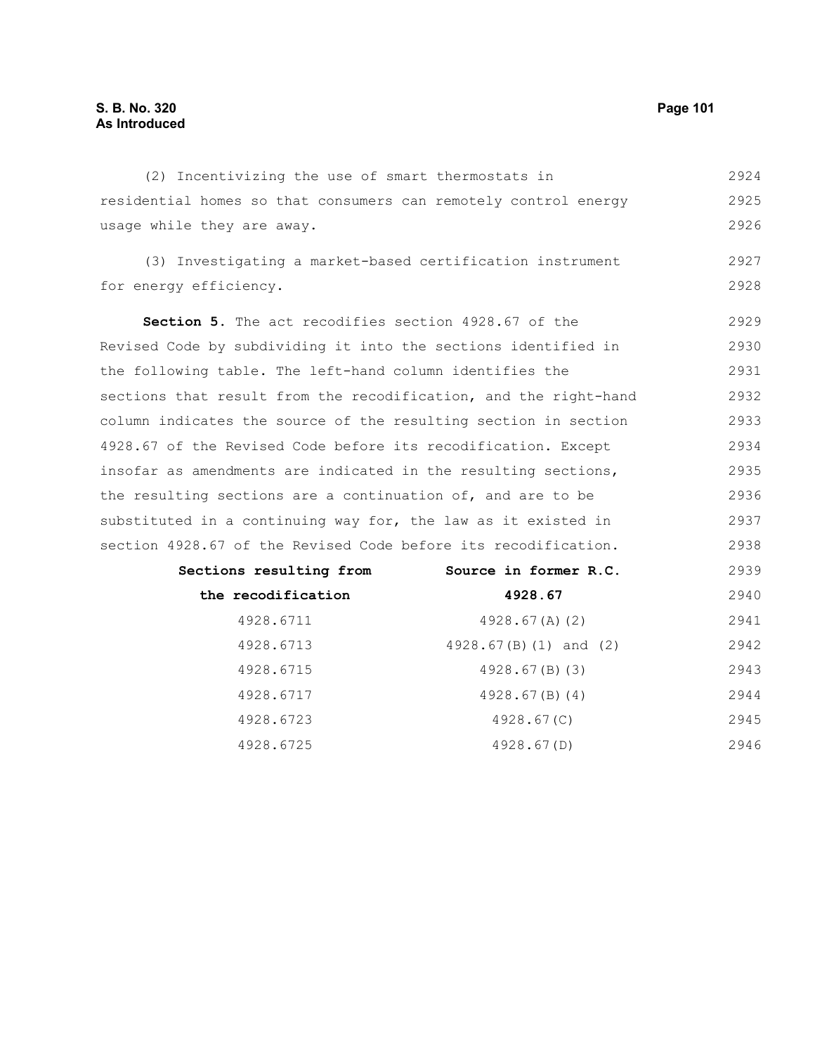(2) Incentivizing the use of smart thermostats in residential homes so that consumers can remotely control energy usage while they are away.

(3) Investigating a market-based certification instrument for energy efficiency.

**Section 5.** The act recodifies section 4928.67 of the Revised Code by subdividing it into the sections identified in the following table. The left-hand column identifies the sections that result from the recodification, and the right-hand column indicates the source of the resulting section in section 4928.67 of the Revised Code before its recodification. Except insofar as amendments are indicated in the resulting sections, the resulting sections are a continuation of, and are to be substituted in a continuing way for, the law as it existed in section 4928.67 of the Revised Code before its recodification.

| Sections resulting from the recodification | Source in former R.C. 4928.67 |
|---|---|
| 4928.6711 | 4928.67(A)(2) |
| 4928.6713 | 4928.67(B)(1) and (2) |
| 4928.6715 | 4928.67(B)(3) |
| 4928.6717 | 4928.67(B)(4) |
| 4928.6723 | 4928.67(C) |
| 4928.6725 | 4928.67(D) |